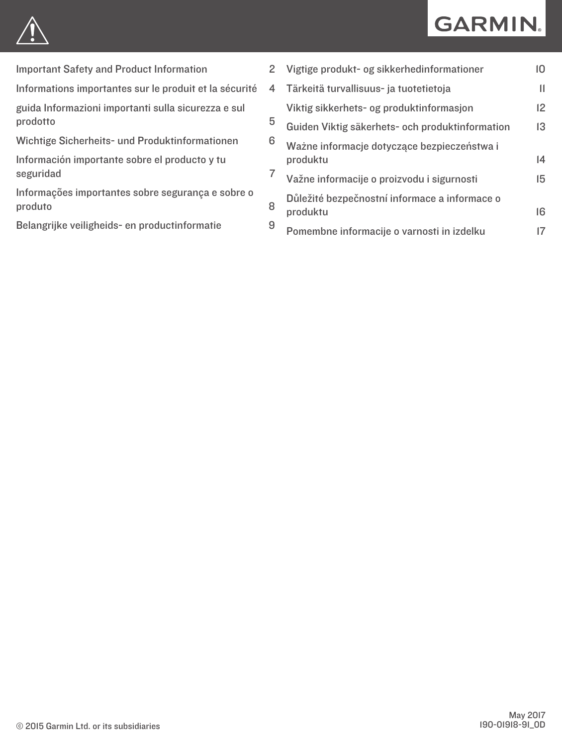GARMIN.

| | |
|---|---|
| Important Safety and Product Information | 2 |
| Informations importantes sur le produit et la sécurité | 4 |
| guida Informazioni importanti sulla sicurezza e sul prodotto | 5 |
| Wichtige Sicherheits- und Produktinformationen | 6 |
| Información importante sobre el producto y tu seguridad | 7 |
| Informações importantes sobre segurança e sobre o produto | 8 |
| Belangrijke veiligheids- en productinformatie | 9 |
| Vigtige produkt- og sikkerhedinformationer | 10 |
| Tärkeitä turvallisuus- ja tuotetietoja | 11 |
| Viktig sikkerhets- og produktinformasjon | 12 |
| Guiden Viktig säkerhets- och produktinformation | 13 |
| Ważne informacje dotyczące bezpieczeństwa i produktu | 14 |
| Važne informacije o proizvodu i sigurnosti | 15 |
| Důležité bezpečnostní informace a informace o produktu | 16 |
| Pomembne informacije o varnosti in izdelku | 17 |

© 2015 Garmin Ltd. or its subsidiaries

May 2017
190-01918-91_0D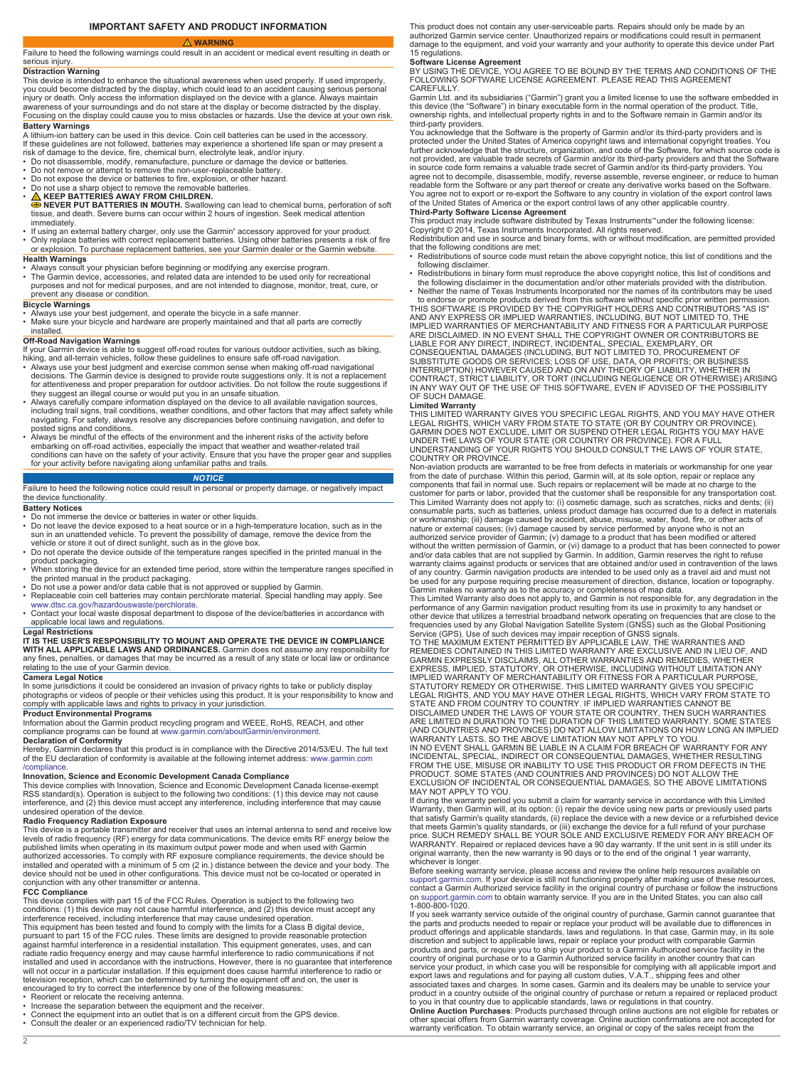## IMPORTANT SAFETY AND PRODUCT INFORMATION

### ⚠ WARNING

Failure to heed the following warnings could result in an accident or medical event resulting in death or serious injury.

**Distraction Warning**

This device is intended to enhance the situational awareness when used properly. If used improperly, you could become distracted by the display, which could lead to an accident causing serious personal injury or death. Only access the information displayed on the device with a glance. Always maintain awareness of your surroundings and do not stare at the display or become distracted by the display. Focusing on the display could cause you to miss obstacles or hazards. Use the device at your own risk.

**Battery Warnings**

A lithium-ion battery can be used in this device. Coin cell batteries can be used in the accessory. If these guidelines are not followed, batteries may experience a shortened life span or may present a risk of damage to the device, fire, chemical burn, electrolyte leak, and/or injury.

- Do not disassemble, modify, remanufacture, puncture or damage the device or batteries.
- Do not remove or attempt to remove the non-user-replaceable battery.
- Do not expose the device or batteries to fire, explosion, or other hazard.
- Do not use a sharp object to remove the removable batteries.
- ⚠ **KEEP BATTERIES AWAY FROM CHILDREN.**
  **NEVER PUT BATTERIES IN MOUTH.** Swallowing can lead to chemical burns, perforation of soft tissue, and death. Severe burns can occur within 2 hours of ingestion. Seek medical attention immediately.
- If using an external battery charger, only use the Garmin® accessory approved for your product.
- Only replace batteries with correct replacement batteries. Using other batteries presents a risk of fire or explosion. To purchase replacement batteries, see your Garmin dealer or the Garmin website.

**Health Warnings**

- Always consult your physician before beginning or modifying any exercise program.
- The Garmin device, accessories, and related data are intended to be used only for recreational purposes and not for medical purposes, and are not intended to diagnose, monitor, treat, cure, or prevent any disease or condition.

**Bicycle Warnings**

- Always use your best judgement, and operate the bicycle in a safe manner.
- Make sure your bicycle and hardware are properly maintained and that all parts are correctly installed.

**Off-Road Navigation Warnings**

If your Garmin device is able to suggest off-road routes for various outdoor activities, such as biking, hiking, and all-terrain vehicles, follow these guidelines to ensure safe off-road navigation.

- Always use your best judgment and exercise common sense when making off-road navigational decisions. The Garmin device is designed to provide route suggestions only. It is not a replacement for attentiveness and proper preparation for outdoor activities. Do not follow the route suggestions if they suggest an illegal course or would put you in an unsafe situation.
- Always carefully compare information displayed on the device to all available navigation sources, including trail signs, trail conditions, weather conditions, and other factors that may affect safety while navigating. For safety, always resolve any discrepancies before continuing navigation, and defer to posted signs and conditions.
- Always be mindful of the effects of the environment and the inherent risks of the activity before embarking on off-road activities, especially the impact that weather and weather-related trail conditions can have on the safety of your activity. Ensure that you have the proper gear and supplies for your activity before navigating along unfamiliar paths and trails.

### *NOTICE*

Failure to heed the following notice could result in personal or property damage, or negatively impact the device functionality.

**Battery Notices**

- Do not immerse the device or batteries in water or other liquids.
- Do not leave the device exposed to a heat source or in a high-temperature location, such as in the sun in an unattended vehicle. To prevent the possibility of damage, remove the device from the vehicle or store it out of direct sunlight, such as in the glove box.
- Do not operate the device outside of the temperature ranges specified in the printed manual in the product packaging.
- When storing the device for an extended time period, store within the temperature ranges specified in the printed manual in the product packaging.
- Do not use a power and/or data cable that is not approved or supplied by Garmin.
- Replaceable coin cell batteries may contain perchlorate material. Special handling may apply. See www.dtsc.ca.gov/hazardouswaste/perchlorate.
- Contact your local waste disposal department to dispose of the device/batteries in accordance with applicable local laws and regulations.

**Legal Restrictions**

**IT IS THE USER'S RESPONSIBILITY TO MOUNT AND OPERATE THE DEVICE IN COMPLIANCE WITH ALL APPLICABLE LAWS AND ORDINANCES.** Garmin does not assume any responsibility for any fines, penalties, or damages that may be incurred as a result of any state or local law or ordinance relating to the use of your Garmin device.

**Camera Legal Notice**

In some jurisdictions it could be considered an invasion of privacy rights to take or publicly display photographs or videos of people or their vehicles using this product. It is your responsibility to know and comply with applicable laws and rights to privacy in your jurisdiction.

**Product Environmental Programs**

Information about the Garmin product recycling program and WEEE, RoHS, REACH, and other compliance programs can be found at www.garmin.com/aboutGarmin/environment.

**Declaration of Conformity**

Hereby, Garmin declares that this product is in compliance with the Directive 2014/53/EU. The full text of the EU declaration of conformity is available at the following internet address: www.garmin.com/compliance.

**Innovation, Science and Economic Development Canada Compliance**

This device complies with Innovation, Science and Economic Development Canada license-exempt RSS standard(s). Operation is subject to the following two conditions: (1) this device may not cause interference, and (2) this device must accept any interference, including interference that may cause undesired operation of the device.

**Radio Frequency Radiation Exposure**

This device is a portable transmitter and receiver that uses an internal antenna to send and receive low levels of radio frequency (RF) energy for data communications. The device emits RF energy below the published limits when operating in its maximum output power mode and when used with Garmin authorized accessories. To comply with RF exposure compliance requirements, the device should be installed and operated with a minimum of 5 cm (2 in.) distance between the device and your body. The device should not be used in other configurations. This device must not be co-located or operated in conjunction with any other transmitter or antenna.

**FCC Compliance**

This device complies with part 15 of the FCC Rules. Operation is subject to the following two conditions: (1) this device may not cause harmful interference, and (2) this device must accept any interference received, including interference that may cause undesired operation.

This equipment has been tested and found to comply with the limits for a Class B digital device, pursuant to part 15 of the FCC rules. These limits are designed to provide reasonable protection against harmful interference in a residential installation. This equipment generates, uses, and can radiate radio frequency energy and may cause harmful interference to radio communications if not installed and used in accordance with the instructions. However, there is no guarantee that interference will not occur in a particular installation. If this equipment does cause harmful interference to radio or television reception, which can be determined by turning the equipment off and on, the user is encouraged to try to correct the interference by one of the following measures:

- Reorient or relocate the receiving antenna.
- Increase the separation between the equipment and the receiver.
- Connect the equipment into an outlet that is on a different circuit from the GPS device.
- Consult the dealer or an experienced radio/TV technician for help.

This product does not contain any user-serviceable parts. Repairs should only be made by an authorized Garmin service center. Unauthorized repairs or modifications could result in permanent damage to the equipment, and void your warranty and your authority to operate this device under Part 15 regulations.

**Software License Agreement**

BY USING THE DEVICE, YOU AGREE TO BE BOUND BY THE TERMS AND CONDITIONS OF THE FOLLOWING SOFTWARE LICENSE AGREEMENT. PLEASE READ THIS AGREEMENT CAREFULLY.

Garmin Ltd. and its subsidiaries ("Garmin") grant you a limited license to use the software embedded in this device (the "Software") in binary executable form in the normal operation of the product. Title, ownership rights, and intellectual property rights in and to the Software remain in Garmin and/or its third-party providers.

You acknowledge that the Software is the property of Garmin and/or its third-party providers and is protected under the United States of America copyright laws and international copyright treaties. You further acknowledge that the structure, organization, and code of the Software, for which source code is not provided, are valuable trade secrets of Garmin and/or its third-party providers and that the Software in source code form remains a valuable trade secret of Garmin and/or its third-party providers. You agree not to decompile, disassemble, modify, reverse assemble, reverse engineer, or reduce to human readable form the Software or any part thereof or create any derivative works based on the Software. You agree not to export or re-export the Software to any country in violation of the export control laws of the United States of America or the export control laws of any other applicable country.

**Third-Party Software License Agreement**

This product may include software distributed by Texas Instruments™ under the following license:

Copyright © 2014, Texas Instruments Incorporated. All rights reserved.

Redistribution and use in source and binary forms, with or without modification, are permitted provided that the following conditions are met:

- Redistributions of source code must retain the above copyright notice, this list of conditions and the following disclaimer.
- Redistributions in binary form must reproduce the above copyright notice, this list of conditions and the following disclaimer in the documentation and/or other materials provided with the distribution.
- Neither the name of Texas Instruments Incorporated nor the names of its contributors may be used to endorse or promote products derived from this software without specific prior written permission.

THIS SOFTWARE IS PROVIDED BY THE COPYRIGHT HOLDERS AND CONTRIBUTORS "AS IS" AND ANY EXPRESS OR IMPLIED WARRANTIES, INCLUDING, BUT NOT LIMITED TO, THE IMPLIED WARRANTIES OF MERCHANTABILITY AND FITNESS FOR A PARTICULAR PURPOSE ARE DISCLAIMED. IN NO EVENT SHALL THE COPYRIGHT OWNER OR CONTRIBUTORS BE LIABLE FOR ANY DIRECT, INDIRECT, INCIDENTAL, SPECIAL, EXEMPLARY, OR CONSEQUENTIAL DAMAGES (INCLUDING, BUT NOT LIMITED TO, PROCUREMENT OF SUBSTITUTE GOODS OR SERVICES; LOSS OF USE, DATA, OR PROFITS; OR BUSINESS INTERRUPTION) HOWEVER CAUSED AND ON ANY THEORY OF LIABILITY, WHETHER IN CONTRACT, STRICT LIABILITY, OR TORT (INCLUDING NEGLIGENCE OR OTHERWISE) ARISING IN ANY WAY OUT OF THE USE OF THIS SOFTWARE, EVEN IF ADVISED OF THE POSSIBILITY OF SUCH DAMAGE.

**Limited Warranty**

THIS LIMITED WARRANTY GIVES YOU SPECIFIC LEGAL RIGHTS, AND YOU MAY HAVE OTHER LEGAL RIGHTS, WHICH VARY FROM STATE TO STATE (OR BY COUNTRY OR PROVINCE). GARMIN DOES NOT EXCLUDE, LIMIT OR SUSPEND OTHER LEGAL RIGHTS YOU MAY HAVE UNDER THE LAWS OF YOUR STATE (OR COUNTRY OR PROVINCE). FOR A FULL UNDERSTANDING OF YOUR RIGHTS YOU SHOULD CONSULT THE LAWS OF YOUR STATE, COUNTRY OR PROVINCE.

Non-aviation products are warranted to be free from defects in materials or workmanship for one year from the date of purchase. Within this period, Garmin will, at its sole option, repair or replace any components that fail in normal use. Such repairs or replacement will be made at no charge to the customer for parts or labor, provided that the customer shall be responsible for any transportation cost. This Limited Warranty does not apply to: (i) cosmetic damage, such as scratches, nicks and dents; (ii) consumable parts, such as batteries, unless product damage has occurred due to a defect in materials or workmanship; (iii) damage caused by accident, abuse, misuse, water, flood, fire, or other acts of nature or external causes; (iv) damage caused by service performed by anyone who is not an authorized service provider of Garmin; (v) damage to a product that has been modified or altered without the written permission of Garmin, or (vi) damage to a product that has been connected to power and/or data cables that are not supplied by Garmin. In addition, Garmin reserves the right to refuse warranty claims against products or services that are obtained and/or used in contravention of the laws of any country. Garmin navigation products are intended to be used only as a travel aid and must not be used for any purpose requiring precise measurement of direction, distance, location or topography. Garmin makes no warranty as to the accuracy or completeness of map data.

This Limited Warranty also does not apply to, and Garmin is not responsible for, any degradation in the performance of any Garmin navigation product resulting from its use in proximity to any handset or other device that utilizes a terrestrial broadband network operating on frequencies that are close to the frequencies used by any Global Navigation Satellite System (GNSS) such as the Global Positioning Service (GPS). Use of such devices may impair reception of GNSS signals.

TO THE MAXIMUM EXTENT PERMITTED BY APPLICABLE LAW, THE WARRANTIES AND REMEDIES CONTAINED IN THIS LIMITED WARRANTY ARE EXCLUSIVE AND IN LIEU OF, AND GARMIN EXPRESSLY DISCLAIMS, ALL OTHER WARRANTIES AND REMEDIES, WHETHER EXPRESS, IMPLIED, STATUTORY, OR OTHERWISE, INCLUDING WITHOUT LIMITATION ANY IMPLIED WARRANTY OF MERCHANTABILITY OR FITNESS FOR A PARTICULAR PURPOSE, STATUTORY REMEDY OR OTHERWISE. THIS LIMITED WARRANTY GIVES YOU SPECIFIC LEGAL RIGHTS, AND YOU MAY HAVE OTHER LEGAL RIGHTS, WHICH VARY FROM STATE TO STATE AND FROM COUNTRY TO COUNTRY. IF IMPLIED WARRANTIES CANNOT BE DISCLAIMED UNDER THE LAWS OF YOUR STATE OR COUNTRY, THEN SUCH WARRANTIES ARE LIMITED IN DURATION TO THE DURATION OF THIS LIMITED WARRANTY. SOME STATES (AND COUNTRIES AND PROVINCES) DO NOT ALLOW LIMITATIONS ON HOW LONG AN IMPLIED WARRANTY LASTS, SO THE ABOVE LIMITATION MAY NOT APPLY TO YOU.

IN NO EVENT SHALL GARMIN BE LIABLE IN A CLAIM FOR BREACH OF WARRANTY FOR ANY INCIDENTAL, SPECIAL, INDIRECT OR CONSEQUENTIAL DAMAGES, WHETHER RESULTING FROM THE USE, MISUSE OR INABILITY TO USE THIS PRODUCT OR FROM DEFECTS IN THE PRODUCT. SOME STATES (AND COUNTRIES AND PROVINCES) DO NOT ALLOW THE EXCLUSION OF INCIDENTAL OR CONSEQUENTIAL DAMAGES, SO THE ABOVE LIMITATIONS MAY NOT APPLY TO YOU.

If during the warranty period you submit a claim for warranty service in accordance with this Limited Warranty, then Garmin will, at its option: (i) repair the device using new parts or previously used parts that satisfy Garmin's quality standards, (ii) replace the device with a new device or a refurbished device that meets Garmin's quality standards, or (iii) exchange the device for a full refund of your purchase price. SUCH REMEDY SHALL BE YOUR SOLE AND EXCLUSIVE REMEDY FOR ANY BREACH OF WARRANTY. Repaired or replaced devices have a 90 day warranty. If the unit sent in is still under its original warranty, then the new warranty is 90 days or to the end of the original 1 year warranty, whichever is longer.

Before seeking warranty service, please access and review the online help resources available on support.garmin.com. If your device is still not functioning properly after making use of these resources, contact a Garmin Authorized service facility in the original country of purchase or follow the instructions on support.garmin.com to obtain warranty service. If you are in the United States, you can also call 1-800-800-1020.

If you seek warranty service outside of the original country of purchase, Garmin cannot guarantee that the parts and products needed to repair or replace your product will be available due to differences in product offerings and applicable standards, laws and regulations. In that case, Garmin may, in its sole discretion and subject to applicable laws, repair or replace your product with comparable Garmin products and parts, or require you to ship your product to a Garmin Authorized service facility in the country of original purchase or to a Garmin Authorized service facility in another country that can service your product, in which case you will be responsible for complying with all applicable import and export laws and regulations and for paying all custom duties, V.A.T., shipping fees and other associated taxes and charges. In some cases, Garmin and its dealers may be unable to service your product in a country outside of the original country of purchase or return a repaired or replaced product to you in that country due to applicable standards, laws or regulations in that country.

**Online Auction Purchases**: Products purchased through online auctions are not eligible for rebates or other special offers from Garmin warranty coverage. Online auction confirmations are not accepted for warranty verification. To obtain warranty service, an original or copy of the sales receipt from the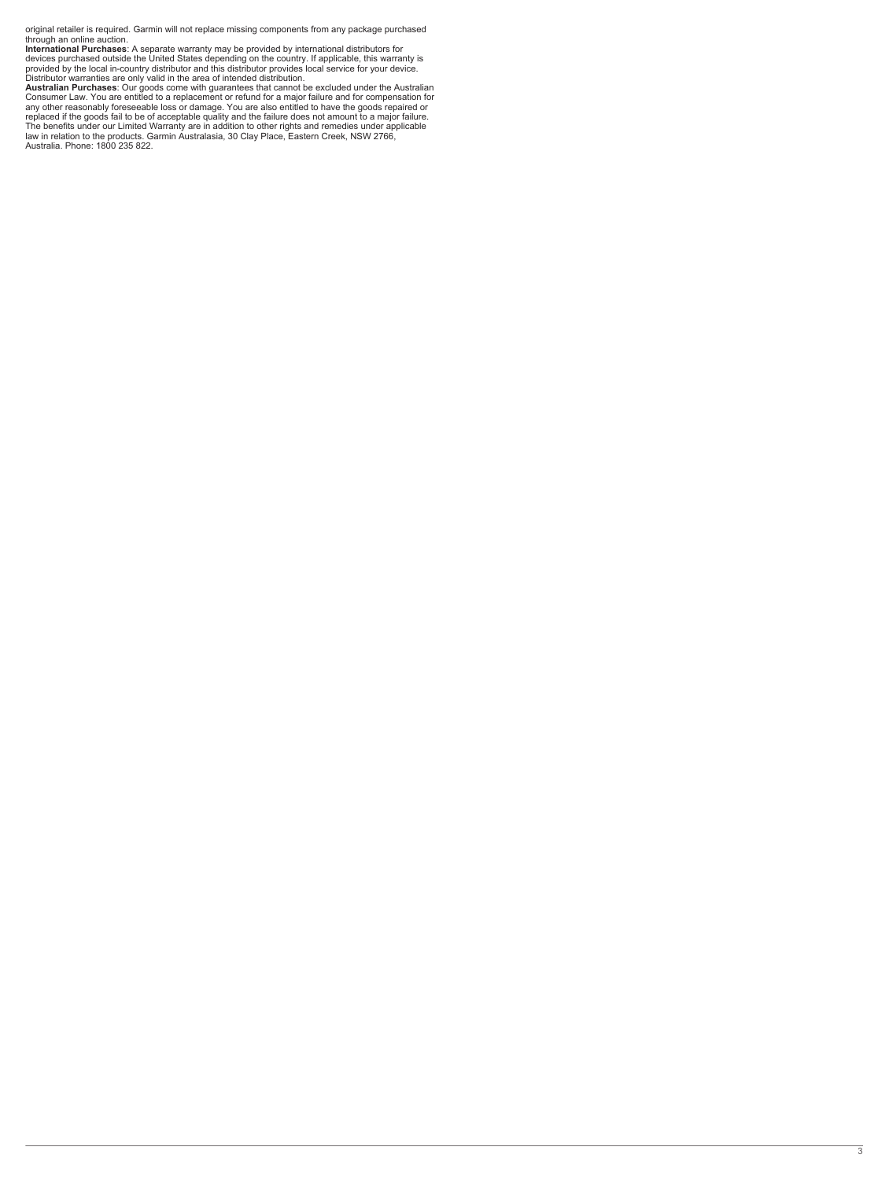original retailer is required. Garmin will not replace missing components from any package purchased through an online auction.

**International Purchases**: A separate warranty may be provided by international distributors for devices purchased outside the United States depending on the country. If applicable, this warranty is provided by the local in-country distributor and this distributor provides local service for your device. Distributor warranties are only valid in the area of intended distribution.

**Australian Purchases**: Our goods come with guarantees that cannot be excluded under the Australian Consumer Law. You are entitled to a replacement or refund for a major failure and for compensation for any other reasonably foreseeable loss or damage. You are also entitled to have the goods repaired or replaced if the goods fail to be of acceptable quality and the failure does not amount to a major failure. The benefits under our Limited Warranty are in addition to other rights and remedies under applicable law in relation to the products. Garmin Australasia, 30 Clay Place, Eastern Creek, NSW 2766, Australia. Phone: 1800 235 822.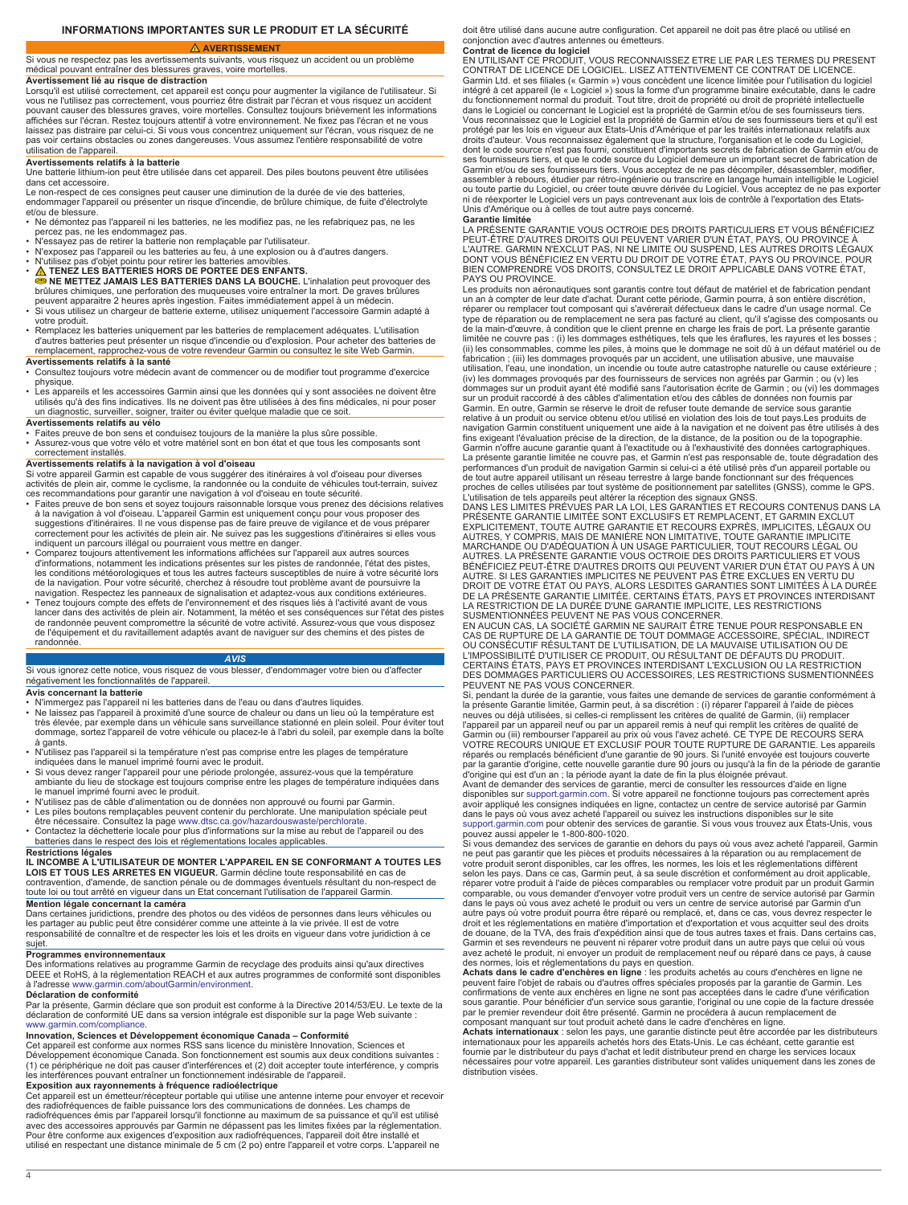# INFORMATIONS IMPORTANTES SUR LE PRODUIT ET LA SÉCURITÉ

## ⚠ AVERTISSEMENT

Si vous ne respectez pas les avertissements suivants, vous risquez un accident ou un problème médical pouvant entraîner des blessures graves, voire mortelles.

### Avertissement lié au risque de distraction

Lorsqu'il est utilisé correctement, cet appareil est conçu pour augmenter la vigilance de l'utilisateur. Si vous ne l'utilisez pas correctement, vous pourriez être distrait par l'écran et vous risquez un accident pouvant causer des blessures graves, voire mortelles. Consultez toujours brièvement les informations affichées sur l'écran. Restez toujours attentif à votre environnement. Ne fixez pas l'écran et ne vous laissez pas distraire par celui-ci. Si vous vous concentrez uniquement sur l'écran, vous risquez de ne pas voir certains obstacles ou zones dangereuses. Vous assumez l'entière responsabilité de votre utilisation de l'appareil.

### Avertissements relatifs à la batterie

Une batterie lithium-ion peut être utilisée dans cet appareil. Des piles boutons peuvent être utilisées dans cet accessoire.

Le non-respect de ces consignes peut causer une diminution de la durée de vie des batteries, endommager l'appareil ou présenter un risque d'incendie, de brûlure chimique, de fuite d'électrolyte et/ou de blessure.

- Ne démontez pas l'appareil ni les batteries, ne les modifiez pas, ne les refabriquez pas, ne les percez pas, ne les endommagez pas.
- N'essayez pas de retirer la batterie non remplaçable par l'utilisateur.
- N'exposez pas l'appareil ou les batteries au feu, à une explosion ou à d'autres dangers.
- N'utilisez pas d'objet pointu pour retirer les batteries amovibles.
- ⚠ **TENEZ LES BATTERIES HORS DE PORTÉE DES ENFANTS.**
  **NE METTEZ JAMAIS LES BATTERIES DANS LA BOUCHE.** L'inhalation peut provoquer des brûlures chimiques, une perforation des muqueuses voire entraîner la mort. De graves brûlures peuvent apparaître 2 heures après ingestion. Faites immédiatement appel à un médecin.
- Si vous utilisez un chargeur de batterie externe, utilisez uniquement l'accessoire Garmin adapté à votre produit.
- Remplacez les batteries uniquement par les batteries de remplacement adéquates. L'utilisation d'autres batteries peut présenter un risque d'incendie ou d'explosion. Pour acheter des batteries de remplacement, rapprochez-vous de votre revendeur Garmin ou consultez le site Web Garmin.

### Avertissements relatifs à la santé

- Consultez toujours votre médecin avant de commencer ou de modifier tout programme d'exercice physique.
- Les appareils et les accessoires Garmin ainsi que les données qui y sont associées ne doivent être utilisés qu'à des fins indicatives. Ils ne doivent pas être utilisés à des fins médicales, ni pour poser un diagnostic, surveiller, soigner, traiter ou éviter quelque maladie que ce soit.

### Avertissements relatifs au vélo

- Faites preuve de bon sens et conduisez toujours de la manière la plus sûre possible.
- Assurez-vous que votre vélo et votre matériel sont en bon état et que tous les composants sont correctement installés.

### Avertissements relatifs à la navigation à vol d'oiseau

Si votre appareil Garmin est capable de vous suggérer des itinéraires à vol d'oiseau pour diverses activités de plein air, comme le cyclisme, la randonnée ou la conduite de véhicules tout-terrain, suivez ces recommandations pour garantir une navigation à vol d'oiseau en toute sécurité.

- Faites preuve de bon sens et soyez toujours raisonnable lorsque vous prenez des décisions relatives à la navigation à vol d'oiseau. L'appareil Garmin est uniquement conçu pour vous proposer des suggestions d'itinéraires. Il ne vous dispense pas de faire preuve de vigilance et de vous préparer correctement pour les activités de plein air. Ne suivez pas les suggestions d'itinéraires si elles vous indiquent un parcours illégal ou pourraient vous mettre en danger.
- Comparez toujours attentivement les informations affichées sur l'appareil aux autres sources d'informations, notamment les indications présentes sur les pistes de randonnée, l'état des pistes, les conditions météorologiques et tous les autres facteurs susceptibles de nuire à votre sécurité lors de la navigation. Pour votre sécurité, cherchez à résoudre tout problème avant de poursuivre la navigation. Respectez les panneaux de signalisation et adaptez-vous aux conditions extérieures.
- Tenez toujours compte des effets de l'environnement et des risques liés à l'activité avant de vous lancer dans des activités de plein air. Notamment, la météo et ses conséquences sur l'état des pistes de randonnée peuvent compromettre la sécurité de votre activité. Assurez-vous que vous disposez de l'équipement et du ravitaillement adaptés avant de naviguer sur des chemins et des pistes de randonnée.

## *AVIS*

Si vous ignorez cette notice, vous risquez de vous blesser, d'endommager votre bien ou d'affecter négativement les fonctionnalités de l'appareil.

### Avis concernant la batterie

- N'immergez pas l'appareil ni les batteries dans de l'eau ou dans d'autres liquides.
- Ne laissez pas l'appareil à proximité d'une source de chaleur ou dans un lieu où la température est très élevée, par exemple dans un véhicule sans surveillance stationné en plein soleil. Pour éviter tout dommage, sortez l'appareil de votre véhicule ou placez-le à l'abri du soleil, par exemple dans la boîte à gants.
- N'utilisez pas l'appareil si la température n'est pas comprise entre les plages de température indiquées dans le manuel imprimé fourni avec le produit.
- Si vous devez ranger l'appareil pour une période prolongée, assurez-vous que la température ambiante du lieu de stockage est toujours comprise entre les plages de température indiquées dans le manuel imprimé fourni avec le produit.
- N'utilisez pas de câble d'alimentation ou de données non approuvé ou fourni par Garmin.
- Les piles boutons remplaçables peuvent contenir du perchlorate. Une manipulation spéciale peut être nécessaire. Consultez la page www.dtsc.ca.gov/hazardouswaste/perchlorate.
- Contactez la déchetterie locale pour plus d'informations sur la mise au rebut de l'appareil ou des batteries dans le respect des lois et réglementations locales applicables.

### Restrictions légales

**IL INCOMBE A L'UTILISATEUR DE MONTER L'APPAREIL EN SE CONFORMANT A TOUTES LES LOIS ET TOUS LES ARRETES EN VIGUEUR.** Garmin décline toute responsabilité en cas de contravention, d'amende, de sanction pénale ou de dommages éventuels résultant du non-respect de toute loi ou tout arrêté en vigueur dans un Etat concernant l'utilisation de l'appareil Garmin.

### Mention légale concernant la caméra

Dans certaines juridictions, prendre des photos ou des vidéos de personnes dans leurs véhicules ou les partager au public peut être considérer comme une atteinte à la vie privée. Il est de votre responsabilité de connaître et de respecter les lois et les droits en vigueur dans votre juridiction à ce sujet.

### Programmes environnementaux

Des informations relatives au programme Garmin de recyclage des produits ainsi qu'aux directives DEEE et RoHS, à la réglementation REACH et aux autres programmes de conformité sont disponibles à l'adresse www.garmin.com/aboutGarmin/environment.

### Déclaration de conformité

Par la présente, Garmin déclare que son produit est conforme à la Directive 2014/53/EU. Le texte de la déclaration de conformité UE dans sa version intégrale est disponible sur la page Web suivante : www.garmin.com/compliance.

### Innovation, Sciences et Développement économique Canada – Conformité

Cet appareil est conforme aux normes RSS sans licence du ministère Innovation, Sciences et Développement économique Canada. Son fonctionnement est soumis aux deux conditions suivantes : (1) ce périphérique ne doit pas causer d'interférences et (2) doit accepter toute interférence, y compris les interférences pouvant entraîner un fonctionnement indésirable de l'appareil.

### Exposition aux rayonnements à fréquence radioélectrique

Cet appareil est un émetteur/récepteur portable qui utilise une antenne interne pour envoyer et recevoir des radiofréquences de faible puissance lors des communications de données. Les champs de radiofréquences émis par l'appareil lorsqu'il fonctionne au maximum de sa puissance et qu'il est utilisé avec des accessoires approuvés par Garmin ne dépassent pas les limites fixées par la réglementation. Pour être conforme aux exigences d'exposition aux radiofréquences, l'appareil doit être installé et utilisé en respectant une distance minimale de 5 cm (2 po) entre l'appareil et votre corps. L'appareil ne doit être utilisé dans aucune autre configuration. Cet appareil ne doit pas être placé ou utilisé en conjonction avec d'autres antennes ou émetteurs.

### Contrat de licence du logiciel

EN UTILISANT CE PRODUIT, VOUS RECONNAISSEZ ETRE LIE PAR LES TERMES DU PRESENT CONTRAT DE LICENCE DE LOGICIEL. LISEZ ATTENTIVEMENT CE CONTRAT DE LICENCE.

Garmin Ltd. et ses filiales (« Garmin ») vous concèdent une licence limitée pour l'utilisation du logiciel intégré à cet appareil (le « Logiciel ») sous la forme d'un programme binaire exécutable, dans le cadre du fonctionnement normal du produit. Tout titre, droit de propriété ou droit de propriété intellectuelle dans le Logiciel ou concernant le Logiciel est la propriété de Garmin et/ou de ses fournisseurs tiers. Vous reconnaissez que le Logiciel est la propriété de Garmin et/ou de ses fournisseurs tiers et qu'il est protégé par les lois en vigueur aux Etats-Unis d'Amérique et par les traités internationaux relatifs aux droits d'auteur. Vous reconnaissez également que la structure, l'organisation et le code du Logiciel, dont le code source n'est pas fourni, constituent d'importants secrets de fabrication de Garmin et/ou de ses fournisseurs tiers, et que le code source du Logiciel demeure un important secret de fabrication de Garmin et/ou de ses fournisseurs tiers. Vous acceptez de ne pas décompiler, désassembler, modifier, assembler à rebours, étudier par rétro-ingénierie ou transcrire en langage humain intelligible le Logiciel ou toute partie du Logiciel, ou créer toute œuvre dérivée du Logiciel. Vous acceptez de ne pas exporter ni de réexporter le Logiciel vers un pays contrevenant aux lois de contrôle à l'exportation des Etats-Unis d'Amérique ou à celles de tout autre pays concerné.

### Garantie limitée

LA PRÉSENTE GARANTIE VOUS OCTROIE DES DROITS PARTICULIERS ET VOUS BÉNÉFICIEZ PEUT-ÊTRE D'AUTRES DROITS QUI PEUVENT VARIER D'UN ÉTAT, PAYS, OU PROVINCE À L'AUTRE. GARMIN N'EXCLUT PAS, NI NE LIMITE OU SUSPEND, LES AUTRES DROITS LÉGAUX DONT VOUS BÉNÉFICIEZ EN VERTU DU DROIT DE VOTRE ÉTAT, PAYS OU PROVINCE. POUR BIEN COMPRENDRE VOS DROITS, CONSULTEZ LE DROIT APPLICABLE DANS VOTRE ÉTAT, PAYS OU PROVINCE.

Les produits non aéronautiques sont garantis contre tout défaut de matériel et de fabrication pendant un an à compter de leur date d'achat. Durant cette période, Garmin pourra, à son entière discrétion, réparer ou remplacer tout composant qui s'avérerait défectueux dans le cadre d'un usage normal. Ce type de réparation ou de remplacement ne sera pas facturé au client, qu'il s'agisse des composants ou de la main-d'œuvre, à condition que le client prenne en charge les frais de port. La présente garantie limitée ne couvre pas : (i) les dommages esthétiques, tels que les éraflures, les rayures et les bosses ; (ii) les consommables, comme les piles, à moins que le dommage ne soit dû à un défaut matériel ou de fabrication ; (iii) les dommages provoqués par un accident, une utilisation abusive, une mauvaise utilisation, l'eau, une inondation, un incendie ou toute autre catastrophe naturelle ou cause extérieure ; (iv) les dommages provoqués par des fournisseurs de services non agréés par Garmin ; ou (v) les dommages sur un produit ayant été modifié sans l'autorisation écrite de Garmin ; ou (vi) les dommages sur un produit raccordé à des câbles d'alimentation et/ou des câbles de données non fournis par Garmin. En outre, Garmin se réserve le droit de refuser toute demande de service sous garantie relative à un produit ou service obtenu et/ou utilisé en violation des lois de tout pays.Les produits de navigation Garmin constituent uniquement une aide à la navigation et ne doivent pas être utilisés à des fins exigeant l'évaluation précise de la direction, de la distance, de la position ou de la topographie. Garmin n'offre aucune garantie quant à l'exactitude ou à l'exhaustivité des données cartographiques. La présente garantie limitée ne couvre pas, et Garmin n'est pas responsable de, toute dégradation des performances d'un produit de navigation Garmin si celui-ci a été utilisé près d'un appareil portable ou de tout autre appareil utilisant un réseau terrestre à large bande fonctionnant sur des fréquences proches de celles utilisées par tout système de positionnement par satellites (GNSS), comme le GPS. L'utilisation de tels appareils peut altérer la réception des signaux GNSS.

DANS LES LIMITES PRÉVUES PAR LA LOI, LES GARANTIES ET RECOURS CONTENUS DANS LA PRÉSENTE GARANTIE LIMITÉE SONT EXCLUSIFS ET REMPLACENT, ET GARMIN EXCLUT EXPLICITEMENT, TOUTE AUTRE GARANTIE ET RECOURS EXPRÈS, IMPLICITES, LÉGAUX OU AUTRES, Y COMPRIS, MAIS DE MANIÈRE NON LIMITATIVE, TOUTE GARANTIE IMPLICITE MARCHANDE OU D'ADÉQUATION À UN USAGE PARTICULIER, TOUT RECOURS LÉGAL OU AUTRES. LA PRÉSENTE GARANTIE VOUS OCTROIE DES DROITS PARTICULIERS ET VOUS BÉNÉFICIEZ PEUT-ÊTRE D'AUTRES DROITS QUI PEUVENT VARIER D'UN ÉTAT OU PAYS À UN AUTRE. SI LES GARANTIES IMPLICITES NE PEUVENT PAS ÊTRE EXCLUES EN VERTU DU DROIT DE VOTRE ÉTAT OU PAYS, ALORS LESDITES GARANTIES SONT LIMITÉES À LA DURÉE DE LA PRÉSENTE GARANTIE LIMITÉE. CERTAINS ÉTATS, PAYS ET PROVINCES INTERDISANT LA RESTRICTION DE LA DURÉE D'UNE GARANTIE IMPLICITE, LES RESTRICTIONS SUSMENTIONNÉES PEUVENT NE PAS VOUS CONCERNER.

EN AUCUN CAS, LA SOCIÉTÉ GARMIN NE SAURAIT ÊTRE TENUE POUR RESPONSABLE EN CAS DE RUPTURE DE LA GARANTIE DE TOUT DOMMAGE ACCESSOIRE, SPÉCIAL, INDIRECT OU CONSÉCUTIF RÉSULTANT DE L'UTILISATION, DE LA MAUVAISE UTILISATION OU DE L'IMPOSSIBILITÉ D'UTILISER CE PRODUIT, OU RÉSULTANT DE DÉFAUTS DU PRODUIT. CERTAINS ÉTATS, PAYS ET PROVINCES INTERDISANT L'EXCLUSION OU LA RESTRICTION DES DOMMAGES PARTICULIERS OU ACCESSOIRES, LES RESTRICTIONS SUSMENTIONNÉES PEUVENT NE PAS VOUS CONCERNER.

Si, pendant la durée de la garantie, vous faites une demande de services de garantie conformément à la présente Garantie limitée, Garmin peut, à sa discrétion : (i) réparer l'appareil à l'aide de pièces neuves ou déjà utilisées, si celles-ci remplissent les critères de qualité de Garmin, (ii) remplacer l'appareil par un appareil neuf ou par un appareil remis à neuf qui remplit les critères de qualité de Garmin ou (iii) rembourser l'appareil au prix où vous l'avez acheté. CE TYPE DE RECOURS SERA VOTRE RECOURS UNIQUE ET EXCLUSIF POUR TOUTE RUPTURE DE GARANTIE. Les appareils réparés ou remplacés bénéficient d'une garantie de 90 jours. Si l'unité envoyée est toujours couverte par la garantie d'origine, cette nouvelle garantie dure 90 jours ou jusqu'à la fin de la période de garantie d'origine qui est d'un an ; la période ayant la date de fin la plus éloignée prévaut.

Avant de demander des services de garantie, merci de consulter les ressources d'aide en ligne disponibles sur support.garmin.com. Si votre appareil ne fonctionne toujours pas correctement après avoir appliqué les consignes indiquées en ligne, contactez un centre de service autorisé par Garmin dans le pays où vous avez acheté l'appareil ou suivez les instructions disponibles sur le site support.garmin.com pour obtenir des services de garantie. Si vous vous trouvez aux États-Unis, vous pouvez aussi appeler le 1-800-800-1020.

Si vous demandez des services de garantie en dehors du pays où vous avez acheté l'appareil, Garmin ne peut pas garantir que les pièces et produits nécessaires à la réparation ou au remplacement de votre produit seront disponibles, car les offres, les normes, les lois et les réglementations diffèrent selon les pays. Dans ce cas, Garmin peut, à sa seule discrétion et conformément au droit applicable, réparer votre produit à l'aide de pièces comparables ou remplacer votre produit par un produit Garmin comparable, ou vous demander d'envoyer votre produit vers un centre de service autorisé par Garmin dans le pays où vous avez acheté le produit ou vers un centre de service autorisé par Garmin d'un autre pays où votre produit pourra être réparé ou remplacé, et, dans ce cas, vous devrez respecter le droit et les réglementations en matière d'importation et d'exportation et vous acquitter seul des droits de douane, de la TVA, des frais d'expédition ainsi que de tous autres taxes et frais. Dans certains cas, Garmin et ses revendeurs ne peuvent ni réparer votre produit dans un autre pays que celui où vous avez acheté le produit, ni envoyer un produit de remplacement neuf ou réparé dans ce pays, à cause des normes, lois et réglementations du pays en question.

**Achats dans le cadre d'enchères en ligne** : les produits achetés au cours d'enchères en ligne ne peuvent faire l'objet de rabais ou d'autres offres spéciales proposés par la garantie de Garmin. Les confirmations de vente aux enchères en ligne ne sont pas acceptées dans le cadre d'une vérification sous garantie. Pour bénéficier d'un service sous garantie, l'original ou une copie de la facture dressée par le premier revendeur doit être présenté. Garmin ne procédera à aucun remplacement de composant manquant sur tout produit acheté dans le cadre d'enchères en ligne.

**Achats internationaux** : selon les pays, une garantie distincte peut être accordée par les distributeurs internationaux pour les appareils achetés hors des Etats-Unis. Le cas échéant, cette garantie est fournie par le distributeur du pays d'achat et ledit distributeur prend en charge les services locaux nécessaires pour votre appareil. Les garanties distributeur sont valides uniquement dans les zones de distribution visées.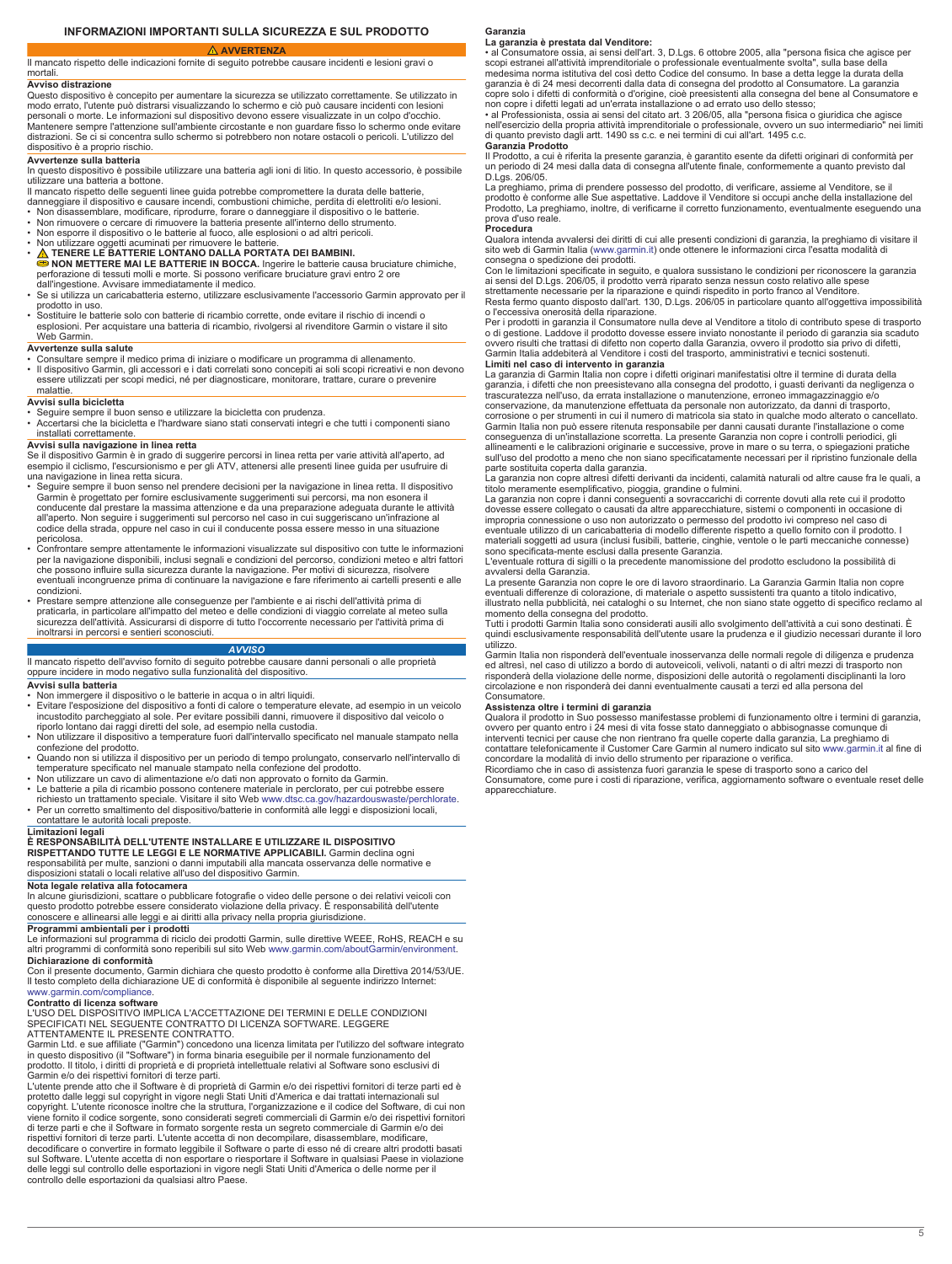# INFORMAZIONI IMPORTANTI SULLA SICUREZZA E SUL PRODOTTO

**⚠ AVVERTENZA**

Il mancato rispetto delle indicazioni fornite di seguito potrebbe causare incidenti e lesioni gravi o mortali.

### Avviso distrazione

Questo dispositivo è concepito per aumentare la sicurezza se utilizzato correttamente. Se utilizzato in modo errato, l'utente potrebbe trovarsi distratto visualizzando lo schermo e ciò può causare incidenti con lesioni personali o morte. Le informazioni sul dispositivo devono essere visualizzate in un colpo d'occhio. Mantenere sempre l'attenzione sull'ambiente circostante e non guardare fisso lo schermo onde evitare distrazioni. Se ci si concentra sullo schermo si potrebbero non notare ostacoli o pericoli. L'utilizzo del dispositivo è a proprio rischio.

### Avvertenze sulla batteria

In questo dispositivo è possibile utilizzare una batteria agli ioni di litio. In questo accessorio, è possibile utilizzare una batteria a bottone.

Il mancato rispetto delle seguenti linee guida potrebbe compromettere la durata delle batterie, danneggiare il dispositivo e causare incendi, combustioni chimiche, perdita di elettroliti e/o lesioni.

- Non disassemblare, modificare, riprodurre, forare o danneggiare il dispositivo o le batterie.
- Non rimuovere o cercare di rimuovere la batteria presente all'interno dello strumento.
- Non esporre il dispositivo o le batterie al fuoco, alle esplosioni o ad altri pericoli.
- Non utilizzare oggetti acuminati per rimuovere le batterie.
- ⚠ **TENERE LE BATTERIE LONTANO DALLA PORTATA DEI BAMBINI.**
  **NON METTERE MAI LE BATTERIE IN BOCCA.** Ingerire le batterie causa bruciature chimiche, perforazione di tessuti molli e morte. Si possono verificare bruciature gravi entro 2 ore dall'ingestione. Avvisare immediatamente il medico.
- Se si utilizza un caricabatteria esterno, utilizzare esclusivamente l'accessorio Garmin approvato per il prodotto in uso.
- Sostituire le batterie solo con batterie di ricambio corrette, onde evitare il rischio di incendi o esplosioni. Per acquistare una batteria di ricambio, rivolgersi al rivenditore Garmin o vistare il sito Web Garmin.

### Avvertenze sulla salute

- Consultare sempre il medico prima di iniziare o modificare un programma di allenamento.
- Il dispositivo Garmin, gli accessori e i dati correlati sono concepiti ai soli scopi ricreativi e non devono essere utilizzati per scopi medici, né per diagnosticare, monitorare, trattare, curare o prevenire malattie.

### Avvisi sulla bicicletta

- Seguire sempre il buon senso e utilizzare la bicicletta con prudenza.
- Accertarsi che la bicicletta e l'hardware siano stati conservati integri e che tutti i componenti siano installati correttamente.

### Avvisi sulla navigazione in linea retta

Se il dispositivo Garmin è in grado di suggerire percorsi in linea retta per varie attività all'aperto, ad esempio il ciclismo, l'escursionismo e per gli ATV, attenersi alle presenti linee guida per usufruire di una navigazione in linea retta sicura.

- Seguire sempre il buon senso nel prendere decisioni per la navigazione in linea retta. Il dispositivo Garmin è progettato per fornire esclusivamente suggerimenti sui percorsi, ma non esonera il conducente dal prestare la massima attenzione e da una preparazione adeguata durante le attività all'aperto. Non seguire i suggerimenti sul percorso nel caso in cui suggeriscano un'infrazione al codice della strada, oppure nel caso in cui il conducente possa essere messo in una situazione pericolosa.
- Confrontare sempre attentamente le informazioni visualizzate sul dispositivo con tutte le informazioni per la navigazione disponibili, inclusi segnali e condizioni del percorso, condizioni meteo e altri fattori che possono influire sulla sicurezza durante la navigazione. Per motivi di sicurezza, risolvere eventuali incongruenze prima di continuare la navigazione e fare riferimento ai cartelli presenti e alle condizioni.
- Prestare sempre attenzione alle conseguenze per l'ambiente e ai rischi dell'attività prima di praticarla, in particolare all'impatto del meteo e delle condizioni di viaggio correlate al meteo sulla sicurezza dell'attività. Assicurarsi di disporre di tutto l'occorrente necessario per l'attività prima di inoltrarsi in percorsi e sentieri sconosciuti.

***AVVISO***

Il mancato rispetto dell'avviso fornito di seguito potrebbe causare danni personali o alle proprietà oppure incidere in modo negativo sulla funzionalità del dispositivo.

### Avvisi sulla batteria

- Non immergere il dispositivo o le batterie in acqua o in altri liquidi.
- Evitare l'esposizione del dispositivo a fonti di calore o temperature elevate, ad esempio in un veicolo incustodito parcheggiato al sole. Per evitare possibili danni, rimuovere il dispositivo dal veicolo o riporlo lontano dai raggi diretti del sole, ad esempio nella custodia.
- Non utilizzare il dispositivo a temperature fuori dall'intervallo specificato nel manuale stampato nella confezione del prodotto.
- Quando non si utilizza il dispositivo per un periodo di tempo prolungato, conservarlo nell'intervallo di temperature specificato nel manuale stampato nella confezione del prodotto.
- Non utilizzare un cavo di alimentazione e/o dati non approvato o fornito da Garmin.
- Le batterie a pila di ricambio possono contenere materiale in perclorato, per cui potrebbe essere richiesto un trattamento speciale. Visitare il sito Web www.dtsc.ca.gov/hazardouswaste/perchlorate.
- Per un corretto smaltimento del dispositivo/batterie in conformità alle leggi e disposizioni locali, contattare le autorità locali preposte.

### Limitazioni legali

**È RESPONSABILITÀ DELL'UTENTE INSTALLARE E UTILIZZARE IL DISPOSITIVO RISPETTANDO TUTTE LE LEGGI E LE NORMATIVE APPLICABILI.** Garmin declina ogni responsabilità per multe, sanzioni o danni imputabili alla mancata osservanza delle normative e disposizioni statali o locali relative all'uso del dispositivo Garmin.

### Nota legale relativa alla fotocamera

In alcune giurisdizioni, scattare o pubblicare fotografie o video delle persone o dei relativi veicoli con questo prodotto potrebbe essere considerato violazione della privacy. È responsabilità dell'utente conoscere e allinearsi alle leggi e ai diritti alla privacy nella propria giurisdizione.

### Programmi ambientali per i prodotti

Le informazioni sul programma di riciclo dei prodotti Garmin, sulle direttive WEEE, RoHS, REACH e su altri programmi di conformità sono reperibili sul sito Web www.garmin.com/aboutGarmin/environment.

### Dichiarazione di conformità

Con il presente documento, Garmin dichiara che questo prodotto è conforme alla Direttiva 2014/53/UE. Il testo completo della dichiarazione UE di conformità è disponibile al seguente indirizzo Internet: www.garmin.com/compliance.

### Contratto di licenza software

L'USO DEL DISPOSITIVO IMPLICA L'ACCETTAZIONE DEI TERMINI E DELLE CONDIZIONI SPECIFICATI NEL SEGUENTE CONTRATTO DI LICENZA SOFTWARE. LEGGERE ATTENTAMENTE IL PRESENTE CONTRATTO.

Garmin Ltd. e sue affiliate ("Garmin") concedono una licenza limitata per l'utilizzo del software integrato in questo dispositivo (il "Software") in forma binaria eseguibile per il normale funzionamento del prodotto. Il titolo, i diritti di proprietà e di proprietà intellettuale relativi al Software sono esclusivi di Garmin e/o dei rispettivi fornitori di terze parti.

L'utente prende atto che il Software è di proprietà di Garmin e/o dei rispettivi fornitori di terze parti ed è protetto dalle leggi sul copyright in vigore negli Stati Uniti d'America e dai trattati internazionali sul copyright. L'utente riconosce inoltre che la struttura, l'organizzazione e il codice del Software, di cui non viene fornito il codice sorgente, sono considerati segreti commerciali di Garmin e/o dei rispettivi fornitori di terze parti e che il Software in formato sorgente resta un segreto commerciale di Garmin e/o dei rispettivi fornitori di terze parti. L'utente accetta di non decompilare, disassemblare, modificare, decodificare o convertire in formato leggibile il Software o parte di esso né di creare altri prodotti basati sul Software. L'utente accetta di non esportare o riesportare il Software in qualsiasi Paese in violazione delle leggi sul controllo delle esportazioni in vigore negli Stati Uniti d'America o delle norme per il controllo delle esportazioni da qualsiasi altro Paese.

### Garanzia

**La garanzia è prestata dal Venditore:**

• al Consumatore ossia, ai sensi dell'art. 3, D.Lgs. 6 ottobre 2005, alla "persona fisica che agisce per scopi estranei all'attività imprenditoriale o professionale eventualmente svolta", sulla base della medesima norma istitutiva del così detto Codice del consumo. In base a detta legge la durata della garanzia è di 24 mesi decorrenti dalla data di consegna del prodotto al Consumatore. La garanzia copre solo i difetti di conformità o d'origine, cioè preesistenti alla consegna del bene al Consumatore e non copre i difetti legati ad un'errata installazione o ad errato uso dello stesso;

• al Professionista, ossia ai sensi del citato art. 3 206/05, alla "persona fisica o giuridica che agisce nell'esercizio della propria attività imprenditoriale o professionale, ovvero un suo intermediario" nei limiti di quanto previsto dagli artt. 1490 ss c.c. e nei termini di cui all'art. 1495 c.c.

**Garanzia Prodotto**

Il Prodotto, a cui è riferita la presente garanzia, è garantito esente da difetti originari di conformità per un periodo di 24 mesi dalla data di consegna all'utente finale, conformemente a quanto previsto dal D.Lgs. 206/05.

La preghiamo, prima di prendere possesso del prodotto, di verificare, assieme al Venditore, se il prodotto è conforme alle Sue aspettative. Laddove il Venditore si occupi anche della installazione del Prodotto, La preghiamo, inoltre, di verificarne il corretto funzionamento, eventualmente eseguendo una prova d'uso reale.

**Procedura**

Qualora intenda avvalersi dei diritti di cui alle presenti condizioni di garanzia, la preghiamo di visitare il sito web di Garmin Italia (www.garmin.it) onde ottenere le informazioni circa l'esatta modalità di consegna o spedizione dei prodotti.

Con le limitazioni specificate in seguito, e qualora sussistano le condizioni per riconoscere la garanzia ai sensi del D.Lgs. 206/05, il prodotto verrà riparato senza nessun costo relativo alle spese strettamente necessarie per la riparazione e quindi rispedito in porto franco al Venditore.

Resta fermo quanto disposto dall'art. 130, D.Lgs. 206/05 in particolare quanto all'oggettiva impossibilità o l'eccessiva onerosità della riparazione.

Per i prodotti in garanzia il Consumatore nulla deve al Venditore a titolo di contributo spese di trasporto o di gestione. Laddove il prodotto dovesse essere inviato nonostante il periodo di garanzia sia scaduto ovvero risulti che trattasi di difetto non coperto dalla Garanzia, ovvero il prodotto sia privo di difetti, Garmin Italia addebiterà al Venditore i costi del trasporto, amministrativi e tecnici sostenuti.

**Limiti nel caso di intervento in garanzia**

La garanzia di Garmin Italia non copre i difetti originari manifestatisi oltre il termine di durata della garanzia, i difetti che non preesistevano alla consegna del prodotto, i guasti derivanti da negligenza o trascuratezza nell'uso, da errata installazione o manutenzione, erroneo immagazzinaggio e/o conservazione, da manutenzione effettuata da personale non autorizzato, da danni di trasporto, corrosione o per strumenti in cui il numero di matricola sia stato in qualche modo alterato o cancellato. Garmin Italia non può essere ritenuta responsabile per danni causati durante l'installazione o come conseguenza di un'installazione scorretta. La presente Garanzia non copre i controlli periodici, gli allineamenti e le calibrazioni originarie e successive, prove in mare o su terra, o spiegazioni pratiche sull'uso del prodotto a meno che non siano specificatamente necessari per il ripristino funzionale della parte sostituita coperta dalla garanzia.

La garanzia non copre altresì difetti derivanti da incidenti, calamità naturali od altre cause fra le quali, a titolo meramente esemplificativo, pioggia, grandine o fulmini.

La garanzia non copre i danni conseguenti a sovraccarichi di corrente dovuti alla rete cui il prodotto dovesse essere collegato o causati da altre apparecchiature, sistemi o componenti in occasione di impropria connessione o uso non autorizzato o permesso del prodotto ivi compreso nel caso di eventuale utilizzo di un caricabatteria di modello differente rispetto a quello fornito con il prodotto. I materiali soggetti ad usura (inclusi fusibili, batterie, cinghie, ventole o le parti meccaniche connesse) sono specificata-mente esclusi dalla presente Garanzia.

L'eventuale rottura di sigilli o la precedente manomissione del prodotto escludono la possibilità di avvalersi della Garanzia.

La presente Garanzia non copre le ore di lavoro straordinario. La Garanzia Garmin Italia non copre eventuali differenze di colorazione, di materiale o aspetto sussistenti tra quanto a titolo indicativo, illustrato nella pubblicità, nei cataloghi o su Internet, che non siano state oggetto di specifico reclamo al momento della consegna del prodotto.

Tutti i prodotti Garmin Italia sono considerati ausili allo svolgimento dell'attività a cui sono destinati. È quindi esclusivamente responsabilità dell'utente usare la prudenza e il giudizio necessari durante il loro utilizzo.

Garmin Italia non risponderà dell'eventuale inosservanza delle normali regole di diligenza e prudenza ed altresì, nel caso di utilizzo a bordo di autoveicoli, velivoli, natanti o di altri mezzi di trasporto non risponderà della violazione delle norme, disposizioni delle autorità o regolamenti disciplinanti la loro circolazione e non risponderà dei danni eventualmente causati a terzi ed alla persona del Consumatore.

**Assistenza oltre i termini di garanzia**

Qualora il prodotto in Suo possesso manifestasse problemi di funzionamento oltre i termini di garanzia, ovvero per quanto entro i 24 mesi di vita fosse stato danneggiato o abbisognasse comunque di interventi tecnici per cause che non rientrano fra quelle coperte dalla garanzia, La preghiamo di contattare telefonicamente il Customer Care Garmin al numero indicato sul sito www.garmin.it al fine di concordare la modalità di invio dello strumento per riparazione o verifica.

Ricordiamo che in caso di assistenza fuori garanzia le spese di trasporto sono a carico del Consumatore, come pure i costi di riparazione, verifica, aggiornamento software o eventuale reset delle apparecchiature.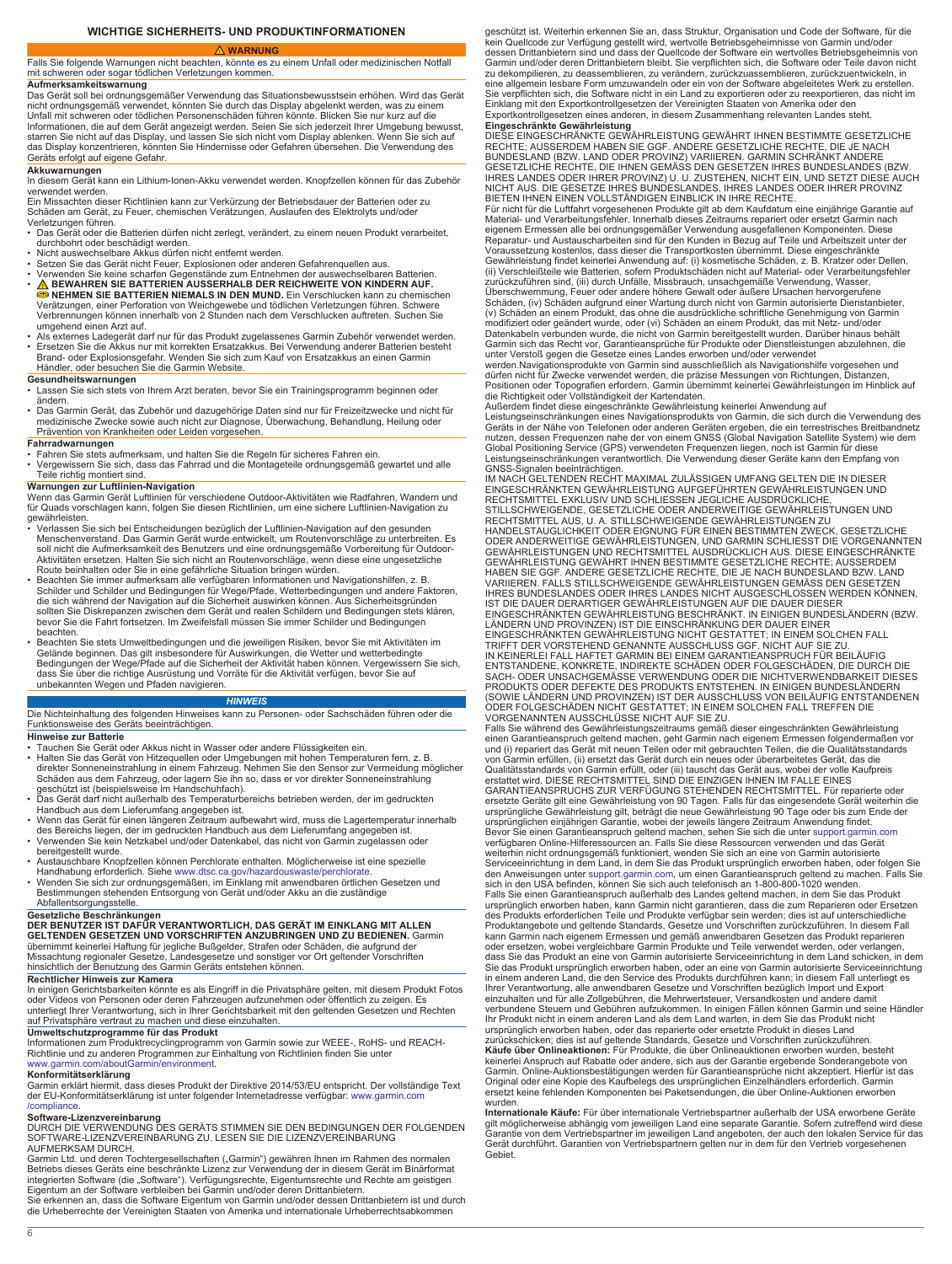# WICHTIGE SICHERHEITS- UND PRODUKTINFORMATIONEN

## ⚠ WARNUNG

Falls Sie folgende Warnungen nicht beachten, könnte es zu einem Unfall oder medizinischen Notfall mit schweren oder sogar tödlichen Verletzungen kommen.

### Aufmerksamkeitswarnung

Das Gerät soll bei ordnungsgemäßer Verwendung das Situationsbewusstsein erhöhen. Wird das Gerät nicht ordnungsgemäß verwendet, könnten Sie durch das Display abgelenkt werden, was zu einem Unfall mit schweren oder tödlichen Personenschäden führen könnte. Blicken Sie nur kurz auf die Informationen, die auf dem Gerät angezeigt werden. Seien Sie sich jederzeit Ihrer Umgebung bewusst, starren Sie nicht auf das Display, und lassen Sie sich nicht vom Display ablenken. Wenn Sie sich auf das Display konzentrieren, könnten Sie Hindernisse oder Gefahren übersehen. Die Verwendung des Geräts erfolgt auf eigene Gefahr.

### Akkuwarnungen

In diesem Gerät kann ein Lithium-Ionen-Akku verwendet werden. Knopfzellen können für das Zubehör verwendet werden.

Ein Missachten dieser Richtlinien kann zur Verkürzung der Betriebsdauer der Batterien oder zu Schäden am Gerät, zu Feuer, chemischen Verätzungen, Auslaufen des Elektrolyts und/oder Verletzungen führen.

- Das Gerät oder die Batterien dürfen nicht zerlegt, verändert, zu einem neuen Produkt verarbeitet, durchbohrt oder beschädigt werden.
- Nicht auswechselbare Akkus dürfen nicht entfernt werden.
- Setzen Sie das Gerät nicht Feuer, Explosionen oder anderen Gefahrenquellen aus.
- Verwenden Sie keine scharfen Gegenstände zum Entnehmen der auswechselbaren Batterien.
- ⚠ **BEWAHREN SIE BATTERIEN AUSSERHALB DER REICHWEITE VON KINDERN AUF.** **NEHMEN SIE BATTERIEN NIEMALS IN DEN MUND.** Ein Verschlucken kann zu chemischen Verätzungen, einer Perforation von Weichgewebe und tödlichen Verletzungen führen. Schwere Verbrennungen können innerhalb von 2 Stunden nach dem Verschlucken auftreten. Suchen Sie umgehend einen Arzt auf.
- Als externes Ladegerät darf nur für das Produkt zugelassenes Garmin Zubehör verwendet werden.
- Ersetzen Sie die Akkus nur mit korrekten Ersatzakkus. Bei Verwendung anderer Batterien besteht Brand- oder Explosionsgefahr. Wenden Sie sich zum Kauf von Ersatzakkus an einen Garmin Händler, oder besuchen Sie die Garmin Website.

### Gesundheitswarnungen

- Lassen Sie sich stets von Ihrem Arzt beraten, bevor Sie ein Trainingsprogramm beginnen oder ändern.
- Das Garmin Gerät, das Zubehör und dazugehörige Daten sind nur für Freizeitzwecke und nicht für medizinische Zwecke sowie auch nicht zur Diagnose, Überwachung, Behandlung, Heilung oder Prävention von Krankheiten oder Leiden vorgesehen.

### Fahrradwarnungen

- Fahren Sie stets aufmerksam, und halten Sie die Regeln für sicheres Fahren ein.
- Vergewissern Sie sich, dass das Fahrrad und die Montageteile ordnungsgemäß gewartet und alle Teile richtig montiert sind.

### Warnungen zur Luftlinien-Navigation

Wenn das Garmin Gerät Luftlinien für verschiedene Outdoor-Aktivitäten wie Radfahren, Wandern und für Quads vorschlagen kann, folgen Sie diesen Richtlinien, um eine sichere Luftlinien-Navigation zu gewährleisten.

- Verlassen Sie sich bei Entscheidungen bezüglich der Luftlinien-Navigation auf den gesunden Menschenverstand. Das Garmin Gerät wurde entwickelt, um Routenvorschläge zu unterbreiten. Es soll nicht die Aufmerksamkeit des Benutzers und eine ordnungsgemäße Vorbereitung für Outdoor-Aktivitäten ersetzen. Halten Sie sich nicht an Routenvorschläge, wenn diese eine ungesetzliche Route beinhalten oder Sie in eine gefährliche Situation bringen würden.
- Beachten Sie immer aufmerksam alle verfügbaren Informationen und Navigationshilfen, z. B. Schilder und Schilder und Bedingungen für Wege/Pfade, Wetterbedingungen und andere Faktoren, die sich während der Navigation auf die Sicherheit auswirken können. Aus Sicherheitsgründen sollten Sie Diskrepanzen zwischen dem Gerät und realen Schildern und Bedingungen stets klären, bevor Sie die Fahrt fortsetzen. Im Zweifelsfall müssen Sie immer Schilder und Bedingungen beachten.
- Beachten Sie stets Umweltbedingungen und die jeweiligen Risiken, bevor Sie mit Aktivitäten im Gelände beginnen. Das gilt insbesondere für Auswirkungen, die Wetter und wetterbedingte Bedingungen der Wege/Pfade auf die Sicherheit der Aktivität haben können. Vergewissern Sie sich, dass Sie über die richtige Ausrüstung und Vorräte für die Aktivität verfügen, bevor Sie auf unbekannten Wegen und Pfaden navigieren.

## HINWEIS

Die Nichteinhaltung des folgenden Hinweises kann zu Personen- oder Sachschäden führen oder die Funktionsweise des Geräts beeinträchtigen.

### Hinweise zur Batterie

- Tauchen Sie Gerät oder Akkus nicht in Wasser oder andere Flüssigkeiten ein.
- Halten Sie das Gerät von Hitzequellen oder Umgebungen mit hohen Temperaturen fern, z. B. direkter Sonneneinstrahlung in einem Fahrzeug. Nehmen Sie den Sensor zur Vermeidung möglicher Schäden aus dem Fahrzeug, oder lagern Sie ihn so, dass er vor direkter Sonneneinstrahlung geschützt ist (beispielsweise im Handschuhfach).
- Das Gerät darf nicht außerhalb des Temperaturbereichs betrieben werden, der im gedruckten Handbuch aus dem Lieferumfang angegeben ist.
- Wenn das Gerät für einen längeren Zeitraum aufbewahrt wird, muss die Lagertemperatur innerhalb des Bereichs liegen, der im gedruckten Handbuch aus dem Lieferumfang angegeben ist.
- Verwenden Sie kein Netzkabel und/oder Datenkabel, das nicht von Garmin zugelassen oder bereitgestellt wurde.
- Austauschbare Knopfzellen können Perchlorate enthalten. Möglicherweise ist eine spezielle Handhabung erforderlich. Siehe www.dtsc.ca.gov/hazardouswaste/perchlorate.
- Wenden Sie sich zur ordnungsgemäßen, im Einklang mit anwendbaren örtlichen Gesetzen und Bestimmungen stehenden Entsorgung von Gerät und/oder Akku an die zuständige Abfallentsorgungsstelle.

### Gesetzliche Beschränkungen

**DER BENUTZER IST DAFÜR VERANTWORTLICH, DAS GERÄT IM EINKLANG MIT ALLEN GELTENDEN GESETZEN UND VORSCHRIFTEN ANZUBRINGEN UND ZU BEDIENEN.** Garmin übernimmt keinerlei Haftung für jegliche Bußgelder, Strafen oder Schäden, die aufgrund der Missachtung regionaler Gesetze, Landesgesetze und sonstiger vor Ort geltender Vorschriften hinsichtlich der Benutzung des Garmin Geräts entstehen können.

### Rechtlicher Hinweis zur Kamera

In einigen Gerichtsbarkeiten könnte es als Eingriff in die Privatsphäre gelten, mit diesem Produkt Fotos oder Videos von Personen oder deren Fahrzeugen aufzunehmen oder öffentlich zu zeigen. Es unterliegt Ihrer Verantwortung, sich in Ihrer Gerichtsbarkeit mit den geltenden Gesetzen und Rechten auf Privatsphäre vertraut zu machen und diese einzuhalten.

### Umweltschutzprogramme für das Produkt

Informationen zum Produktrecyclingprogramm von Garmin sowie zur WEEE-, RoHS- und REACH-Richtlinie und zu anderen Programmen zur Einhaltung von Richtlinien finden Sie unter www.garmin.com/aboutGarmin/environment.

### Konformitätserklärung

Garmin erklärt hiermit, dass dieses Produkt der Direktive 2014/53/EU entspricht. Der vollständige Text der EU-Konformitätserklärung ist unter folgender Internetadresse verfügbar: www.garmin.com/compliance.

### Software-Lizenzvereinbarung

DURCH DIE VERWENDUNG DES GERÄTS STIMMEN SIE DEN BEDINGUNGEN DER FOLGENDEN SOFTWARE-LIZENZVEREINBARUNG ZU. LESEN SIE DIE LIZENZVEREINBARUNG AUFMERKSAM DURCH.

Garmin Ltd. und deren Tochtergesellschaften („Garmin") gewähren Ihnen im Rahmen des normalen Betriebs dieses Geräts eine beschränkte Lizenz zur Verwendung der in diesem Gerät im Binärformat integrierten Software (die „Software"). Verfügungsrechte, Eigentumsrechte und Rechte am geistigen Eigentum an der Software verbleiben bei Garmin und/oder deren Drittanbietern.

Sie erkennen an, dass die Software Eigentum von Garmin und/oder dessen Drittanbietern ist und durch die Urheberrechte der Vereinigten Staaten von Amerika und internationale Urheberrechtsabkommen geschützt ist. Weiterhin erkennen Sie an, dass Struktur, Organisation und Code der Software, für die kein Quellcode zur Verfügung gestellt wird, wertvolle Betriebsgeheimnisse von Garmin und/oder dessen Drittanbietern sind und dass der Quellcode der Software ein wertvolles Betriebsgeheimnis von Garmin und/oder deren Drittanbietern bleibt. Sie verpflichten sich, die Software oder Teile davon nicht zu dekompilieren, zu deassemblieren, zu verändern, zurückzuassemblieren, zurückzuentwickeln, in eine allgemein lesbare Form umzuwandeln oder ein von der Software abgeleitetes Werk zu erstellen. Sie verpflichten sich, die Software nicht in ein Land zu exportieren oder zu reexportieren, das nicht im Einklang mit den Exportkontrollgesetzen der Vereinigten Staaten von Amerika oder den Exportkontrollgesetzen eines anderen, in diesem Zusammenhang relevanten Landes steht.

### Eingeschränkte Gewährleistung

DIESE EINGESCHRÄNKTE GEWÄHRLEISTUNG GEWÄHRT IHNEN BESTIMMTE GESETZLICHE RECHTE; AUSSERDEM HABEN SIE GGF. ANDERE GESETZLICHE RECHTE, DIE JE NACH BUNDESLAND (BZW. LAND ODER PROVINZ) VARIIEREN. GARMIN SCHRÄNKT ANDERE GESETZLICHE RECHTE, DIE IHNEN GEMÄSS DEN GESETZEN IHRES BUNDESLANDES (BZW. IHRES LANDES ODER IHRER PROVINZ) U. U. ZUSTEHEN, NICHT EIN, UND SETZT DIESE AUCH NICHT AUS. DIE GESETZE IHRES BUNDESLANDES, IHRES LANDES ODER IHRER PROVINZ BIETEN IHNEN EINEN VOLLSTÄNDIGEN EINBLICK IN IHRE RECHTE.

Für nicht für die Luftfahrt vorgesehenen Produkte gilt ab dem Kaufdatum eine einjährige Garantie auf Material- und Verarbeitungsfehler. Innerhalb dieses Zeitraums repariert oder ersetzt Garmin nach eigenem Ermessen alle bei ordnungsgemäßer Verwendung ausgefallenen Komponenten. Diese Reparatur- und Austauscharbeiten sind für den Kunden in Bezug auf Teile und Arbeitszeit unter der Voraussetzung kostenlos, dass dieser die Transportkosten übernimmt. Diese eingeschränkte Gewährleistung findet keinerlei Anwendung auf: (i) kosmetische Schäden, z. B. Kratzer oder Dellen, (ii) Verschleißteile wie Batterien, sofern Produktschäden nicht auf Material- oder Verarbeitungsfehler zurückzuführen sind, (iii) durch Unfälle, Missbrauch, unsachgemäße Verwendung, Wasser, Überschwemmung, Feuer oder andere höhere Gewalt oder äußere Ursachen hervorgerufene Schäden, (iv) Schäden aufgrund einer Wartung durch nicht von Garmin autorisierte Dienstanbieter, (v) Schäden an einem Produkt, das ohne die ausdrückliche schriftliche Genehmigung von Garmin modifiziert oder geändert wurde, oder (vi) Schäden an einem Produkt, das mit Netz- und/oder Datenkabeln verbunden wurde, die nicht von Garmin bereitgestellt wurden. Darüber hinaus behält Garmin sich das Recht vor, Garantieansprüche für Produkte oder Dienstleistungen abzulehnen, die unter Verstoß gegen die Gesetze eines Landes erworben und/oder verwendet werden.Navigationsprodukte von Garmin sind ausschließlich als Navigationshilfe vorgesehen und dürfen nicht für Zwecke verwendet werden, die präzise Messungen von Richtungen, Distanzen, Positionen oder Topografien erfordern. Garmin übernimmt keinerlei Gewährleistungen im Hinblick auf die Richtigkeit oder Vollständigkeit der Kartendaten.

Außerdem findet diese eingeschränkte Gewährleistung keinerlei Anwendung auf Leistungseinschränkungen eines Navigationsprodukts von Garmin, die sich durch die Verwendung des Geräts in der Nähe von Telefonen oder anderen Geräten ergeben, die ein terrestrisches Breitbandnetz nutzen, dessen Frequenzen nahe der von einem GNSS (Global Navigation Satellite System) wie dem Global Positioning Service (GPS) verwendeten Frequenzen liegen, noch ist Garmin für diese Leistungseinschränkungen verantwortlich. Die Verwendung dieser Geräte kann den Empfang von GNSS-Signalen beeinträchtigen.

IM NACH GELTENDEN RECHT MAXIMAL ZULÄSSIGEN UMFANG GELTEN DIE IN DIESER EINGESCHRÄNKTEN GEWÄHRLEISTUNG AUFGEFÜHRTEN GEWÄHRLEISTUNGEN UND RECHTSMITTEL EXKLUSIV UND SCHLIESSEN JEGLICHE AUSDRÜCKLICHE, STILLSCHWEIGENDE, GESETZLICHE ODER ANDERWEITIGE GEWÄHRLEISTUNGEN UND RECHTSMITTEL AUS, U. A. STILLSCHWEIGENDE GEWÄHRLEISTUNGEN ZU HANDELSTAUGLICHKEIT ODER EIGNUNG FÜR EINEN BESTIMMTEN ZWECK, GESETZLICHE ODER ANDERWEITIGE GEWÄHRLEISTUNGEN, UND GARMIN SCHLIESST DIE VORGENANNTEN GEWÄHRLEISTUNGEN UND RECHTSMITTEL AUSDRÜCKLICH AUS. DIESE EINGESCHRÄNKTE GEWÄHRLEISTUNG GEWÄHRT IHNEN BESTIMMTE GESETZLICHE RECHTE; AUSSERDEM HABEN SIE GGF. ANDERE GESETZLICHE RECHTE, DIE JE NACH BUNDESLAND BZW. LAND VARIIEREN. FALLS STILLSCHWEIGENDE GEWÄHRLEISTUNGEN GEMÄSS DEN GESETZEN IHRES BUNDESLANDES ODER IHRES LANDES NICHT AUSGESCHLOSSEN WERDEN KÖNNEN, IST DIE DAUER DERARTIGER GEWÄHRLEISTUNGEN AUF DIE DAUER DIESER EINGESCHRÄNKTEN GEWÄHRLEISTUNG BESCHRÄNKT. IN EINIGEN BUNDESLÄNDERN (BZW. LÄNDERN UND PROVINZEN) IST DIE EINSCHRÄNKUNG DER DAUER EINER EINGESCHRÄNKTEN GEWÄHRLEISTUNG NICHT GESTATTET; IN EINEM SOLCHEN FALL TRIFFT DER VORSTEHEND GENANNTE AUSSCHLUSS GGF. NICHT AUF SIE ZU.

IN KEINERLEI FALL HAFTET GARMIN BEI EINEM GARANTIEANSPRUCH FÜR BEILÄUFIG ENTSTANDENE, KONKRETE, INDIREKTE SCHÄDEN ODER FOLGESCHÄDEN, DIE DURCH DIE SACH- ODER UNSACHGEMÄSSE VERWENDUNG ODER DIE NICHTVERWENDBARKEIT DIESES PRODUKTS ODER DEFEKTE DES PRODUKTS ENTSTEHEN. IN EINIGEN BUNDESLÄNDERN (SOWIE LÄNDERN UND PROVINZEN) IST DER AUSSCHLUSS VON BEILÄUFIG ENTSTANDENEN ODER FOLGESCHÄDEN NICHT GESTATTET; IN EINEM SOLCHEN FALL TREFFEN DIE VORGENANNTEN AUSSCHLÜSSE NICHT AUF SIE ZU.

Falls Sie während des Gewährleistungszeitraums gemäß dieser eingeschränkten Gewährleistung einen Garantieanspruch geltend machen, geht Garmin nach eigenem Ermessen folgendermaßen vor und (i) repariert das Gerät mit neuen Teilen oder mit gebrauchten Teilen, die die Qualitätsstandards von Garmin erfüllen, (ii) ersetzt das Gerät durch ein neues oder überarbeitetes Gerät, das die Qualitätsstandards von Garmin erfüllt, oder (iii) tauscht das Gerät aus, wobei der volle Kaufpreis erstattet wird. DIESE RECHTSMITTEL SIND DIE EINZIGEN IHNEN IM FALLE EINES GARANTIEANSPRUCHS ZUR VERFÜGUNG STEHENDEN RECHTSMITTEL. Für reparierte oder ersetzte Geräte gilt eine Gewährleistung von 90 Tagen. Falls für das eingesendete Gerät weiterhin die ursprüngliche Gewährleistung gilt, beträgt die neue Gewährleistung 90 Tage oder bis zum Ende der ursprünglichen einjährigen Garantie, wobei der jeweils längere Zeitraum Anwendung findet.

Bevor Sie einen Garantieanspruch geltend machen, sehen Sie sich die unter support.garmin.com verfügbaren Online-Hilferessourcen an. Falls Sie diese Ressourcen verwenden und das Gerät weiterhin nicht ordnungsgemäß funktioniert, wenden Sie sich an eine von Garmin autorisierte Serviceeinrichtung im dem Land, in dem Sie das Produkt ursprünglich erworben haben, oder folgen Sie den Anweisungen unter support.garmin.com, um einen Garantieanspruch geltend zu machen. Falls Sie sich in den USA befinden, können Sie sich auch telefonisch an 1-800-800-1020 wenden.

Falls Sie einen Garantieanspruch außerhalb des Landes geltend machen, in dem Sie das Produkt ursprünglich erworben haben, kann Garmin nicht garantieren, dass die zum Reparieren oder Ersetzen des Produkts erforderlichen Teile und Produkte verfügbar sein werden; dies ist auf unterschiedliche Produktangebote und geltende Standards, Gesetze und Vorschriften zurückzuführen. In diesem Fall kann Garmin nach eigenem Ermessen und gemäß anwendbaren Gesetzen das Produkt reparieren oder ersetzen, wobei vergleichbare Garmin Produkte und Teile verwendet werden, oder verlangen, dass Sie das Produkt an eine von Garmin autorisierte Serviceeinrichtung im dem Land schicken, in dem Sie das Produkt ursprünglich erworben haben, oder an eine von Garmin autorisierte Serviceeinrichtung in einem anderen Land, die den Service des Produkts durchführen kann; in diesem Fall unterliegt es Ihrer Verantwortung, alle anwendbaren Gesetze und Vorschriften bezüglich Import und Export einzuhalten und für alle Zollgebühren, die Mehrwertsteuer, Versandkosten und andere damit verbundene Steuern und Gebühren aufzukommen. In einigen Fällen können Garmin und seine Händler Ihr Produkt nicht in einem anderen Land als dem Land warten, in dem Sie das Produkt nicht ursprünglich erworben haben, oder das reparierte oder ersetzte Produkt in dieses Land zurückschicken; dies ist auf geltende Standards, Gesetze und Vorschriften zurückzuführen.

**Käufe über Onlineauktionen:** Für Produkte, die über Onlineauktionen erworben wurden, besteht keinerlei Anspruch auf Rabatte oder andere, sich aus der Garantie ergebende Sonderangebote von Garmin. Online-Auktionsbestätigungen werden für Garantieansprüche nicht akzeptiert. Hierfür ist das Original oder eine Kopie des Kaufbelegs des ursprünglichen Einzelhändlers erforderlich. Garmin ersetzt keine fehlenden Komponenten bei Paketsendungen, die über Online-Auktionen erworben wurden.

**Internationale Käufe:** Für über internationale Vertriebspartner außerhalb der USA erworbene Geräte gilt möglicherweise abhängig vom jeweiligen Land eine separate Garantie. Sofern zutreffend wird diese Garantie von dem Vertriebspartner im jeweiligen Land angeboten, der auch den lokalen Service für das Gerät durchführt. Garantien von Vertriebspartnern gelten nur in dem für den Vertrieb vorgesehenen Gebiet.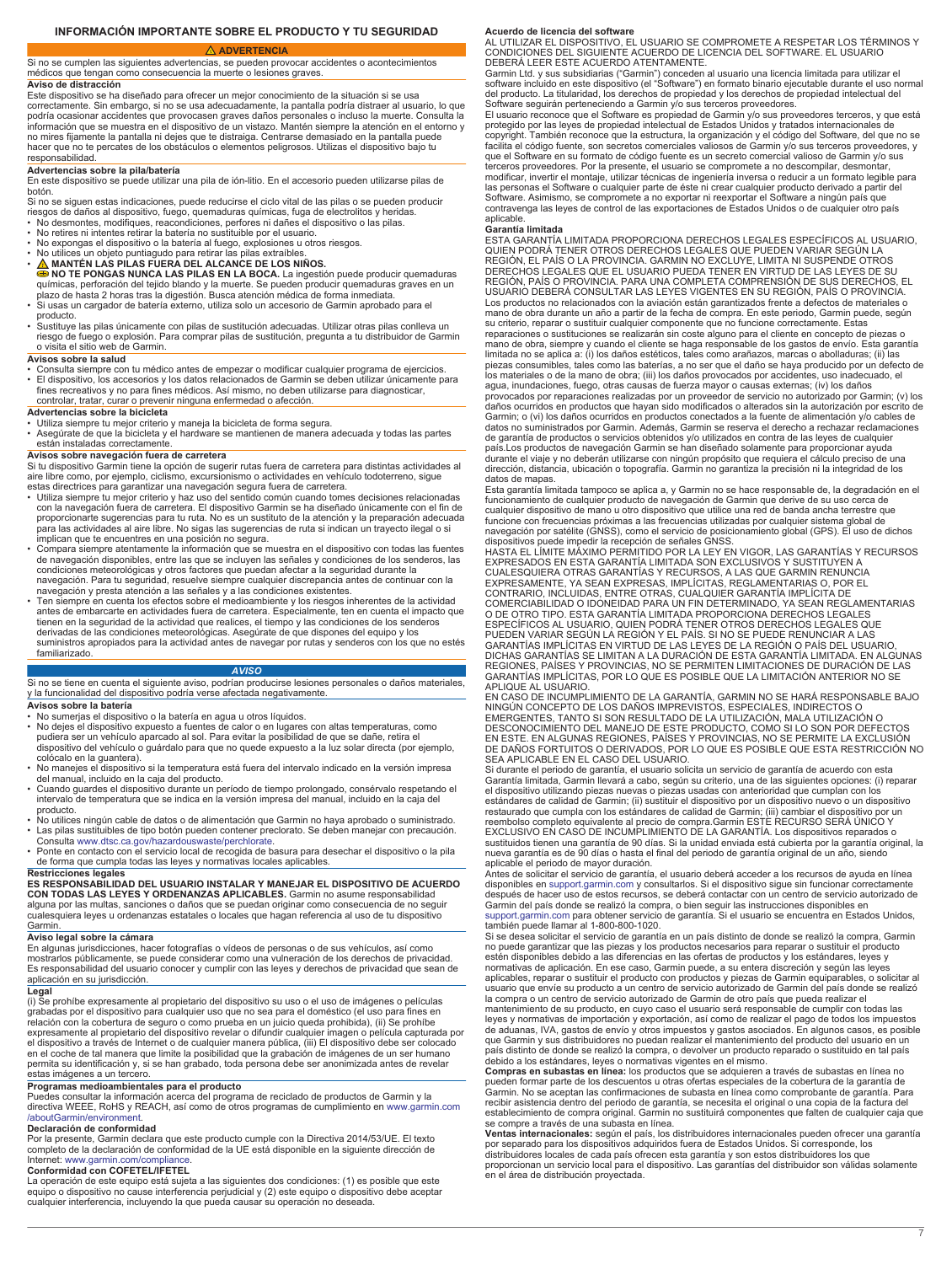# INFORMACIÓN IMPORTANTE SOBRE EL PRODUCTO Y TU SEGURIDAD

## ⚠ ADVERTENCIA

Si no se cumplen las siguientes advertencias, se pueden provocar accidentes o acontecimientos médicos que tengan como consecuencia la muerte o lesiones graves.

### Aviso de distracción

Este dispositivo se ha diseñado para ofrecer un mejor conocimiento de la situación si se usa correctamente. Sin embargo, si no se usa adecuadamente, la pantalla podría distraer al usuario, lo que podría ocasionar accidentes que provocasen graves daños personales o incluso la muerte. Consulta la información que se muestra en el dispositivo de un vistazo. Mantén siempre la atención en el entorno y no mires fijamente la pantalla ni dejes que te distraiga. Centrarse demasiado en la pantalla puede hacer que no te percates de los obstáculos o elementos peligrosos. Utilizas el dispositivo bajo tu responsabilidad.

### Advertencias sobre la pila/batería

En este dispositivo se puede utilizar una pila de ión-litio. En el accesorio pueden utilizarse pilas de botón.

Si no se siguen estas indicaciones, puede reducirse el ciclo vital de las pilas o se pueden producir riesgos de daños al dispositivo, fuego, quemaduras químicas, fuga de electrolitos y heridas.

- No desmontes, modifiques, reacondiciones, perfores ni dañes el dispositivo o las pilas.
- No retires ni intentes retirar la batería no sustituible por el usuario.
- No expongas el dispositivo o la batería al fuego, explosiones u otros riesgos.
- No utilices un objeto puntiagudo para retirar las pilas extraíbles.
- ⚠ **MANTÉN LAS PILAS FUERA DEL ALCANCE DE LOS NIÑOS.**

  **NO TE PONGAS NUNCA LAS PILAS EN LA BOCA.** La ingestión puede producir quemaduras químicas, perforación del tejido blando y la muerte. Se pueden producir quemaduras graves en un plazo de hasta 2 horas tras la digestión. Busca atención médica de forma inmediata.
- Si usas un cargador de batería externo, utiliza solo un accesorio de Garmin aprobado para el producto.
- Sustituye las pilas únicamente con pilas de sustitución adecuadas. Utilizar otras pilas conlleva un riesgo de fuego o explosión. Para comprar pilas de sustitución, pregunta a tu distribuidor de Garmin o visita el sitio web de Garmin.

### Avisos sobre la salud

- Consulta siempre con tu médico antes de empezar o modificar cualquier programa de ejercicios.
- El dispositivo, los accesorios y los datos relacionados de Garmin se deben utilizar únicamente para fines recreativos y no para fines médicos. Así mismo, no deben utilizarse para diagnosticar, controlar, tratar, curar o prevenir ninguna enfermedad o afección.

### Advertencias sobre la bicicleta

- Utiliza siempre tu mejor criterio y maneja la bicicleta de forma segura.
- Asegúrate de que la bicicleta y el hardware se mantienen de manera adecuada y todas las partes están instaladas correctamente.

### Avisos sobre navegación fuera de carretera

Si tu dispositivo Garmin tiene la opción de sugerir rutas fuera de carretera para distintas actividades al aire libre como, por ejemplo, ciclismo, excursionismo o actividades en vehículo todoterreno, sigue estas directrices para garantizar una navegación segura fuera de carretera.

- Utiliza siempre tu mejor criterio y haz uso del sentido común cuando tomes decisiones relacionadas con la navegación fuera de carretera. El dispositivo Garmin se ha diseñado únicamente con el fin de proporcionarte sugerencias para tu ruta. No es un sustituto de la atención y la preparación adecuada para las actividades al aire libre. No sigas las sugerencias de ruta si indican un trayecto ilegal o si implican que te encuentres en una posición no segura.
- Compara siempre atentamente la información que se muestra en el dispositivo con todas las fuentes de navegación disponibles, entre las que se incluyen las señales y condiciones de los senderos, las condiciones meteorológicas y otros factores que puedan afectar a la seguridad durante la navegación. Para tu seguridad, resuelve siempre cualquier discrepancia antes de continuar con la navegación y presta atención a las señales y a las condiciones existentes.
- Ten siempre en cuenta los efectos sobre el medioambiente y los riesgos inherentes de la actividad antes de embarcarte en actividades fuera de carretera. Especialmente, ten en cuenta el impacto que tienen en la seguridad de la actividad que realices, el tiempo y las condiciones de los senderos derivadas de las condiciones meteorológicas. Asegúrate de que dispones del equipo y los suministros apropiados para la actividad antes de navegar por rutas y senderos con los que no estés familiarizado.

## *AVISO*

Si no se tiene en cuenta el siguiente aviso, podrían producirse lesiones personales o daños materiales, y la funcionalidad del dispositivo podría verse afectada negativamente.

### Avisos sobre la batería

- No sumerjas el dispositivo o la batería en agua u otros líquidos.
- No dejes el dispositivo expuesto a fuentes de calor o en lugares con altas temperaturas, como pudiera ser un vehículo aparcado al sol. Para evitar la posibilidad de que se dañe, retira el dispositivo del vehículo o guárdalo para que no quede expuesto a la luz solar directa (por ejemplo, colócalo en la guantera).
- No manejes el dispositivo si la temperatura está fuera del intervalo indicado en la versión impresa del manual, incluido en la caja del producto.
- Cuando guardes el dispositivo durante un período de tiempo prolongado, consérvalo respetando el intervalo de temperatura que se indica en la versión impresa del manual, incluido en la caja del producto.
- No utilices ningún cable de datos o de alimentación que Garmin no haya aprobado o suministrado.
- Las pilas sustituibles de tipo botón pueden contener preclorato. Se deben manejar con precaución. Consulta www.dtsc.ca.gov/hazardouswaste/perchlorate.
- Ponte en contacto con el servicio local de recogida de basura para desechar el dispositivo o la pila de forma que cumpla todas las leyes y normativas locales aplicables.

### Restricciones legales

**ES RESPONSABILIDAD DEL USUARIO INSTALAR Y MANEJAR EL DISPOSITIVO DE ACUERDO CON TODAS LAS LEYES Y ORDENANZAS APLICABLES.** Garmin no asume responsabilidad alguna por las multas, sanciones o daños que se puedan originar como consecuencia de no seguir cualesquiera leyes u ordenanzas estatales o locales que hagan referencia al uso de tu dispositivo Garmin.

### Aviso legal sobre la cámara

En algunas jurisdicciones, hacer fotografías o vídeos de personas o de sus vehículos, así como mostrarlos públicamente, se puede considerar como una vulneración de los derechos de privacidad. Es responsabilidad del usuario conocer y cumplir con las leyes y derechos de privacidad que sean de aplicación en su jurisdicción.

### Legal

(i) Se prohíbe expresamente al propietario del dispositivo su uso o el uso de imágenes o películas grabadas por el dispositivo para cualquier uso que no sea para el doméstico (el uso para fines en relación con la cobertura de seguro o como prueba en un juicio queda prohibida), (ii) Se prohíbe expresamente al propietario del dispositivo revelar o difundir cualquier imagen o película capturada por el dispositivo a través de Internet o de cualquier manera pública, (iii) El dispositivo debe ser colocado en el coche de tal manera que limite la posibilidad que la grabación de imágenes de un ser humano permita su identificación y, si se han grabado, toda persona debe ser anonimizada antes de revelar estas imágenes a un tercero.

### Programas medioambientales para el producto

Puedes consultar la información acerca del programa de reciclado de productos de Garmin y la directiva WEEE, RoHS y REACH, así como de otros programas de cumplimiento en www.garmin.com/aboutGarmin/environment.

### Declaración de conformidad

Por la presente, Garmin declara que este producto cumple con la Directiva 2014/53/UE. El texto completo de la declaración de conformidad de la UE está disponible en la siguiente dirección de Internet: www.garmin.com/compliance.

### Conformidad con COFETEL/IFETEL

La operación de este equipo está sujeta a las siguientes dos condiciones: (1) es posible que este equipo o dispositivo no cause interferencia perjudicial y (2) este equipo o dispositivo debe aceptar cualquier interferencia, incluyendo la que pueda causar su operación no deseada.

### Acuerdo de licencia del software

AL UTILIZAR EL DISPOSITIVO, EL USUARIO SE COMPROMETE A RESPETAR LOS TÉRMINOS Y CONDICIONES DEL SIGUIENTE ACUERDO DE LICENCIA DEL SOFTWARE. EL USUARIO DEBERÁ LEER ESTE ACUERDO ATENTAMENTE.

Garmin Ltd. y sus subsidiarias ("Garmin") conceden al usuario una licencia limitada para utilizar el software incluido en este dispositivo (el "Software") en formato binario ejecutable durante el uso normal del producto. La titularidad, los derechos de propiedad y los derechos de propiedad intelectual del Software seguirán perteneciendo a Garmin y/o sus terceros proveedores.

El usuario reconoce que el Software es propiedad de Garmin y/o sus proveedores terceros, y que está protegido por las leyes de propiedad intelectual de Estados Unidos y tratados internacionales de copyright. También reconoce que la estructura, la organización y el código del Software, del que no se facilita el código fuente, son secretos comerciales valiosos de Garmin y/o sus terceros proveedores, y que el Software en su formato de código fuente es un secreto comercial valioso de Garmin y/o sus terceros proveedores. Por la presente, el usuario se compromete a no descompilar, desmontar, modificar, invertir el montaje, utilizar técnicas de ingeniería inversa o reducir a un formato legible para las personas el Software o cualquier parte de éste ni crear cualquier producto derivado a partir del Software. Asimismo, se compromete a no exportar ni reexportar el Software a ningún país que contravenga las leyes de control de las exportaciones de Estados Unidos o de cualquier otro país aplicable.

### Garantía limitada

ESTA GARANTÍA LIMITADA PROPORCIONA DERECHOS LEGALES ESPECÍFICOS AL USUARIO, QUIEN PODRÁ TENER OTROS DERECHOS LEGALES QUE PUEDEN VARIAR SEGÚN LA REGIÓN, EL PAÍS O LA PROVINCIA. GARMIN NO EXCLUYE, LIMITA NI SUSPENDE OTROS DERECHOS LEGALES QUE EL USUARIO PUEDA TENER EN VIRTUD DE LAS LEYES DE SU REGIÓN, PAÍS O PROVINCIA. PARA UNA COMPLETA COMPRENSIÓN DE SUS DERECHOS, EL USUARIO DEBERÁ CONSULTAR LAS LEYES VIGENTES EN SU REGIÓN, PAÍS O PROVINCIA.

Los productos no relacionados con la aviación están garantizados frente a defectos de materiales o mano de obra durante un año a partir de la fecha de compra. En este periodo, Garmin puede, según su criterio, reparar o sustituir cualquier componente que no funcione correctamente. Estas reparaciones o sustituciones se realizarán sin coste alguno para el cliente en concepto de piezas o mano de obra, siempre y cuando el cliente se haga responsable de los gastos de envío. Esta garantía limitada no se aplica a: (i) los daños estéticos, tales como arañazos, marcas o abolladuras; (ii) las piezas consumibles, tales como las baterías, a no ser que el daño se haya producido por un defecto de los materiales o de la mano de obra; (iii) los daños provocados por accidentes, uso inadecuado, el agua, inundaciones, fuego, otras causas de fuerza mayor o causas externas; (iv) los daños provocados por reparaciones realizadas por un proveedor de servicio no autorizado por Garmin; (v) los daños ocurridos en productos que hayan sido modificados o alterados sin la autorización por escrito de Garmin; o (vi) los daños ocurridos en productos conectados a la fuente de alimentación y/o cables de datos no suministrados por Garmin. Además, Garmin se reserva el derecho a rechazar reclamaciones de garantía de productos o servicios obtenidos y/o utilizados en contra de las leyes de cualquier país.Los productos de navegación Garmin se han diseñado solamente para proporcionar ayuda durante el viaje y no deberán utilizarse con ningún propósito que requiera el cálculo preciso de una dirección, distancia, ubicación o topografía. Garmin no garantiza la precisión ni la integridad de los datos de mapas.

Esta garantía limitada tampoco se aplica a, y Garmin no se hace responsable de, la degradación en el funcionamiento de cualquier producto de navegación de Garmin que derive de su uso cerca de cualquier dispositivo de mano u otro dispositivo que utilice una red de banda ancha terrestre que funcione con frecuencias próximas a las frecuencias utilizadas por cualquier sistema global de navegación por satélite (GNSS), como el servicio de posicionamiento global (GPS). El uso de dichos dispositivos puede impedir la recepción de señales GNSS.

HASTA EL LÍMITE MÁXIMO PERMITIDO POR LA LEY EN VIGOR, LAS GARANTÍAS Y RECURSOS EXPRESADOS EN ESTA GARANTÍA LIMITADA SON EXCLUSIVOS Y SUSTITUYEN A CUALESQUIERA OTRAS GARANTÍAS Y RECURSOS, A LAS QUE GARMIN RENUNCIA EXPRESAMENTE, YA SEAN EXPRESAS, IMPLÍCITAS, REGLAMENTARIAS O, POR EL CONTRARIO, INCLUIDAS, ENTRE OTRAS, CUALQUIER GARANTÍA IMPLÍCITA DE COMERCIABILIDAD O IDONEIDAD PARA UN FIN DETERMINADO, YA SEAN REGLAMENTARIAS O DE OTRO TIPO. ESTA GARANTÍA LIMITADA PROPORCIONA DERECHOS LEGALES ESPECÍFICOS AL USUARIO, QUIEN PODRÁ TENER OTROS DERECHOS LEGALES QUE PUEDEN VARIAR SEGÚN LA REGIÓN Y EL PAÍS. SI NO SE PUEDE RENUNCIAR A LAS GARANTÍAS IMPLÍCITAS EN VIRTUD DE LAS LEYES DE LA REGIÓN O PAÍS DEL USUARIO, DICHAS GARANTÍAS SE LIMITAN A LA DURACIÓN DE ESTA GARANTÍA LIMITADA. EN ALGUNAS REGIONES, PAÍSES Y PROVINCIAS, NO SE PERMITEN LIMITACIONES DE DURACIÓN DE LAS GARANTÍAS IMPLÍCITAS, POR LO QUE ES POSIBLE QUE LA LIMITACIÓN ANTERIOR NO SE APLIQUE AL USUARIO.

EN CASO DE INCUMPLIMIENTO DE LA GARANTÍA, GARMIN NO SE HARÁ RESPONSABLE BAJO NINGÚN CONCEPTO DE LOS DAÑOS IMPREVISTOS, ESPECIALES, INDIRECTOS O EMERGENTES, TANTO SI SON RESULTADO DE LA UTILIZACIÓN, MALA UTILIZACIÓN O DESCONOCIMIENTO DEL MANEJO DE ESTE PRODUCTO, COMO SI LO SON POR DEFECTOS EN ESTE. EN ALGUNAS REGIONES, PAÍSES Y PROVINCIAS, NO SE PERMITE LA EXCLUSIÓN DE DAÑOS FORTUITOS O DERIVADOS, POR LO QUE ES POSIBLE QUE ESTA RESTRICCIÓN NO SEA APLICABLE EN EL CASO DEL USUARIO.

Si durante el periodo de garantía, el usuario solicita un servicio de garantía de acuerdo con esta Garantía limitada, Garmin llevará a cabo, según su criterio, una de las siguientes opciones: (i) reparar el dispositivo utilizando piezas nuevas o piezas usadas con anterioridad que cumplan con los estándares de calidad de Garmin; (ii) sustituir el dispositivo por un dispositivo nuevo o un dispositivo restaurado que cumpla con los estándares de calidad de Garmin; (iii) cambiar el dispositivo por un reembolso completo equivalente al precio de compra.Garmin ESTE RECURSO SERÁ ÚNICO Y EXCLUSIVO EN CASO DE INCUMPLIMIENTO DE LA GARANTÍA. Los dispositivos reparados o sustituidos tienen una garantía de 90 días. Si la unidad enviada está cubierta por la garantía original, la nueva garantía es de 90 días o hasta el final del periodo de garantía original de un año, siendo aplicable el periodo de mayor duración.

Antes de solicitar el servicio de garantía, el usuario deberá acceder a los recursos de ayuda en línea disponibles en support.garmin.com y consultarlos. Si el dispositivo sigue sin funcionar correctamente después de hacer uso de estos recursos, se deberá contactar con un centro de servicio autorizado de Garmin del país donde se realizó la compra, o bien seguir las instrucciones disponibles en support.garmin.com para obtener servicio de garantía. Si el usuario se encuentra en Estados Unidos, también puede llamar al 1-800-800-1020.

Si se desea solicitar el servicio de garantía en un país distinto de donde se realizó la compra, Garmin no puede garantizar que las piezas y los productos necesarios para reparar o sustituir el producto estén disponibles debido a las diferencias en las ofertas de productos y los estándares, leyes y normativas de aplicación. En ese caso, Garmin puede, a su entera discreción y según las leyes aplicables, reparar o sustituir el producto con productos y piezas de Garmin equiparables, o solicitar al usuario que envíe su producto a un centro de servicio autorizado de Garmin del país donde se realizó la compra o un centro de servicio autorizado de Garmin de otro país que pueda realizar el mantenimiento de su producto, en cuyo caso el usuario será responsable de cumplir con todas las leyes y normativas de importación y exportación, así como de realizar el pago de todos los impuestos de aduanas, IVA, gastos de envío y otros impuestos y gastos asociados. En algunos casos, es posible que Garmin y sus distribuidores no puedan realizar el mantenimiento del producto del usuario en un país distinto de donde se realizó la compra, o devolver un producto reparado o sustituido en tal país debido a los estándares, leyes o normativas vigentes en el mismo.

**Compras en subastas en línea:** los productos que se adquieren a través de subastas en línea no pueden formar parte de los descuentos u otras ofertas especiales de la cobertura de la garantía de Garmin. No se aceptan las confirmaciones de subasta en línea como comprobante de garantía. Para recibir asistencia dentro del periodo de garantía, se necesita el original o una copia de la factura del establecimiento de compra original. Garmin no sustituirá componentes que falten de cualquier caja que se compre a través de una subasta en línea.

**Ventas internacionales:** según el país, los distribuidores internacionales pueden ofrecer una garantía por separado para los dispositivos adquiridos fuera de Estados Unidos. Si corresponde, los distribuidores locales de cada país ofrecen esta garantía y son estos distribuidores los que proporcionan un servicio local para el dispositivo. Las garantías del distribuidor son válidas solamente en el área de distribución proyectada.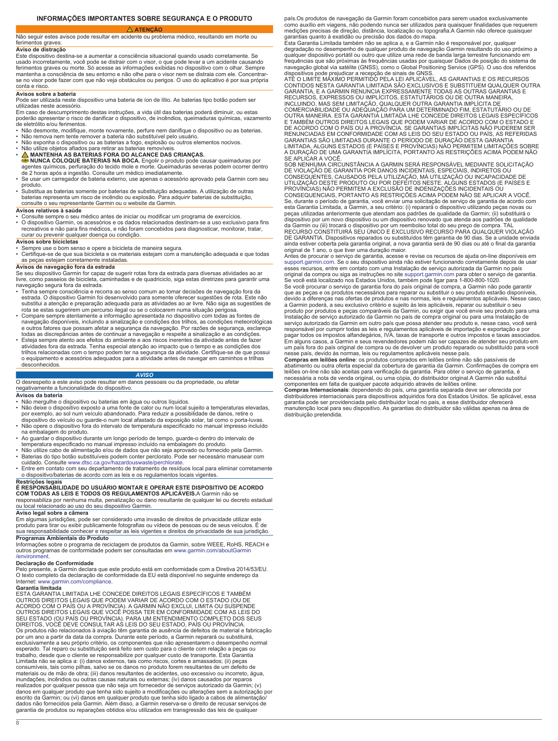## INFORMAÇÕES IMPORTANTES SOBRE SEGURANÇA E O PRODUTO

**⚠ ATENÇÃO**

Não seguir estes avisos pode resultar em acidente ou problema médico, resultando em morte ou ferimentos graves.

### Aviso de distração

Este dispositivo destina-se a aumentar a consciência situacional quando usado corretamente. Se usado incorretamente, você pode se distrair com o visor, o que pode levar a um acidente causando ferimentos graves ou morte. Só acesse as informações exibidas no dispositivo com o olhar. Sempre mantenha a consciência de seu entorno e não olhe para o visor nem se distraia com ele. Concentrar-se no visor pode fazer com que não veja obstáculos ou perigos. O uso do aplicativo é por sua própria conta e risco.

### Avisos sobre a bateria

Pode ser utilizada neste dispositivo uma bateria de íon de lítio. As baterias tipo botão podem ser utilizadas neste acessório.

Em caso de descumprimento destas instruções, a vida útil das baterias poderá diminuir, ou estas poderão apresentar o risco de danificar o dispositivo, de incêndios, queimaduras químicas, vazamento de eletrólito e/ou ferimentos.

- Não desmonte, modifique, monte novamente, perfure nem danifique o dispositivo ou as baterias.
- Não remova nem tente remover a bateria não substituível pelo usuário.
- Não exponha o dispositivo ou as baterias a fogo, explosão ou outros elementos nocivos.
- Não utilize objetos afiados para retirar as baterias removíveis.
- ⚠ **MANTENHA AS BATERIAS FORA DO ALCANCE DAS CRIANÇAS.**
  **NUNCA COLOQUE BATERIAS NA BOCA.** Engolir o produto pode causar queimaduras por agentes químicos, perfuração do tecido mole e morte. Queimaduras severas podem ocorrer dentro de 2 horas após a ingestão. Consulte um médico imediatamente.
- Se usar um carregador de bateria externo, use apenas o acessório aprovado pela Garmin com seu produto.
- Substitua as baterias somente por baterias de substituição adequadas. A utilização de outras baterias representa um risco de incêndio ou explosão. Para adquirir baterias de substituição, consulte o seu representante Garmin ou o website da Garmin.

### Avisos relativos à saúde

- Consulte sempre o seu médico antes de iniciar ou modificar um programa de exercícios.
- O dispositivo Garmin, os acessórios e os dados relacionados destinam-se a uso exclusivo para fins recreativos e não para fins médicos, e não foram concebidos para diagnosticar, monitorar, tratar, curar ou prevenir qualquer doença ou condição.

### Avisos sobre bicicletas

- Sempre use o bom senso e opere a bicicleta de maneira segura.
- Certifique-se de que sua bicicleta e os materiais estejam com a manutenção adequada e que todas as peças estejam corretamente instaladas.

### Avisos de navegação fora da estrada

Se seu dispositivo Garmin for capaz de sugerir rotas fora da estrada para diversas atividades ao ar livre, como passeios de bicicleta, caminhadas e de quadriciclo, siga estas diretrizes para garantir uma navegação segura fora da estrada.

- Tenha sempre consciência e recorra ao senso comum ao tomar decisões de navegação fora da estrada. O dispositivo Garmin foi desenvolvido para somente oferecer sugestões de rota. Este não substitui a atenção e preparação adequada para as atividades ao ar livre. Não siga as sugestões de rota se estas sugerirem um percurso ilegal ou se o colocarem numa situação perigosa.
- Compare sempre atentamente a informação apresentada no dispositivo com todas as fontes de navegação disponíveis, incluindo a sinalização e condições dos trilhos, as condições meteorológicas e outros fatores que possam afetar a segurança da navegação. Por razões de segurança, esclareça todas as discrepâncias antes de continuar a navegação e respeite a sinalização e as condições.
- Esteja sempre atento aos efeitos do ambiente e aos riscos inerentes da atividade antes de fazer atividades fora da estrada. Tenha especial atenção ao impacto que o tempo e as condições dos trilhos relacionadas com o tempo podem ter na segurança da atividade. Certifique-se de que possui o equipamento e acessórios adequados para a atividade antes de navegar em caminhos e trilhas desconhecidos.

**AVISO**

O desrespeito a este aviso pode resultar em danos pessoais ou da propriedade, ou afetar negativamente a funcionalidade do dispositivo.

### Avisos da bateria

- Não mergulhe o dispositivo ou baterias em água ou outros líquidos.
- Não deixe o dispositivo exposto a uma fonte de calor ou num local sujeito a temperaturas elevadas, por exemplo, ao sol num veículo abandonado. Para reduzir a possibilidade de danos, retire o dispositivo do veículo ou guarde-o num local afastado da exposição solar, tal como o porta-luvas.
- Não opere o dispositivo fora do intervalo de temperatura especificado no manual impresso incluído na embalagem do produto.
- Ao guardar o dispositivo durante um longo período de tempo, guarde-o dentro do intervalo de temperatura especificado no manual impresso incluído na embalagem do produto.
- Não utilize cabo de alimentação e/ou de dados que não seja aprovado ou fornecido pela Garmin.
- Baterias do tipo botão substituíveis podem conter perclorato. Pode ser necessário manusear com cuidado. Consulte www.dtsc.ca.gov/hazardouswaste/perchlorate.
- Entre em contato com seu departamento de tratamento de resíduos local para eliminar corretamente o dispositivo/baterias de acordo com as leis e os regulamentos locais vigentes.

### Restrições legais

**É RESPONSABILIDADE DO USUÁRIO MONTAR E OPERAR ESTE DISPOSITIVO DE ACORDO COM TODAS AS LEIS E TODOS OS REGULAMENTOS APLICÁVEIS.** A Garmin não se responsabiliza por nenhuma multa, penalização ou dano resultante de qualquer lei ou decreto estadual ou local relacionado ao uso do seu dispositivo Garmin.

### Aviso legal sobre a câmera

Em algumas jurisdições, pode ser considerado uma invasão de direitos de privacidade utilizar este produto para tirar ou exibir publicamente fotografias ou vídeos de pessoas ou de seus veículos. É de sua responsabilidade conhecer e respeitar as leis vigentes e direitos de privacidade de sua jurisdição.

### Programas Ambientais do Produto

Informações sobre o programa de reciclagem de produtos da Garmin, sobre WEEE, RoHS, REACH e outros programas de conformidade podem ser consultadas em www.garmin.com/aboutGarmin/environment.

### Declaração de Conformidade

Pelo presente, a Garmin declara que este produto está em conformidade com a Diretiva 2014/53/EU. O texto completo da declaração de conformidade da EU está disponível no seguinte endereço da Internet: www.garmin.com/compliance.

### Garantia limitada

ESTA GARANTIA LIMITADA LHE CONCEDE DIREITOS LEGAIS ESPECÍFICOS E TAMBÉM OUTROS DIREITOS LEGAIS QUE PODEM VARIAR DE ACORDO COM O ESTADO (OU DE ACORDO COM O PAÍS OU A PROVÍNCIA). A GARMIN NÃO EXCLUI, LIMITA OU SUSPENDE OUTROS DIREITOS LEGAIS QUE VOCÊ POSSA TER EM CONFORMIDADE COM AS LEIS DO SEU ESTADO (OU PAÍS OU PROVÍNCIA). PARA UM ENTENDIMENTO COMPLETO DOS SEUS DIREITOS, VOCÊ DEVE CONSULTAR AS LEIS DO SEU ESTADO, PAÍS OU PROVÍNCIA.

Os produtos não relacionados à aviação têm garantia de ausência de defeitos de material e fabricação por um ano a partir da data da compra. Durante este período, a Garmin reparará ou substituirá, exclusivamente a seu próprio critério, os componentes que não apresentarem o desempenho normal esperado. Tal reparo ou substituição será feito sem custo para o cliente com relação a peças ou trabalho, desde que o cliente se responsabilize por qualquer custo de transporte. Esta Garantia Limitada não se aplica a: (i) danos externos, tais como riscos, cortes e amassados; (ii) peças consumíveis, tais como pilhas, salvo se os danos no produto forem resultantes de um defeito de materiais ou de mão de obra; (iii) danos resultantes de acidentes, uso excessivo ou incorreto, água, inundações, incêndios ou outras causas naturais ou externas; (iv) danos causados por reparos realizados por qualquer pessoa que não seja um fornecedor de serviços autorizado da Garmin; (v) danos em qualquer produto que tenha sido sujeito a modificações ou alterações sem a autorização por escrito da Garmin; ou (vi) danos em qualquer produto que tenha sido ligado a cabos de alimentação/dados não fornecidos pela Garmin. Além disso, a Garmin reserva-se o direito de recusar serviços de garantia de produtos ou reparações obtidos e/ou utilizados em transgressão das leis de qualquer país.Os produtos de navegação da Garmin foram concebidos para serem usados exclusivamente como auxílio em viagens, não podendo nunca ser utilizados para quaisquer finalidades que requerem medições precisas de direção, distância, localização ou topografia.A Garmin não oferece quaisquer garantias quanto à exatidão ou precisão dos dados do mapa.

Esta Garantia Limitada também não se aplica a, e a Garmin não é responsável por, qualquer degradação no desempenho de qualquer produto de navegação Garmin resultando do uso próximo a qualquer dispositivo portátil ou outro que utilize uma rede de banda larga terrestre funcionando em frequências que são próximas às frequências usadas por quaisquer Dados de posição do sistema de navegação global via satélite (GNSS), como o Global Positioning Service (GPS). O uso dos referidos dispositivos pode prejudicar a recepção de sinais de GNSS.

ATÉ O LIMITE MÁXIMO PERMITIDO PELA LEI APLICÁVEL, AS GARANTIAS E OS RECURSOS CONTIDOS NESTA GARANTIA LIMITADA SÃO EXCLUSIVOS E SUBSTITUEM QUALQUER OUTRA GARANTIA, E A GARMIN RENUNCIA EXPRESSAMENTE TODAS AS OUTRAS GARANTIAS E RECURSOS, EXPRESSOS OU IMPLÍCITOS, ESTATUTÁRIOS OU DE OUTRA MANEIRA, INCLUINDO, MAS SEM LIMITAÇÃO, QUALQUER OUTRA GARANTIA IMPLÍCITA DE COMERCIABILIDADE OU ADEQUAÇÃO PARA UM DETERMINADO FIM, ESTATUTÁRIO OU DE OUTRA MANEIRA. ESTA GARANTIA LIMITADA LHE CONCEDE DIREITOS LEGAIS ESPECÍFICOS E TAMBÉM OUTROS DIREITOS LEGAIS QUE PODEM VARIAR DE ACORDO COM O ESTADO E DE ACORDO COM O PAÍS OU A PROVÍNCIA. SE GARANTIAS IMPLÍCITAS NÃO PUDEREM SER RENUNCIADAS EM CONFORMIDADE COM AS LEIS DO SEU ESTADO OU PAÍS, AS REFERIDAS GARANTIAS SÃO LIMITADAS DURANTE O PERÍODO DE DURAÇÃO DESTA GARANTIA LIMITADA. ALGUNS ESTADOS (E PAÍSES E PROVÍNCIAS) NÃO PERMITEM LIMITAÇÕES SOBRE A DURAÇÃO DE UMA GARANTIA IMPLÍCITA, PORTANTO AS RESTRIÇÕES ACIMA PODEM NÃO SE APLICAR A VOCÊ.

SOB NENHUMA CIRCUNSTÂNCIA A GARMIN SERÁ RESPONSÁVEL MEDIANTE SOLICITAÇÃO DE VIOLAÇÃO DE GARANTIA POR DANOS INCIDENTAIS, ESPECIAIS, INDIRETOS OU CONSEQUENTES, CAUSADOS PELA UTILIZAÇÃO, MÁ UTILIZAÇÃO OU INCAPACIDADE DE UTILIZAÇÃO DESTE PRODUTO OU POR DEFEITOS NESTE. ALGUNS ESTADOS (E PAÍSES E PROVÍNCIAS) NÃO PERMITEM A EXCLUSÃO DE INDENIZAÇÕES INCIDENTAIS OU CONSEQUENCIAIS, PORTANTO AS RESTRIÇÕES ACIMA PODEM NÃO SE APLICAR A VOCÊ.

Se, durante o período de garantia, você enviar uma solicitação de serviço de garantia de acordo com esta Garantia Limitada, a Garmin, a seu critério: (i) reparará o dispositivo utilizando peças novas ou peças utilizadas anteriormente que atendam aos padrões de qualidade da Garmin; (ii) substituirá o dispositivo por um novo dispositivo ou um dispositivo renovado que atenda aos padrões de qualidade da Garmin ou (iii) trocará o dispositivo por um reembolso total do seu preço de compra. TAL RECURSO CONSTITUIRÁ SEU ÚNICO E EXCLUSIVO RECURSO PARA QUALQUER VIOLAÇÃO DE GARANTIA. Dispositivos reparados ou substituídos têm garantia de 90 dias. Se a unidade enviada ainda estiver coberta pela garantia original, a nova garantia será de 90 dias ou até o final da garantia original de 1 ano, o que tiver uma duração maior.

Antes de procurar o serviço de garantia, acesse e revise os recursos de ajuda on-line disponíveis em support.garmin.com. Se o seu dispositivo ainda não estiver funcionando corretamente depois de usar esses recursos, entre em contato com uma Instalação de serviço autorizada da Garmin no país original da compra ou siga as instruções no site support.garmin.com para obter o serviço de garantia. Se você está localizado nos Estados Unidos, também pode ligar para 1-800-800-1020.

Se você procurar o serviço de garantia fora do país original de compra, a Garmin não pode garantir que as peças e os produtos necessários para reparar ou substituir o seu produto estarão disponíveis, devido a diferenças nas ofertas de produtos e nas normas, leis e regulamentos aplicáveis. Nesse caso, a Garmin poderá, a seu exclusivo critério e sujeito às leis aplicáveis, reparar ou substituir o seu produto por produtos e peças comparáveis da Garmin, ou exigir que você envie seu produto para uma Instalação de serviço autorizado da Garmin no país de compra original ou para uma Instalação de serviço autorizado da Garmin em outro país que possa atender seu produto e, nesse caso, você será responsável por cumprir todas as leis e regulamentos aplicáveis de importação e exportação e por pagar todos os impostos alfandegários, IVA, taxas de transporte e outros impostos e taxas associados. Em alguns casos, a Garmin e seus revendedores podem não ser capazes de atender seu produto em um país fora do país original de compra ou de devolver um produto reparado ou substituído para você nesse país, devido às normas, leis ou regulamentos aplicáveis nesse país.

**Compras em leilões online**: os produtos comprados em leilões online não são passíveis de abatimento ou outra oferta especial da cobertura de garantia da Garmin. Confirmações de compra em leilões on-line não são aceitas para verificação da garantia. Para obter o serviço de garantia, é necessária a nota de venda original, ou uma cópia, do distribuidor original.A Garmin não substitui componentes em falta de qualquer pacote adquirido através de leilões online.

**Compras Internacionais**: dependendo do país, uma garantia separada deve ser oferecida por distribuidores internacionais para dispositivos adquiridos fora dos Estados Unidos. Se aplicável, essa garantia pode ser providenciada pelo distribuidor local no país, e esse distribuidor oferecerá manutenção local para seu dispositivo. As garantias do distribuidor são válidas apenas na área de distribuição pretendida.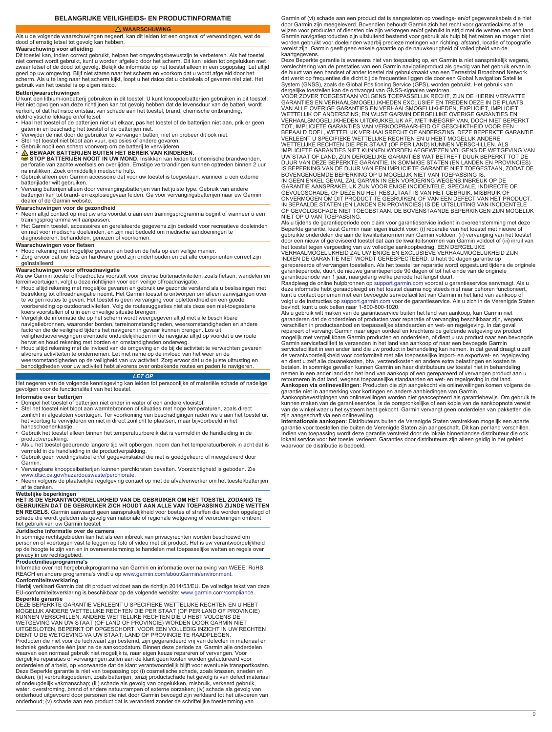## BELANGRIJKE VEILIGHEIDS- EN PRODUCTINFORMATIE

**⚠ WAARSCHUWING**

Als u de volgende waarschuwingen negeert, kan dit leiden tot een ongeval of verwondingen, wat de dood of ernstig letsel tot gevolg kan hebben.

### Waarschuwing voor afleiding

Dit toestel kan, indien correct gebruikt, helpen het omgevingsbewustzijn te verbeteren. Als het toestel niet correct wordt gebruikt, kunt u worden afgeleid door het scherm. Dit kan leiden tot ongelukken met zwaar letsel of de dood tot gevolg. Bekijk de informatie op het toestel alleen in een oogopslag. Let altijd goed op uw omgeving. Blijf niet staren naar het scherm en voorkom dat u wordt afgeleid door het scherm. Als u te lang naar het scherm kijkt, loopt u het risico dat u obstakels of gevaren niet ziet. Het gebruik van het toestel is op eigen risico.

### Batterijwaarschuwingen

U kunt een lithium-ionbatterij gebruiken in dit toestel. U kunt knoopcelbatterijen gebruiken in dit toestel. Het niet opvolgen van deze richtlijnen kan tot gevolg hebben dat de levensduur van de batterij wordt verkort, of dat het risico ontstaat van schade aan het toestel, brand, chemische ontbranding, elektrolytische lekkage en/of letsel.

- Haal het toestel of de batterijen niet uit elkaar, pas het toestel of de batterijen niet aan, prik er geen gaten in en beschadig het toestel of de batterijen niet.
- Verwijder de niet door de gebruiker te vervangen batterij niet en probeer dit ook niet.
- Stel het toestel niet bloot aan vuur, explosies of andere gevaren.
- Gebruik nooit een scherp voorwerp om de batterij te verwijderen.
- **⚠ BEWAAR BATTERIJEN BUITEN HET BEREIK VAN KINDEREN.**
  **STOP BATTERIJEN NOOIT IN UW MOND.** Inslikken kan leiden tot chemische brandwonden, perforatie van zachte weefsels en overlijden. Ernstige verbrandingen kunnen optreden binnen 2 uur na inslikken. Zoek onmiddellijk medische hulp.
- Gebruik alleen een Garmin accessoire dat voor uw toestel is toegestaan, wanneer u een externe batterijlader wilt gebruiken.
- Vervang batterijen alleen door vervangingsbatterijen van het juiste type. Gebruik van andere batterijen kan tot brand- en explosiegevaar leiden. Ga voor vervangingsbatterijen naar uw Garmin dealer of de Garmin website.

### Waarschuwingen voor de gezondheid

- Neem altijd contact op met uw arts voordat u aan een trainingsprogramma begint of wanneer u een trainingsprogramma wilt aanpassen.
- Het Garmin toestel, accessoires en gerelateerde gegevens zijn bedoeld voor recreatieve doeleinden en niet voor medische doeleinden, en zijn niet bedoeld om medische aandoeningen te diagnosticeren, behandelen, genezen of voorkomen.

### Waarschuwingen voor fietsen

- Houd rekening met mogelijke gevaren en bedien de fiets op een veilige manier.
- Zorg ervoor dat uw fiets en hardware goed zijn onderhouden en dat alle componenten correct zijn geïnstalleerd.

### Waarschuwingen voor offroadnavigatie

Als uw Garmin toestel offroadroutes voorstelt voor diverse buitenactiviteiten, zoals fietsen, wandelen en terreinvoertuigen, volgt u deze richtlijnen voor een veilige offroadnavigatie.

- Houd altijd rekening met mogelijke gevaren en gebruik uw gezonde verstand als u beslissingen met betrekking tot offroadnavigatie neemt. Het Garmin toestel is ontworpen om alleen aanwijzingen over te volgen routes te geven. Het toestel is geen vervanging voor oplettendheid en een goede voorbereiding op outdooractiviteiten. Volg de routesuggesties niet als deze een niet-toegestane koers voorstellen of u in een onveilige situatie brengen.
- Vergelijk de informatie die op het scherm wordt weergegeven altijd met alle beschikbare navigatiebronnen, waaronder borden, terreinomstandigheden, weersomstandigheden en andere factoren die de veiligheid tijdens het navigeren in gevaar kunnen brengen. Los uit veiligheidsoverwegingen eventuele onduidelijkheden in de navigatie altijd op voordat u uw route hervat en houd rekening met borden en omstandigheden onderweg.
- Houd altijd rekening met de invloed van de omgeving en de bij de activiteit te verwachten gevaren alvorens activiteiten te ondernemen. Let met name op de invloed van het weer en de weersomstandigheden op de veiligheid van uw activiteit. Zorg ervoor dat u de juiste uitrusting en benodigdheden voor uw activiteit hebt alvorens over onbekende routes en paden te navigeren.

**LET OP**

Het negeren van de volgende kennisgeving kan leiden tot persoonlijke of materiële schade of nadelige gevolgen voor de functionaliteit van het toestel.

### Informatie over batterijen

- Dompel het toestel of batterijen niet onder in water of een andere vloeistof.
- Stel het toestel niet bloot aan warmtebronnen of situaties met hoge temperaturen, zoals direct zonlicht in afgesloten voertuigen. Ter voorkoming van beschadigingen raden we u aan het toestel uit het voertuig te verwijderen en niet in direct zonlicht te plaatsen, maar bijvoorbeeld in het handschoenenkastje.
- Gebruik het toestel alleen binnen het temperatuurbereik dat is vermeld in de handleiding in de productverpakking.
- Als u het toestel gedurende langere tijd wilt opbergen, neem dan het temperatuurbereik in acht dat is vermeld in de handleiding in de productverpakking.
- Gebruik geen voedingskabel en/of gegevenskabel die niet is goedgekeurd of meegeleverd door Garmin.
- Vervangbare knoopcelbatterijen kunnen perchloraten bevatten. Voorzichtigheid is geboden. Zie www.dtsc.ca.gov/hazardouswaste/perchlorate.
- Neem volgens de plaatselijke regelgeving contact op met de afvalverwerker om het toestel/batterijen af te danken.

### Wettelijke beperkingen

**HET IS DE VERANTWOORDELIJKHEID VAN DE GEBRUIKER OM HET TOESTEL ZODANIG TE GEBRUIKEN DAT DE GEBRUIKER ZICH HOUDT AAN ALLE VAN TOEPASSING ZIJNDE WETTEN EN REGELS.** Garmin aanvaardt geen aansprakelijkheid voor boetes of straffen die worden opgelegd of schade die wordt geleden als gevolg van nationale of regionale wetgeving of verordeningen omtrent het gebruik van uw Garmin toestel.

### Juridische informatie over de camera

In sommige rechtsgebieden kan het als een inbreuk van privacyrechten worden beschouwd om personen of voertuigen vast te leggen op foto of video met dit product. Het is uw verantwoordelijkheid op de hoogte te zijn van en in overeenstemming te handelen met toepasselijke wetten en regels over privacy in uw rechtsgebied.

### Productmilieuprogramma's

Informatie over het hergebruikprogramma van Garmin en informatie over naleving van WEEE, RoHS, REACH en andere programma's vindt u op www.garmin.com/aboutGarmin/environment.

### Conformiteitsverklaring

Hierbij verklaart Garmin dat dit product voldoet aan de richtlijn 2014/53/EU. De volledige tekst van deze EU-conformiteitsverklaring is beschikbaar op de volgende website: www.garmin.com/compliance.

### Beperkte garantie

DEZE BEPERKTE GARANTIE VERLEENT U SPECIFIEKE WETTELIJKE RECHTEN EN U HEBT MOGELIJK ANDERE WETTELIJKE RECHTEN DIE PER STAAT (OF PER LAND OF PROVINCIE) KUNNEN VERSCHILLEN. ANDERE WETTELIJKE RECHTEN DIE U HEBT VOLGENS DE WETGEVING VAN UW STAAT (OF LAND OF PROVINCIE) WORDEN DOOR GARMIN NIET UITGESLOTEN, BEPERKT OF OPGESCHORT. VOOR EEN VOLLEDIG INZICHT IN UW RECHTEN DIENT U DE WETGEVING VA UW STAAT, LAND OF PROVINCIE TE RAADPLEGEN.

Producten die niet voor de luchtvaart zijn bestemd, zijn gegarandeerd vrij van defecten in materiaal en techniek gedurende één jaar na de aankoopdatum. Binnen deze periode zal Garmin alle onderdelen waarvan een normaal gebruik niet mogelijk is, naar eigen keuze repareren of vervangen. Voor dergelijke reparaties of vervangingen zullen aan de klant geen kosten worden gefactureerd voor onderdelen of arbeid, op voorwaarde dat de klant verantwoordelijk blijft voor eventuele transportkosten. Deze Beperkte garantie is niet van toepassing op: (i) cosmetische schade, zoals krassen, sneden en deuken; (ii) verbruiksgoederen, zoals batterijen, tenzij productschade het gevolg is van een defect materiaal of ondeugdelijk vakmanschap; (iii) schade als gevolg van ongelukken, misbruik, verkeerd gebruik, water, overstroming, brand of andere natuurrampen of externe oorzaken; (iv) schade als gevolg van onderhoud uitgevoerd door personen die niet door Garmin bevoegd zijn verklaard tot het uitvoeren van onderhoud; (v) schade aan een product dat is veranderd zonder de schriftelijke toestemming van Garmin of (vi) schade aan een product dat is aangesloten op voedings- en/of gegevenskabels die niet door Garmin zijn meegeleverd. Bovendien behoudt Garmin zich het recht voor garantieclaims af te wijzen voor producten of diensten die zijn verkregen en/of gebruikt in strijd met de wetten van een land. Garmin navigatieproducten zijn uitsluitend bestemd voor gebruik als hulp bij het reizen en mogen niet worden gebruikt voor doeleinden waarbij precieze metingen van richting, afstand, locatie of topografie vereist zijn. Garmin geeft geen enkele garantie op de nauwkeurigheid of volledigheid van de kaartgegevens.

Deze Beperkte garantie is eveneens niet van toepassing op, en Garmin is niet aansprakelijk wegens, verslechtering van de prestaties van een Garmin navigatieproduct als gevolg van het gebruik ervan in de buurt van een handset of ander toestel dat gebruikmaakt van een Terrestrial Broadband Network dat werkt op frequenties die dicht bij de frequenties liggen die door een Global Navigation Satellite System (GNSS), zoals de Global Positioning Service (GPS), worden gebruikt. Het gebruik van dergelijke toestellen kan de ontvangst van GNSS-signalen verstoren.

VOOR ZOVER TOEGESTAAN VOLGENS TOEPASSELIJK RECHT, ZIJN DE HIERIN VERVATTE GARANTIES EN VERHAALSMOGELIJKHEDEN EXCLUSIEF EN TREDEN DEZE IN DE PLAATS VAN ALLE OVERIGE GARANTIES EN VERHAALSMOGELIJKHEDEN, EXPLICIET, IMPLICIET, WETTELIJK OF ANDERSZINS, EN WIJST GARMIN DERGELIJKE OVERIGE GARANTIES EN VERHAALSMOGELIJKHEDEN UITDRUKKELIJK AF, MET INBEGRIP VAN, DOCH NIET BEPERKT TOT, IMPLICIETE GARANTIES VAN VERKOOPBAARHEID OF GESCHIKTHEID VOOR EEN BEPAALD DOEL, WETTELIJK VERHAALSRECHT OF ANDERSZINS. DEZE BEPERKTE GARANTIE VERLEENT U SPECIFIEKE WETTELIJKE RECHTEN EN U HEBT MOGELIJK ANDERE WETTELIJKE RECHTEN DIE PER STAAT (OF PER LAND) KUNNEN VERSCHILLEN. ALS IMPLICIETE GARANTIES NIET KUNNEN WORDEN AFGEWEZEN VOLGENS DE WETGEVING VAN UW STAAT OF LAND, ZIJN DERGELIJKE GARANTIES WAT BETREFT DUUR BEPERKT TOT DE DUUR VAN DEZE BEPERKTE GARANTIE. IN SOMMIGE STATEN (EN LANDEN EN PROVINCIES) IS BEPERKING VAN DE DUUR VAN EEN IMPLICIETE GARANTIE NIET TOEGESTAAN, ZODAT DE BOVENGENOEMDE BEPERKING OP U MOGELIJK NIET VAN TOEPASSING IS.

IN GEEN ENKEL GEVAL ZAL GARMIN IN EEN VORDERING WEGENS INBREUK OP DE GARANTIE AANSPRAKELIJK ZIJN VOOR ENIGE INCIDENTELE, SPECIALE, INDIRECTE OF GEVOLGSCHADE, OF DEZE NU HET RESULTAAT IS VAN HET GEBRUIK, MISBRUIK OF ONVERMOGEN OM DIT PRODUCT TE GEBRUIKEN, OF VAN EEN DEFECT VAN HET PRODUCT. IN BEPAALDE STATEN (EN LANDEN EN PROVINCIES) IS DE UITSLUITING VAN INCIDENTELE OF GEVOLGSCHADE NIET TOEGESTAAN. DE BOVENSTAANDE BEPERKINGEN ZIJN MOGELIJK NIET OP U VAN TOEPASSING.

Als u tijdens de garantieperiode een claim voor garantieservice indient in overeenstemming met deze Beperkte garantie, kiest Garmin naar eigen inzicht voor: (i) reparatie van het toestel met nieuwe of gebruikte onderdelen die aan de kwaliteitsnormen van Garmin voldoen, (ii) vervanging van het toestel door een nieuw of gereviseerd toestel dat aan de kwaliteitsnormen van Garmin voldoet of (iii) inruil van het toestel tegen vergoeding van uw volledige aankoopbedrag. EEN DERGELIJKE VERHAALMOGELIJKHEID ZAL UW ENIGE EN EXCLUSIEVE VERHAALMOGELIJKHEID ZIJN INDIEN DE GARANTIE NIET WORDT GERESPECTEERD. U hebt 90 dagen garantie op gerepareerde of vervangen toestellen. Als het toestel ter reparatie wordt opgestuurd tijdens de originele garantieperiode, duurt de nieuwe garantieperiode 90 dagen of tot het einde van de originele garantieperiode van 1 jaar, naargelang welke periode het langst duurt.

Raadpleeg de online hulpbronnen op support.garmin.com voordat u garantieservice aanvraagt. Als u deze informatie hebt geraadpleegd en het toestel daarna nog steeds niet naar behoren functioneert, kunt u contact opnemen met een bevoegde servicefaciliteit van Garmin in het land van aankoop of volgt u de instructies op support.garmin.com voor de garantieservice. Als u zich in de Verenigde Staten bevindt, kunt u ook bellen naar 1-800-800-1020.

Als u gebruik wilt maken van de garantieservice buiten het land van aankoop, kan Garmin niet garanderen dat de onderdelen of producten voor reparatie of vervanging beschikbaar zijn, wegens verschillen in productaanbod en toepasselijke standaarden en wet- en regelgeving. In dat geval repareert of vervangt Garmin naar eigen oordeel en krachtens de geldende wetgeving uw product mogelijk met vergelijkbare Garmin producten en onderdelen, of dient u uw product naar een bevoegde Garmin servicefaciliteit te verzenden in het land van aankoop of naar een bevoegde Garmin servicefaciliteit in een ander land die uw product in behandeling kan nemen. In dat geval draagt u zelf de verantwoordelijkheid voor conformiteit met alle toepasselijke import- en exportwet- en regelgeving en dient u zelf alle douanekosten, btw, verzendkosten en andere extra belastingen en kosten te betalen. In sommige gevallen kunnen Garmin en haar distributeurs uw toestel niet in behandeling nemen in een ander land dan het land van aankoop of een gerepareerd of vervangen product aan u retourneren in dat land, wegens toepasselijke standaarden en wet- en regelgeving in dat land.

**Aankopen via onlineveilingen**: Producten die zijn aangekocht via onlineveilingen komen volgens de garantie niet in aanmerking voor kortingen en andere aanbiedingen van Garmin. Aankoopbevestigingen van onlineveilingen worden niet geaccepteerd als garantiebewijs. Om gebruik te kunnen maken van de garantieservice, is de oorspronkelijke of een kopie van de aankoopnota vereist van de winkel waar u het systeem hebt gekocht. Garmin vervangt geen onderdelen van pakketten die zijn aangeschaft via een onlineveiling.

**Internationale aankopen:** Distributeurs buiten de Verenigde Staten verstrekken mogelijk een aparte garantie voor toestellen die buiten de Verenigde Staten zijn aangeschaft. Dit kan per land verschillen. Indien van toepassing wordt deze garantie verstrekt door de lokale binnenlandse distributeur die ook lokaal service voor het toestel verleent. Garanties door distributeurs zijn alleen geldig in het gebied waarvoor de distributie is bedoeld.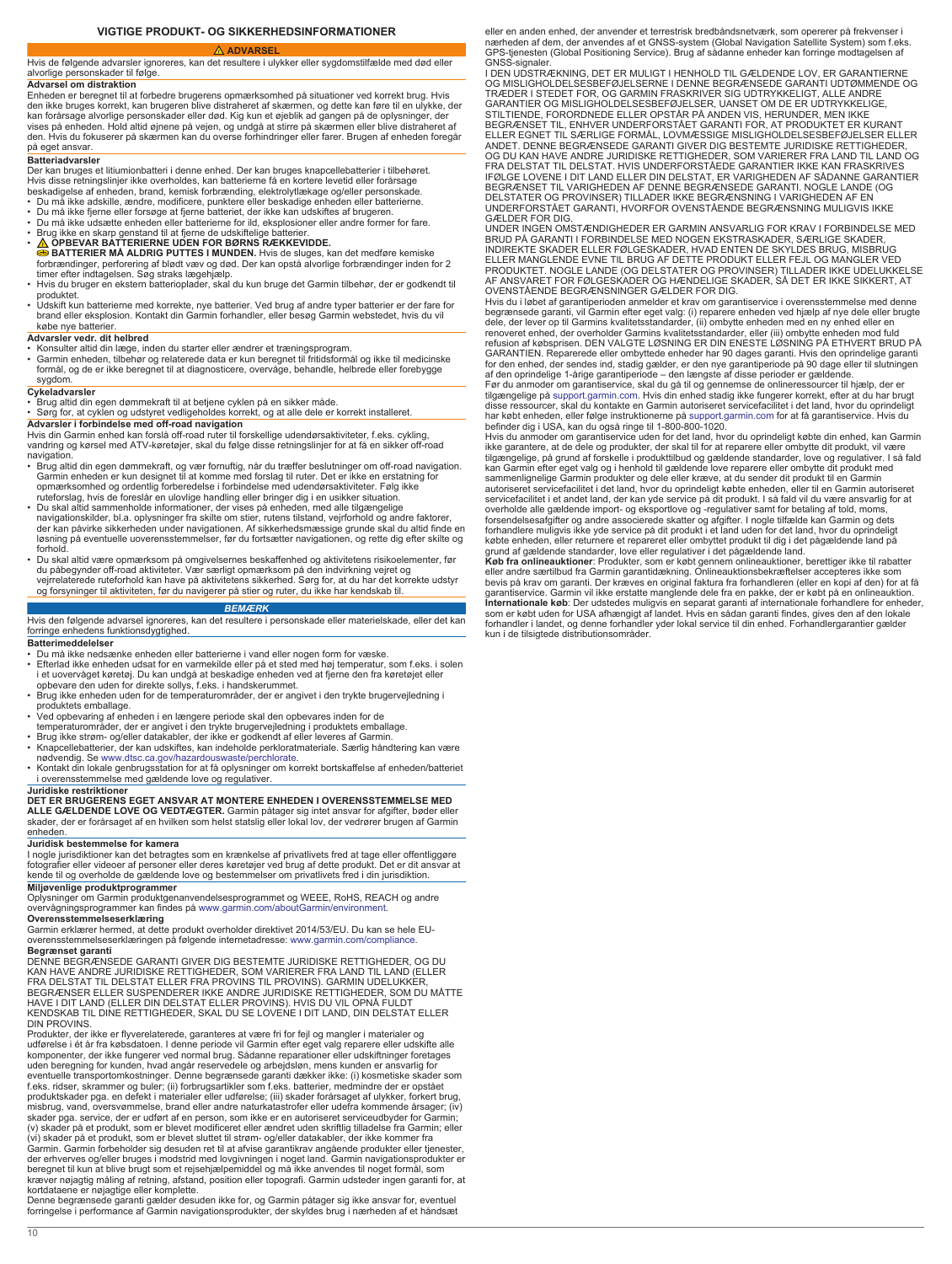## VIGTIGE PRODUKT- OG SIKKERHEDSINFORMATIONER

**⚠ ADVARSEL**

Hvis de følgende advarsler ignoreres, kan det resultere i ulykker eller sygdomstilfælde med død eller alvorlige personskader til følge.

### Advarsel om distraktion

Enheden er beregnet til at forbedre brugerens opmærksomhed på situationer ved korrekt brug. Hvis den ikke bruges korrekt, kan brugeren blive distraheret af skærmen, og dette kan føre til en ulykke, der kan forårsage alvorlige personskader eller død. Kig kun et øjeblik ad gangen på de oplysninger, der vises på enheden. Hold altid øjnene på vejen, og undgå at stirre på skærmen eller blive distraheret af den. Hvis du fokuserer på skærmen kan du overse forhindringer eller farer. Brugen af enheden foregår på eget ansvar.

### Batteriadvarsler

Der kan bruges et litiumionbatteri i denne enhed. Der kan bruges knapcellebatterier i tilbehøret. Hvis disse retningslinjer ikke overholdes, kan batterierne få en kortere levetid eller forårsage beskadigelse af enheden, brand, kemisk forbrænding, elektrolytlækage og/eller personskade.

- Du må ikke adskille, ændre, modificere, punktere eller beskadige enheden eller batterierne.
- Du må ikke fjerne eller forsøge at fjerne batteriet, der ikke kan udskiftes af brugeren.
- Du må ikke udsætte enheden eller batterierne for ild, eksplosioner eller andre former for fare.
- Brug ikke en skarp genstand til at fjerne de udskiftelige batterier.
- **⚠ OPBEVAR BATTERIERNE UDEN FOR BØRNS RÆKKEVIDDE.**
  **BATTERIER MÅ ALDRIG PUTTES I MUNDEN.** Hvis de sluges, kan det medføre kemiske forbrændinger, perforering af blødt væv og død. Der kan opstå alvorlige forbrændinger inden for 2 timer efter indtagelsen. Søg straks lægehjælp.
- Hvis du bruger en ekstern batterioplader, skal du kun bruge det Garmin tilbehør, der er godkendt til produktet.
- Udskift kun batterierne med korrekte, nye batterier. Ved brug af andre typer batterier er der fare for brand eller eksplosion. Kontakt din Garmin forhandler, eller besøg Garmin webstedet, hvis du vil købe nye batterier.

### Advarsler vedr. dit helbred

- Konsulter altid din læge, inden du starter eller ændrer et træningsprogram.
- Garmin enheden, tilbehør og relaterede data er kun beregnet til fritidsformål og ikke til medicinske formål, og de er ikke beregnet til at diagnosticere, overvåge, behandle, helbrede eller forebygge sygdom.

### Cykeladvarsler

- Brug altid din egen dømmekraft til at betjene cyklen på en sikker måde.
- Sørg for, at cyklen og udstyret vedligeholdes korrekt, og at alle dele er korrekt installeret.

### Advarsler i forbindelse med off-road navigation

Hvis din Garmin enhed kan foreslå off-road ruter til forskellige udendørsaktiviteter, f.eks. cykling, vandring og kørsel med ATV-køretøjer, skal du følge disse retningslinjer for at få en sikker off-road navigation.

- Brug altid din egen dømmekraft, og vær fornuftig, når du træffer beslutninger om off-road navigation. Garmin enheden er kun designet til at komme med forslag til ruter. Det er ikke en erstatning for opmærksomhed og ordentlig forberedelse i forbindelse med udendørsaktiviteter. Følg ikke ruteforslag, hvis de foreslår en ulovlige handling eller bringer dig i en usikker situation.
- Du skal altid sammenholde informationer, der vises på enheden, med alle tilgængelige navigationskilder, bl.a. oplysninger fra skilte om stier, rutens tilstand, vejrforhold og andre faktorer, der kan påvirke sikkerheden under navigationen. Af sikkerhedsmæssige grunde skal du altid finde en løsning på eventuelle uoverensstemmelser, før du fortsætter navigationen, og rette dig efter skilte og forhold.
- Du skal altid være opmærksom på omgivelsernes beskaffenhed og aktivitetens risikoelementer, før du påbegynder off-road aktiviteter. Vær særligt opmærksom på den indvirkning vejret og vejrrelaterede ruteforhold kan have på aktivitetens sikkerhed. Sørg for, at du har det korrekte udstyr og forsyninger til aktiviteten, før du navigerer på stier og ruter, du ikke har kendskab til.

***BEMÆRK***

Hvis den følgende advarsel ignoreres, kan det resultere i personskade eller materielskade, eller det kan forringe enhedens funktionsdygtighed.

### Batterimeddelelser

- Du må ikke nedsænke enheden eller batterierne i vand eller nogen form for væske.
- Efterlad ikke enheden udsat for en varmekilde eller på et sted med høj temperatur, som f.eks. i solen i et uovervåget køretøj. Du kan undgå at beskadige enheden ved at fjerne den fra køretøjet eller opbevare den uden for direkte sollys, f.eks. i handskerummet.
- Brug ikke enheden uden for de temperaturområder, der er angivet i den trykte brugervejledning i produktets emballage.
- Ved opbevaring af enheden i en længere periode skal den opbevares inden for de temperaturområder, der er angivet i den trykte brugervejledning i produktets emballage.
- Brug ikke strøm- og/eller datakabler, der ikke er godkendt af eller leveres af Garmin.
- Knapcellebatterier, der kan udskiftes, kan indeholde perkloratmateriale. Særlig håndtering kan være nødvendig. Se www.dtsc.ca.gov/hazardouswaste/perchlorate.
- Kontakt din lokale genbrugsstation for at få oplysninger om korrekt bortskaffelse af enheden/batteriet i overensstemmelse med gældende love og regulativer.

### Juridiske restriktioner

**DET ER BRUGERENS EGET ANSVAR AT MONTERE ENHEDEN I OVERENSSTEMMELSE MED ALLE GÆLDENDE LOVE OG VEDTÆGTER.** Garmin påtager sig intet ansvar for afgifter, bøder eller skader, der er forårsaget af en hvilken som helst statslig eller lokal lov, der vedrører brugen af enheden.

### Juridisk bestemmelse for kamera

I nogle jurisdiktioner kan det betragtes som en krænkelse af privatlivets fred at tage eller offentliggøre fotografier eller videoer af personer eller deres køretøjer ved brug af dette produkt. Det er dit ansvar at kende til og overholde de gældende love og bestemmelser om privatlivets fred i din jurisdiktion.

### Miljøvenlige produktprogrammer

Oplysninger om Garmin produktgenanvendelsesprogrammet og WEEE, RoHS, REACH og andre overvågningsprogrammer kan findes på www.garmin.com/aboutGarmin/environment.

### Overensstemmelseserklæring

Garmin erklærer hermed, at dette produkt overholder direktivet 2014/53/EU. Du kan se hele EU-overensstemmelseserklæringen på følgende internetadresse: www.garmin.com/compliance.

### Begrænset garanti

DENNE BEGRÆNSEDE GARANTI GIVER DIG BESTEMTE JURIDISKE RETTIGHEDER, OG DU KAN HAVE ANDRE JURIDISKE RETTIGHEDER, SOM VARIERER FRA LAND TIL LAND (ELLER FRA DELSTAT TIL DELSTAT ELLER FRA PROVINS TIL PROVINS). GARMIN UDELUKKER, BEGRÆNSER ELLER SUSPENDERER IKKE ANDRE JURIDISKE RETTIGHEDER, SOM DU MÅTTE HAVE I DIT LAND (ELLER DIN DELSTAT ELLER PROVINS). HVIS DU VIL OPNÅ FULDT KENDSKAB TIL DINE RETTIGHEDER, SKAL DU SE LOVENE I DIT LAND, DIN DELSTAT ELLER DIN PROVINS.

Produkter, der ikke er flyverelaterede, garanteres at være fri for fejl og mangler i materialer og udførelse i ét år fra købsdatoen. I denne periode vil Garmin efter eget valg reparere eller udskifte alle komponenter, der ikke fungerer ved normal brug. Sådanne reparationer eller udskiftninger foretages uden beregning for kunden, hvad angår reservedele og arbejdsløn, mens kunden er ansvarlig for eventuelle transportomkostninger. Denne begrænsede garanti dækker ikke: (i) kosmetiske skader som f.eks. ridser, skrammer og buler; (ii) forbrugsartikler som f.eks. batterier, medmindre der er opstået produktskader pga. en defekt i materialer eller udførelse; (iii) skader forårsaget af ulykker, forkert brug, misbrug, vand, oversvømmelse, brand eller andre naturkatastrofer eller udefra kommende årsager; (iv) skader pga. service, der er udført af en person, som ikke er en autoriseret serviceudbyder for Garmin; (v) skader på et produkt, som er blevet modificeret eller ændret uden skriftlig tilladelse fra Garmin; eller (vi) skader på et produkt, som er blevet sluttet til strøm- og/eller datakabler, der ikke kommer fra Garmin. Garmin forbeholder sig desuden ret til at afvise garantikrav angående produkter eller tjenester, der erhverves og/eller bruges i modstrid med lovgivningen i noget land. Garmin navigationsprodukter er beregnet til kun at blive brugt som et rejsehjælpemiddel og må ikke anvendes til noget formål, som kræver nøjagtig måling af retning, afstand, position eller topografi. Garmin udsteder ingen garanti for, at kortdataene er nøjagtige eller komplette.

Denne begrænsede garanti gælder desuden ikke for, og Garmin påtager sig ikke ansvar for, eventuel forringelse i performance af Garmin navigationsprodukter, der skyldes brug i nærheden af et håndsæt eller en anden enhed, der anvender et terrestrisk bredbåndsnetværk, som opererer på frekvenser i nærheden af dem, der anvendes af et GNSS-system (Global Navigation Satellite System) som f.eks. GPS-tjenesten (Global Positioning Service). Brug af sådanne enheder kan forringe modtagelsen af GNSS-signaler.

I DEN UDSTRÆKNING, DET ER MULIGT I HENHOLD TIL GÆLDENDE LOV, ER GARANTIERNE OG MISLIGHOLDELSESBEFØJELSERNE I DENNE BEGRÆNSEDE GARANTI UDTØMMENDE OG TRÆDER I STEDET FOR, OG GARMIN FRASKRIVER SIG UDTRYKKELIGT, ALLE ANDRE GARANTIER OG MISLIGHOLDELSESBEFØJELSER, UANSET OM DE ER UDTRYKKELIGE, STILTIENDE, FORORDNEDE ELLER OPSTÅR PÅ ANDEN VIS, HERUNDER, MEN IKKE BEGRÆNSET TIL, ENHVER UNDERFORSTÅET GARANTI FOR, AT PRODUKTET ER KURANT ELLER EGNET TIL SÆRLIGE FORMÅL, LOVMÆSSIGE MISLIGHOLDELSESBEFØJELSER ELLER ANDET. DENNE BEGRÆNSEDE GARANTI GIVER DIG BESTEMTE JURIDISKE RETTIGHEDER, OG DU KAN HAVE ANDRE JURIDISKE RETTIGHEDER, SOM VARIERER FRA LAND TIL LAND OG FRA DELSTAT TIL DELSTAT. HVIS UNDERFORSTÅEDE GARANTIER IKKE KAN FRASKRIVES IFØLGE LOVENE I DIT LAND ELLER DIN DELSTAT, ER VARIGHEDEN AF SÅDANNE GARANTIER BEGRÆNSET TIL VARIGHEDEN AF DENNE BEGRÆNSEDE GARANTI. NOGLE LANDE (OG DELSTATER OG PROVINSER) TILLADER IKKE BEGRÆNSNING I VARIGHEDEN AF EN UNDERFORSTÅET GARANTI, HVORFOR OVENSTÅENDE BEGRÆNSNING MULIGVIS IKKE GÆLDER FOR DIG.

UNDER INGEN OMSTÆNDIGHEDER ER GARMIN ANSVARLIG FOR KRAV I FORBINDELSE MED BRUD PÅ GARANTI I FORBINDELSE MED NOGEN EKSTRASKADER, SÆRLIGE SKADER, INDIREKTE SKADER ELLER FØLGESKADER, HVAD ENTEN DE SKYLDES BRUG, MISBRUG ELLER MANGLENDE EVNE TIL BRUG AF DETTE PRODUKT ELLER FEJL OG MANGLER VED PRODUKTET. NOGLE LANDE (OG DELSTATER OG PROVINSER) TILLADER IKKE UDELUKKELSE AF ANSVARET FOR FØLGESKADER OG HÆNDELIGE SKADER, SÅ DET ER IKKE SIKKERT, AT OVENSTÅENDE BEGRÆNSNINGER GÆLDER FOR DIG.

Hvis du i løbet af garantiperioden anmelder et krav om garantiservice i overensstemmelse med denne begrænsede garanti, vil Garmin efter eget valg: (i) reparere enheden ved hjælp af nye dele eller brugte dele, der lever op til Garmins kvalitetsstandarder, (ii) ombytte enheden med en ny enhed eller en renoveret enhed, der overholder Garmins kvalitetsstandarder, eller (iii) ombytte enheden mod fuld refusion af købsprisen. DEN VALGTE LØSNING ER DIN ENESTE LØSNING PÅ ETHVERT BRUD PÅ GARANTIEN. Reparerede eller ombyttede enheder har 90 dages garanti. Hvis den oprindelige garanti for den enhed, der sendes ind, stadig gælder, er den nye garantiperiode på 90 dage eller til slutningen af den oprindelige 1-årige garantiperiode – den længste af disse perioder er gældende.

Før du anmoder om garantiservice, skal du gå til og gennemse de onlineressourcer til hjælp, der er tilgængelige på support.garmin.com. Hvis din enhed stadig ikke fungerer korrekt, efter at du har brugt disse ressourcer, skal du kontakte en Garmin autoriseret servicefacilitet i det land, hvor du oprindeligt har købt enheden, eller følge instruktionerne på support.garmin.com for at få garantiservice. Hvis du befinder dig i USA, kan du også ringe til 1-800-800-1020.

Hvis du anmoder om garantiservice uden for det land, hvor du oprindeligt købte din enhed, kan Garmin ikke garantere, at de dele og produkter, der skal til for at reparere eller ombytte dit produkt, vil være tilgængelige, på grund af forskelle i produkttilbud og gældende standarder, love og regulativer. I så fald kan Garmin efter eget valg og i henhold til gældende love reparere eller ombytte dit produkt med sammenlignelige Garmin produkter og dele eller kræve, at du sender dit produkt til en Garmin autoriseret servicefacilitet i det land, hvor du oprindeligt købte enheden, eller til en Garmin autoriseret servicefacilitet i et andet land, der kan yde service på dit produkt. I så fald vil du være ansvarlig for at overholde alle gældende import- og eksportlove og -regulativer samt for betaling af told, moms, forsendelsesafgifter og andre associerede skatter og afgifter. I nogle tilfælde kan Garmin og dets forhandlere muligvis ikke yde service på dit produkt i et land uden for det land, hvor du oprindeligt købte enheden, eller returnere et repareret eller ombyttet produkt til dig i det pågældende land på grund af gældende standarder, love eller regulativer i det pågældende land.

**Køb fra onlineauktioner**: Produkter, som er købt gennem onlineauktioner, berettiger ikke til rabatter eller andre særtilbud fra Garmin garantidækning. Onlineauktionsbekræftelser accepteres ikke som bevis på krav om garanti. Der kræves en original faktura fra forhandleren (eller en kopi af den) for at få garantiservice. Garmin vil ikke erstatte manglende dele fra en pakke, der er købt på en onlineauktion.

**Internationale køb**: Der udstedes muligvis en separat garanti af internationale forhandlere for enheder, som er købt uden for USA afhængigt af landet. Hvis en sådan garanti findes, gives den af den lokale forhandler i landet, og denne forhandler yder lokal service til din enhed. Forhandlergarantier gælder kun i de tilsigtede distributionsområder.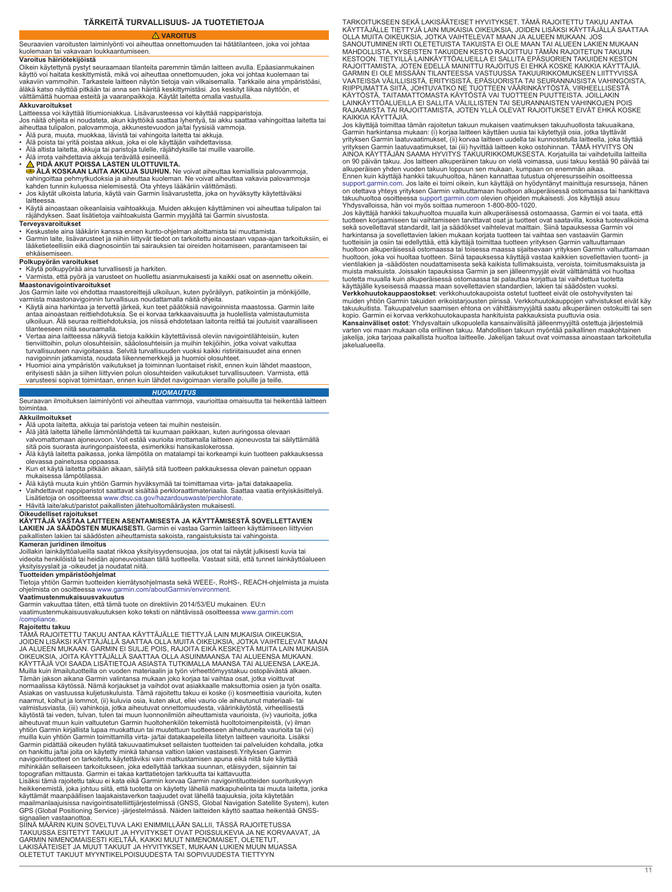# TÄRKEITÄ TURVALLISUUS- JA TUOTETIETOJA

## ⚠ VAROITUS

Seuraavien varoitusten laiminlyönti voi aiheuttaa onnettomuuden tai hätätilanteen, joka voi johtaa kuolemaan tai vakavaan loukkaantumiseen.

### Varoitus häiriötekijöistä

Oikein käytettynä pystyt seuraamaan tilanteita paremmin tämän laitteen avulla. Epäasianmukainen käyttö voi haitata keskittymistä, mikä voi aiheuttaa onnettomuuden, joka voi johtaa kuolemaan tai vakaviin vammoihin. Tarkastele laitteen näytön tietoja vain vilkaisemalla. Tarkkaile aina ympäristöäsi, äläkä katso näyttöä pitkään tai anna sen häiritä keskittymistäsi. Jos keskityt liikaa näyttöön, et välttämättä huomaa esteitä ja vaaranpaikkoja. Käytät laitetta omalla vastuulla.

### Akkuvaroitukset

Laitteessa voi käyttää litiumioniakkua. Lisävarusteessa voi käyttää nappiparistoja.
Jos näitä ohjeita ei noudateta, akun käyttöikä saattaa lyhentyä, tai akku saattaa vahingoittaa laitetta tai aiheuttaa tulipalon, palovammoja, akkunestevuodon ja/tai fyysisiä vammoja.

- Älä pura, muuta, muokkaa, lävistä tai vahingoita laitetta tai akkuja.
- Älä poista tai yritä poistaa akkua, joka ei ole käyttäjän vaihdettavissa.
- Älä altista laitetta, akkuja tai paristoja tulelle, räjähdyksille tai muille vaaroille.
- Älä irrota vaihdettavia akkuja terävällä esineellä.
- ⚠ **PIDÄ AKUT POISSA LASTEN ULOTTUVILTA.**
  **ÄLÄ KOSKAAN LAITA AKKUJA SUUHUN.** Ne voivat aiheuttaa kemiallisia palovammoja, vahingoittaa pehmytkudoksia ja aiheuttaa kuoleman. Ne voivat aiheuttaa vakavia palovammoja kahden tunnin kuluessa nielemisestä. Ota yhteys lääkäriin välittömästi.
- Jos käytät ulkoista laturia, käytä vain Garmin lisävarustetta, joka on hyväksytty käytettäväksi laitteessa.
- Käytä ainoastaan oikeanlaisia vaihtoakkuja. Muiden akkujen käyttäminen voi aiheuttaa tulipalon tai räjähdyksen. Saat lisätietoja vaihtoakuista Garmin myyjältä tai Garmin sivustosta.

### Terveysvaroitukset

- Keskustele aina lääkärin kanssa ennen kunto-ohjelman aloittamista tai muuttamista.
- Garmin laite, lisävarusteet ja niihin liittyvät tiedot on tarkoitettu ainoastaan vapaa-ajan tarkoituksiin, ei lääketieteellisiin eikä diagnosointiin tai sairauksien tai oireiden hoitamiseen, parantamiseen tai ehkäisemiseen.

### Polkupyörän varoitukset

- Käytä polkupyörää aina turvallisesti ja harkiten.
- Varmista, että pyörä ja varusteet on huollettu asianmukaisesti ja kaikki osat on asennettu oikein.

### Maastonavigointivaroitukset

Jos Garmin laite voi ehdottaa maastoreittejä ulkoiluun, kuten pyöräilyyn, patikointiin ja mönkijöille, varmista maastonavigoinnin turvallisuus noudattamalla näitä ohjeita.

- Käytä aina harkintaa ja tervettä järkeä, kun teet päätöksiä navigoinnista maastossa. Garmin laite antaa ainoastaan reittiehdotuksia. Se ei korvaa tarkkaavaisuutta ja huolellista valmistautumista ulkoiluun. Älä seuraa reittiehdotuksia, jos niissä ehdotetaan laitonta reittiä tai joutuisit vaaralliseen tilanteeseen niitä seuraamalla.
- Vertaa aina laitteessa näkyviä tietoja kaikkiin käytettävissä oleviin navigointilähteisiin, kuten tienviittoihin, polun olosuhteisiin, sääolosuhteisiin ja muihin tekijöihin, jotka voivat vaikuttaa turvallisuuteen navigoitaessa. Selvitä turvallisuuden vuoksi kaikki ristiriitaisuudet aina ennen navigoinnin jatkamista, noudata liikennemerkkejä ja huomioi olosuhteet.
- Huomioi aina ympäristön vaikutukset ja toiminnan luontaiset riskit, ennen kuin lähdet maastoon, erityisesti sään ja siihen liittyvien polun olosuhteiden vaikutukset turvallisuuteen. Varmista, että varusteesi sopivat toimintaan, ennen kuin lähdet navigoimaan vieraille poluille ja teille.

## HUOMAUTUS

Seuraavan ilmoituksen laiminlyönti voi aiheuttaa vammoja, vaurioittaa omaisuutta tai heikentää laitteen toimintaa.

### Akkuilmoitukset

- Älä upota laitetta, akkuja tai paristoja veteen tai muihin nesteisiin.
- Älä jätä laitetta lähelle lämmönlähdettä tai kuumaan paikkaan, kuten auringossa olevaan valvomattomaan ajoneuvoon. Voit estää vaurioita irrottamalla laitteen ajoneuvosta tai säilyttämällä sitä pois suorasta auringonpaisteesta, esimerkiksi hansikaslokerossa.
- Älä käytä laitetta paikassa, jonka lämpötila on matalampi tai korkeampi kuin tuotteen pakkauksessa olevassa painetussa oppaassa.
- Kun et käytä laitetta pitkään aikaan, säilytä sitä tuotteen pakkauksessa olevan painetun oppaan mukaisessa lämpötilassa.
- Älä käytä muuta kuin yhtiön Garmin hyväksymää tai toimittamaa virta- ja/tai datakaapelia.
- Vaihdettavat nappiparistot saattavat sisältää perkloraattimateriaalia. Saattaa vaatia erityiskäsittelyä. Lisätietoja on osoitteessa www.dtsc.ca.gov/hazardouswaste/perchlorate.
- Hävitä laite/akut/paristot paikallisten jätehuoltomääräysten mukaisesti.

### Oikeudelliset rajoitukset

**KÄYTTÄJÄ VASTAA LAITTEEN ASENTAMISESTA JA KÄYTTÄMISESTÄ SOVELLETTAVIEN LAKIEN JA SÄÄDÖSTEN MUKAISESTI.** Garmin ei vastaa Garmin laitteen käyttämiseen liittyvien paikallisten lakien tai säädösten aiheuttamista sakoista, rangaistuksista tai vahingoista.

### Kameran juridinen ilmoitus

Joillakin lainkäyttöalueilla saatat rikkoa yksityisyydensuojaa, jos otat tai näytät julkisesti kuvia tai videoita henkilöistä tai heidän ajoneuvoistaan tällä tuotteella. Vastaat siitä, että tunnet lainkäyttöalueen yksityisyyslait ja -oikeudet ja noudatat niitä.

### Tuotteiden ympäristöohjelmat

Tietoja yhtiön Garmin tuotteiden kierrätysohjelmasta sekä WEEE-, RoHS-, REACH-ohjelmista ja muista ohjelmista on osoitteessa www.garmin.com/aboutGarmin/environment.

### Vaatimustenmukaisuusvakuutus

Garmin vakuuttaa täten, että tämä tuote on direktiivin 2014/53/EU mukainen. EU:n vaatimustenmukaisuusvakuutuksen koko teksti on nähtävissä osoitteessa www.garmin.com/compliance.

### Rajoitettu takuu

TÄMÄ RAJOITETTU TAKUU ANTAA KÄYTTÄJÄLLE TIETTYJÄ LAIN MUKAISIA OIKEUKSIA, JOIDEN LISÄKSI KÄYTTÄJÄLLÄ SAATTAA OLLA MUITA OIKEUKSIA, JOTKA VAIHTELEVAT MAAN JA ALUEEN MUKAAN. GARMIN EI SULJE POIS, RAJOITA EIKÄ KESKEYTÄ MUITA LAIN MUKAISIA OIKEUKSIA, JOITA KÄYTTÄJÄLLÄ SAATTAA OLLA ASUINMAANSA TAI ALUEENSA MUKAAN. KÄYTTÄJÄ VOI SAADA LISÄTIETOJA ASIASTA TUTKIMALLA MAANSA TAI ALUEENSA LAKEJA.
Muilla kuin ilmailutuotteilla on vuoden materiaalin ja työn virheettömyystakuu ostopäivästä alkaen. Tämän jakson aikana Garmin valintansa mukaan joko korjaa tai vaihtaa osat, jotka vioittuvat normaalissa käytössä. Nämä korjaukset ja vaihdot ovat asiakkaalle maksuttomia osien ja työn osalta. Asiakas on vastuussa kuljetuskuluista. Tämä rajoitettu takuu ei koske (i) kosmeettisia vaurioita, kuten naarmut, kolhut ja lommot, (ii) kuluvia osia, kuten akut, ellei vaurio ole aiheutunut materiaali- tai valmistusviasta, (iii) vahinkoja, jotka aiheutuvat onnettomuudesta, väärinkäytöstä, virheellisestä käytöstä tai veden, tulvan, tulen tai muun luonnonilmiön aiheuttamista vaurioista, (iv) vaurioita, jotka aiheutuvat muun kuin valtuutetun Garmin huoltohenkilön tekemistä huoltotoimenpiteistä, (v) ilman yhtiön Garmin kirjallista lupaa muokattuun tai muutettuun tuotteeseen aiheutuneita vaurioita tai (vi) muilla kuin yhtiön Garmin toimittamilla virta- ja/tai datakaapeleilla liitetyn laitteen vaurioita. Lisäksi Garmin pidättää oikeuden hylätä takuuvaatimukset sellaisten tuotteiden tai palveluiden kohdalla, jotka on hankittu ja/tai joita on käytetty minkä tahansa valtion lakien vastaisesti.Yrityksen Garmin navigointituotteet on tarkoitettu käytettäviksi vain matkustamisen apuna eikä niitä tule käyttää mihinkään sellaiseen tarkoitukseen, joka edellyttää tarkkaa suunnan, etäisyyden, sijainnin tai topografian mittausta. Garmin ei takaa karttatietojen tarkkuutta tai kattavuutta.
Lisäksi tämä rajoitettu takuu ei kata eikä Garmin korvaa Garmin navigointituotteiden suorituskyvyn heikkenemistä, joka johtuu siitä, että tuotetta on käytetty lähellä matkapuhelinta tai muuta laitetta, jonka käyttämät maanpäällisen laajakaistaverkon taajuudet ovat lähellä taajuuksia, joita käytetään maailmanlaajuisissa navigointisatelliittijärjestelmissä (GNSS, Global Navigation Satellite System), kuten GPS (Global Positioning Service) -järjestelmässä. Näiden laitteiden käyttö saattaa heikentää GNSS-signaalien vastaanottoa.
SIINÄ MÄÄRIN KUIN SOVELTUVA LAKI ENIMMILLÄÄN SALLII, TÄSSÄ RAJOITETUSSA TAKUUSSA ESITETYT TAKUUT JA HYVITYKSET OVAT POISSULKEVIA JA NE KORVAAVAT, JA GARMIN NIMENOMAISESTI KIELTÄÄ, KAIKKI MUUT NIMENOMAISET, OLETETUT, LAKISÄÄTEISET JA MUUT TAKUUT JA HYVITYKSET, MUKAAN LUKIEN MUUN MUASSA OLETETUT TAKUUT MYYNTIKELPOISUUDESTA TAI SOPIVUUDESTA TIETTYYN TARKOITUKSEEN SEKÄ LAKISÄÄTEISET HYVITYKSET. TÄMÄ RAJOITETTU TAKUU ANTAA KÄYTTÄJÄLLE TIETTYJÄ LAIN MUKAISIA OIKEUKSIA, JOIDEN LISÄKSI KÄYTTÄJÄLLÄ SAATTAA OLLA MUITA OIKEUKSIA, JOTKA VAIHTELEVAT MAAN JA ALUEEN MUKAAN. JOS SANOUTUMINEN IRTI OLETETUISTA TAKUISTA EI OLE MAAN TAI ALUEEN LAKIEN MUKAAN MAHDOLLISTA, KYSEISTEN TAKUIDEN KESTO RAJOITTUU TÄMÄN RAJOITETUN TAKUUN KESTOON. TIETYILLÄ LAINKÄYTTÖALUEILLA EI SALLITA EPÄSUORIEN TAKUIDEN KESTON RAJOITTAMISTA, JOTEN EDELLÄ MAINITTU RAJOITUS EI EHKÄ KOSKE KAIKKIA KÄYTTÄJIÄ.
GARMIN EI OLE MISSÄÄN TILANTEESSA VASTUUSSA TAKUURIKKOMUKSEEN LIITTYVISSÄ VAATEISSA VÄLILLISISTÄ, ERITYISISTÄ, EPÄSUORISTA TAI SEURANNAISISTA VAHINGOISTA, RIIPPUMATTA SIITÄ, JOHTUVATKO NE TUOTTEEN VÄÄRINKÄYTÖSTÄ, VIRHEELLISESTÄ KÄYTÖSTÄ, TAITAMATTOMASTA KÄYTÖSTÄ VAI TUOTTEEN PUUTTEISTA. JOILLAKIN LAINKÄYTTÖALUEILLA EI SALLITA VÄLILLISTEN TAI SEURANNAISTEN VAHINKOJEN POIS RAJAAMISTA TAI RAJOITTAMISTA, JOTEN YLLÄ OLEVAT RAJOITUKSET EIVÄT EHKÄ KOSKE KAIKKIA KÄYTTÄJIÄ.
Jos käyttäjä toimittaa tämän rajoitetun takuun mukaisen vaatimuksen takuuhuollosta takuuaikana, Garmin harkintansa mukaan: (i) korjaa laitteen käyttäen uusia tai käytettyjä osia, jotka täyttävät yrityksen Garmin laatuvaatimukset, (ii) korvaa laitteen uudella tai kunnostetulla laitteella, joka täyttää yrityksen Garmin laatuvaatimukset, tai (iii) hyvittää laitteen koko ostohinnan. TÄMÄ HYVITYS ON AINOA KÄYTTÄJÄN SAAMA HYVITYS TAKUURIKKOMUKSESTA. Korjatuilla tai vaihdetuilla laitteilla on 90 päivän takuu. Jos laitteen alkuperäinen takuu on vielä voimassa, uusi takuu kestää 90 päivää tai alkuperäisen yhden vuoden takuun loppuun sen mukaan, kumpaan on enemmän aikaa.
Ennen kuin käyttäjä hankkii takuuhuoltoa, hänen kannattaa tutustua ohjeresursseihin osoitteessa support.garmin.com. Jos laite ei toimi oikein, kun käyttäjä on hyödyntänyt mainittuja resursseja, hänen on otettava yhteys yrityksen Garmin valtuuttamaan huoltoon alkuperäisessä ostomaassa tai hankittava takuuhuoltoa osoitteessa support.garmin.com olevien ohjeiden mukaisesti. Jos käyttäjä asuu Yhdysvalloissa, hän voi myös soittaa numeroon 1-800-800-1020.
Jos käyttäjä hankkii takuuhuoltoa muualla kuin alkuperäisessä ostomaassa, Garmin ei voi taata, että tuotteen korjaamiseen tai vaihtamiseen tarvittavat osat ja tuotteet ovat saatavilla, koska tuotevalikoima sekä sovellettavat standardit, lait ja säädökset vaihtelevat maittain. Siinä tapauksessa Garmin voi harkintansa ja sovellettavien lakien mukaan korjata tuotteen tai vaihtaa sen vastaaviin Garmin tuotteisiin ja osiin tai edellyttää, että käyttäjä toimittaa tuotteen yrityksen Garmin valtuuttamaan huoltoon alkuperäisessä ostomaassa tai toisessa maassa sijaitsevaan yrityksen Garmin valtuuttamaan huoltoon, joka voi huoltaa tuotteen. Siinä tapauksessa käyttäjä vastaa kaikkien sovellettavien tuonti- ja vientilakien ja -säädösten noudattamisesta sekä kaikista tullimaksuista, veroista, toimitusmaksuista ja muista maksuista. Joissakin tapauksissa Garmin ja sen jälleenmyyjät eivät välttämättä voi huoltaa tuotetta muualla kuin alkuperäisessä ostomaassa tai palauttaa korjattua tai vaihdettua tuotetta käyttäjälle kyseisessä maassa maan sovellettavien standardien, lakien tai säädösten vuoksi.
**Verkkohuutokauppaostokset**: verkkohuutokaupoista ostetut tuotteet eivät ole ostohyvitysten tai muiden yhtiön Garmin takuiden erikoistarjousten piirissä. Verkkohuutokauppojen vahvistukset eivät käy takuukuitista. Takuupalvelun saamisen ehtona on vähittäismyyjältä saatu alkuperäinen ostokuitti tai sen kopio. Garmin ei korvaa verkkohuutokaupasta hankituista pakkauksista puuttuvia osia.
**Kansainväliset ostot**: Yhdysvaltain ulkopuolella kansainvälisiltä jälleenmyyjiltä ostettuja järjestelmiä varten voi maan mukaan olla erillinen takuu. Mahdollisen takuun myöntää paikallinen maakohtainen jakelija, joka tarjoaa paikallista huoltoa laitteelle. Jakelijan takuut ovat voimassa ainoastaan tarkoitetulla jakelualueella.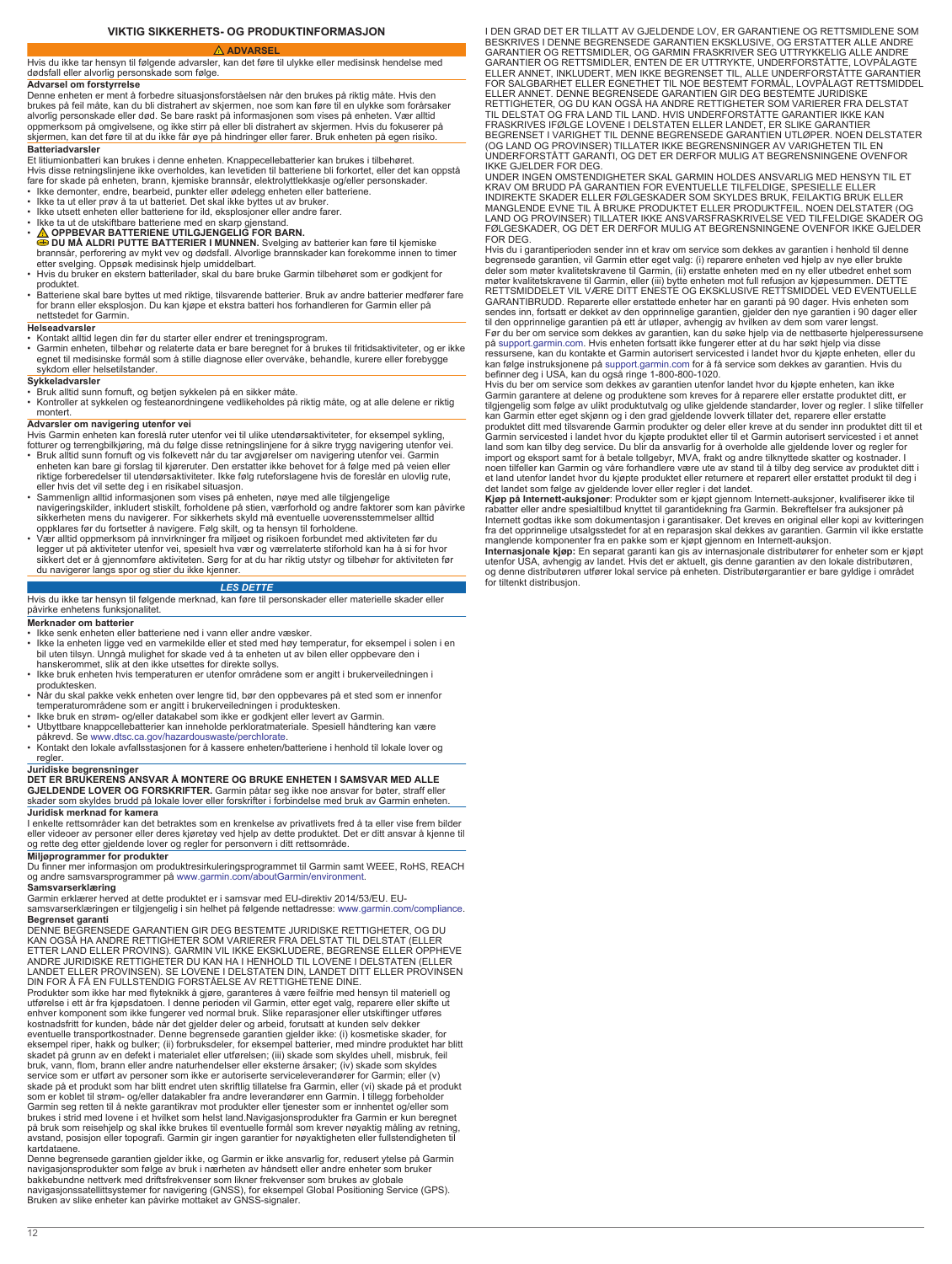# VIKTIG SIKKERHETS- OG PRODUKTINFORMASJON

**⚠ ADVARSEL**

Hvis du ikke tar hensyn til følgende advarsler, kan det føre til ulykke eller medisinsk hendelse med dødsfall eller alvorlig personskade som følge.

### Advarsel om forstyrrelse

Denne enheten er ment å forbedre situasjonsforståelsen når den brukes på riktig måte. Hvis den brukes på feil måte, kan du bli distrahert av skjermen, noe som kan føre til en ulykke som forårsaker alvorlig personskade eller død. Se bare raskt på informasjonen som vises på enheten. Vær alltid oppmerksom på omgivelsene, og ikke stirr på eller bli distrahert av skjermen. Hvis du fokuserer på skjermen, kan det føre til at du ikke får øye på hindringer eller farer. Bruk enheten på egen risiko.

### Batteriadvarsler

Et litiumionbatteri kan brukes i denne enheten. Knappecellebatterier kan brukes i tilbehøret.
Hvis disse retningslinjene ikke overholdes, kan levetiden til batteriene bli forkortet, eller det kan oppstå fare for skade på enheten, brann, kjemiske brannsår, elektrolyttlekkasje og/eller personskader.

- Ikke demonter, endre, bearbeid, punkter eller ødelegg enheten eller batteriene.
- Ikke ta ut eller prøv å ta ut batteriet. Det skal ikke byttes ut av bruker.
- Ikke utsett enheten eller batteriene for ild, eksplosjoner eller andre farer.
- Ikke ta ut de utskiftbare batteriene med en skarp gjenstand.
- **⚠ OPPBEVAR BATTERIENE UTILGJENGELIG FOR BARN.**
  **DU MÅ ALDRI PUTTE BATTERIER I MUNNEN.** Svelging av batterier kan føre til kjemiske brannsår, perforering av mykt vev og dødsfall. Alvorlige brannskader kan forekomme innen to timer etter svelging. Oppsøk medisinsk hjelp umiddelbart.
- Hvis du bruker en ekstern batterilader, skal du bare bruke Garmin tilbehøret som er godkjent for produktet.
- Batteriene skal bare byttes ut med riktige, tilsvarende batterier. Bruk av andre batterier medfører fare for brann eller eksplosjon. Du kan kjøpe et ekstra batteri hos forhandleren for Garmin eller på nettstedet for Garmin.

### Helseadvarsler

- Kontakt alltid legen din før du starter eller endrer et treningsprogram.
- Garmin enheten, tilbehør og relaterte data er bare beregnet for å brukes til fritidsaktiviteter, og er ikke egnet til medisinske formål som å stille diagnose eller overvåke, behandle, kurere eller forebygge sykdom eller helsetilstander.

### Sykkeladvarsler

- Bruk alltid sunn fornuft, og betjen sykkelen på en sikker måte.
- Kontroller at sykkelen og festeanordningene vedlikeholdes på riktig måte, og at alle delene er riktig montert.

### Advarsler om navigering utenfor vei

Hvis Garmin enheten kan foreslå ruter utenfor vei til ulike utendørsaktiviteter, for eksempel sykling, fotturer og terrengbilkjøring, må du følge disse retningslinjene for å sikre trygg navigering utenfor vei.

- Bruk alltid sunn fornuft og vis folkevett når du tar avgjørelser om navigering utenfor vei. Garmin enheten kan bare gi forslag til kjøreruter. Den erstatter ikke behovet for å følge med på veien eller riktige forberedelser til utendørsaktiviteter. Ikke følg ruteforslagene hvis de foreslår en ulovlig rute, eller hvis det vil sette deg i en risikabel situasjon.
- Sammenlign alltid informasjonen som vises på enheten, nøye med alle tilgjengelige navigeringskilder, inkludert stiskilt, forholdene på stien, værforhold og andre faktorer som kan påvirke sikkerheten mens du navigerer. For sikkerhets skyld må eventuelle uoverensstemmelser alltid oppklares før du fortsetter å navigere. Følg skilt, og ta hensyn til forholdene.
- Vær alltid oppmerksom på innvirkninger fra miljøet og risikoen forbundet med aktiviteten før du legger ut på aktiviteter utenfor vei, spesielt hva vær og værrelaterte stiforhold kan ha å si for hvor sikkert det er å gjennomføre aktiviteten. Sørg for at du har riktig utstyr og tilbehør for aktiviteten før du navigerer langs spor og stier du ikke kjenner.

***LES DETTE***

Hvis du ikke tar hensyn til følgende merknad, kan føre til personskader eller materielle skader eller påvirke enhetens funksjonalitet.

### Merknader om batterier

- Ikke senk enheten eller batteriene ned i vann eller andre væsker.
- Ikke la enheten ligge ved en varmekilde eller et sted med høy temperatur, for eksempel i solen i en bil uten tilsyn. Unngå mulighet for skade ved å ta enheten ut av bilen eller oppbevare den i hanskerommet, slik at den ikke utsettes for direkte sollys.
- Ikke bruk enheten hvis temperaturen er utenfor områdene som er angitt i brukerveiledningen i produktesken.
- Når du skal pakke vekk enheten over lengre tid, bør den oppbevares på et sted som er innenfor temperaturområdene som er angitt i brukerveiledningen i produktesken.
- Ikke bruk en strøm- og/eller datakabel som ikke er godkjent eller levert av Garmin.
- Utbyttbare knappcellebatterier kan inneholde perkloratmateriale. Spesiell håndtering kan være påkrevd. Se www.dtsc.ca.gov/hazardouswaste/perchlorate.
- Kontakt den lokale avfallsstasjonen for å kassere enheten/batteriene i henhold til lokale lover og regler.

### Juridiske begrensninger

**DET ER BRUKERENS ANSVAR Å MONTERE OG BRUKE ENHETEN I SAMSVAR MED ALLE GJELDENDE LOVER OG FORSKRIFTER.** Garmin påtar seg ikke noe ansvar for bøter, straff eller skader som skyldes brudd på lokale lover eller forskrifter i forbindelse med bruk av Garmin enheten.

### Juridisk merknad for kamera

I enkelte rettsområder kan det betraktes som en krenkelse av privatlivets fred å ta eller vise frem bilder eller videoer av personer eller deres kjøretøy ved hjelp av dette produktet. Det er ditt ansvar å kjenne til og rette deg etter gjeldende lover og regler for personvern i ditt rettsområde.

### Miljøprogrammer for produkter

Du finner mer informasjon om produktresirkuleringsprogrammet til Garmin samt WEEE, RoHS, REACH og andre samsvarsprogrammer på www.garmin.com/aboutGarmin/environment.

### Samsvarserklæring

Garmin erklærer herved at dette produktet er i samsvar med EU-direktiv 2014/53/EU. EU-samsvarserklæringen er tilgjengelig i sin helhet på følgende nettadresse: www.garmin.com/compliance.

### Begrenset garanti

DENNE BEGRENSEDE GARANTIEN GIR DEG BESTEMTE JURIDISKE RETTIGHETER, OG DU KAN OGSÅ HA ANDRE RETTIGHETER SOM VARIERER FRA DELSTAT TIL DELSTAT (ELLER ETTER LAND ELLER PROVINS). GARMIN VIL IKKE EKSKLUDERE, BEGRENSE ELLER OPPHEVE ANDRE JURIDISKE RETTIGHETER DU KAN HA I HENHOLD TIL LOVENE I DELSTATEN (ELLER LANDET ELLER PROVINSEN). SE LOVENE I DELSTATEN DIN, LANDET DITT ELLER PROVINSEN DIN FOR Å FÅ EN FULLSTENDIG FORSTÅELSE AV RETTIGHETENE DINE.

Produkter som ikke har med flyteknikk å gjøre, garanteres å være feilfrie med hensyn til materiell og utførelse i ett år fra kjøpsdatoen. I denne perioden vil Garmin, etter eget valg, reparere eller skifte ut enhver komponent som ikke fungerer ved normal bruk. Slike reparasjoner eller utskiftinger utføres kostnadsfritt for kunden, både når det gjelder deler og arbeid, forutsatt at kunden selv dekker eventuelle transportkostnader. Denne begrensede garantien gjelder ikke: (i) kosmetiske skader, for eksempel riper, hakk og bulker; (ii) forbruksdeler, for eksempel batterier, med mindre produktet har blitt skadet på grunn av en defekt i materialet eller utførelsen; (iii) skade som skyldes uhell, misbruk, feil bruk, vann, flom, brann eller andre naturhendelser eller eksterne årsaker; (iv) skade som skyldes service som er utført av personer som ikke er autoriserte serviceleverandører for Garmin; eller (v) skade på et produkt som har blitt endret uten skriftlig tillatelse fra Garmin, eller (vi) skade på et produkt som er koblet til strøm- og/eller datakabler fra andre leverandører enn Garmin. I tillegg forbeholder Garmin seg retten til å nekte garantikrav mot produkter eller tjenester som er innhentet og/eller som brukes i strid med lovene i et hvilket som helst land.Navigasjonsprodukter fra Garmin er kun beregnet på bruk som reisehjelp og skal ikke brukes til eventuelle formål som krever nøyaktig måling av retning, avstand, posisjon eller topografi. Garmin gir ingen garantier for nøyaktigheten eller fullstendigheten til kartdataene.

Denne begrensede garantien gjelder ikke, og Garmin er ikke ansvarlig for, redusert ytelse på Garmin navigasjonsprodukter som følge av bruk i nærheten av håndsett eller andre enheter som bruker bakkebundne nettverk med driftsfrekvenser som likner frekvenser som brukes av globale navigasjonssatellittsystemer for navigering (GNSS), for eksempel Global Positioning Service (GPS). Bruken av slike enheter kan påvirke mottaket av GNSS-signaler.

I DEN GRAD DET ER TILLATT AV GJELDENDE LOV, ER GARANTIENE OG RETTSMIDLENE SOM BESKRIVES I DENNE BEGRENSEDE GARANTIEN EKSKLUSIVE, OG ERSTATTER ALLE ANDRE GARANTIER OG RETTSMIDLER, OG GARMIN FRASKRIVER SEG UTTRYKKELIG ALLE ANDRE GARANTIER OG RETTSMIDLER, ENTEN DE ER UTTRYKTE, UNDERFORSTÅTTE, LOVPÅLAGTE ELLER ANNET, INKLUDERT, MEN IKKE BEGRENSET TIL, ALLE UNDERFORSTÅTTE GARANTIER FOR SALGBARHET ELLER EGNETHET TIL NOE BESTEMT FORMÅL, LOVPÅLAGT RETTSMIDDEL ELLER ANNET. DENNE BEGRENSEDE GARANTIEN GIR DEG BESTEMTE JURIDISKE RETTIGHETER, OG DU KAN OGSÅ HA ANDRE RETTIGHETER SOM VARIERER FRA DELSTAT TIL DELSTAT OG FRA LAND TIL LAND. HVIS UNDERFORSTÅTTE GARANTIER IKKE KAN FRASKRIVES IFØLGE LOVENE I DELSTATEN ELLER LANDET, ER SLIKE GARANTIER BEGRENSET I VARIGHET TIL DENNE BEGRENSEDE GARANTIEN UTLØPER. NOEN DELSTATER (OG LAND OG PROVINSER) TILLATER IKKE BEGRENSNINGER AV VARIGHETEN TIL EN UNDERFORSTÅTT GARANTI, OG DET ER DERFOR MULIG AT BEGRENSNINGENE OVENFOR IKKE GJELDER FOR DEG.

UNDER INGEN OMSTENDIGHETER SKAL GARMIN HOLDES ANSVARLIG MED HENSYN TIL ET KRAV OM BRUDD PÅ GARANTIEN FOR EVENTUELLE TILFELDIGE, SPESIELLE ELLER INDIREKTE SKADER ELLER FØLGESKADER SOM SKYLDES BRUK, FEILAKTIG BRUK ELLER MANGLENDE EVNE TIL Å BRUKE PRODUKTET ELLER PRODUKTFEIL. NOEN DELSTATER (OG LAND OG PROVINSER) TILLATER IKKE ANSVARSFRASKRIVELSE VED TILFELDIGE SKADER OG FØLGESKADER, OG DET ER DERFOR MULIG AT BEGRENSNINGENE OVENFOR IKKE GJELDER FOR DEG.

Hvis du i garantiperioden sender inn et krav om service som dekkes av garantien i henhold til denne begrensede garantien, vil Garmin etter eget valg: (i) reparere enheten ved hjelp av nye eller brukte deler som møter kvalitetskravene til Garmin, (ii) erstatte enheten med en ny eller utbedret enhet som møter kvalitetskravene til Garmin, eller (iii) bytte enheten mot full refusjon av kjøpesummen. DETTE RETTSMIDDELET VIL VÆRE DITT ENESTE OG EKSKLUSIVE RETTSMIDDEL VED EVENTUELLE GARANTIBRUDD. Reparerte eller erstattede enheter har en garanti på 90 dager. Hvis enheten som sendes inn, fortsatt er dekket av den opprinnelige garantien, gjelder den nye garantien i 90 dager eller til den opprinnelige garantien på ett år utløper, avhengig av hvilken av dem som varer lengst.

Før du ber om service som dekkes av garantien, kan du søke hjelp via de nettbaserte hjelperessursene på support.garmin.com. Hvis enheten fortsatt ikke fungerer etter at du har søkt hjelp via disse ressursene, kan du kontakte et Garmin autorisert servicested i landet hvor du kjøpte enheten, eller du kan følge instruksjonene på support.garmin.com for å få service som dekkes av garantien. Hvis du befinner deg i USA, kan du også ringe 1-800-800-1020.

Hvis du ber om service som dekkes av garantien utenfor landet hvor du kjøpte enheten, kan ikke Garmin garantere at delene og produktene som kreves for å reparere eller erstatte produktet ditt, er tilgjengelig som følge av ulikt produktutvalg og ulike gjeldende standarder, lover og regler. I slike tilfeller kan Garmin etter eget skjønn og i den grad gjeldende lovverk tillater det, reparere eller erstatte produktet ditt med tilsvarende Garmin produkter og deler eller kreve at du sender inn produktet ditt til et Garmin servicested i landet hvor du kjøpte produktet eller til et Garmin autorisert servicested i et annet land som kan tilby deg service. Du blir da ansvarlig for å overholde alle gjeldende lover og regler for import og eksport samt for å betale tollgebyr, MVA, frakt og andre tilknyttede skatter og kostnader. I noen tilfeller kan Garmin og våre forhandlere være ute av stand til å tilby deg service av produktet ditt i et land utenfor landet hvor du kjøpte produktet eller returnere et reparert eller erstattet produkt til deg i det landet som følge av gjeldende lover eller regler i det landet.

**Kjøp på Internett-auksjoner**: Produkter som er kjøpt gjennom Internett-auksjoner, kvalifiserer ikke til rabatter eller andre spesialtilbud knyttet til garantidekning fra Garmin. Bekreftelser fra auksjoner på Internett godtas ikke som dokumentasjon i garantisaker. Det kreves en original eller kopi av kvitteringen fra det opprinnelige utsalgsstedet for at en reparasjon skal dekkes av garantien. Garmin vil ikke erstatte manglende komponenter fra en pakke som er kjøpt gjennom en Internett-auksjon.

**Internasjonale kjøp:** En separat garanti kan gis av internasjonale distributører for enheter som er kjøpt utenfor USA, avhengig av landet. Hvis det er aktuelt, gis denne garantien av den lokale distributøren, og denne distributøren utfører lokal service på enheten. Distributørgarantier er bare gyldige i området for tiltenkt distribusjon.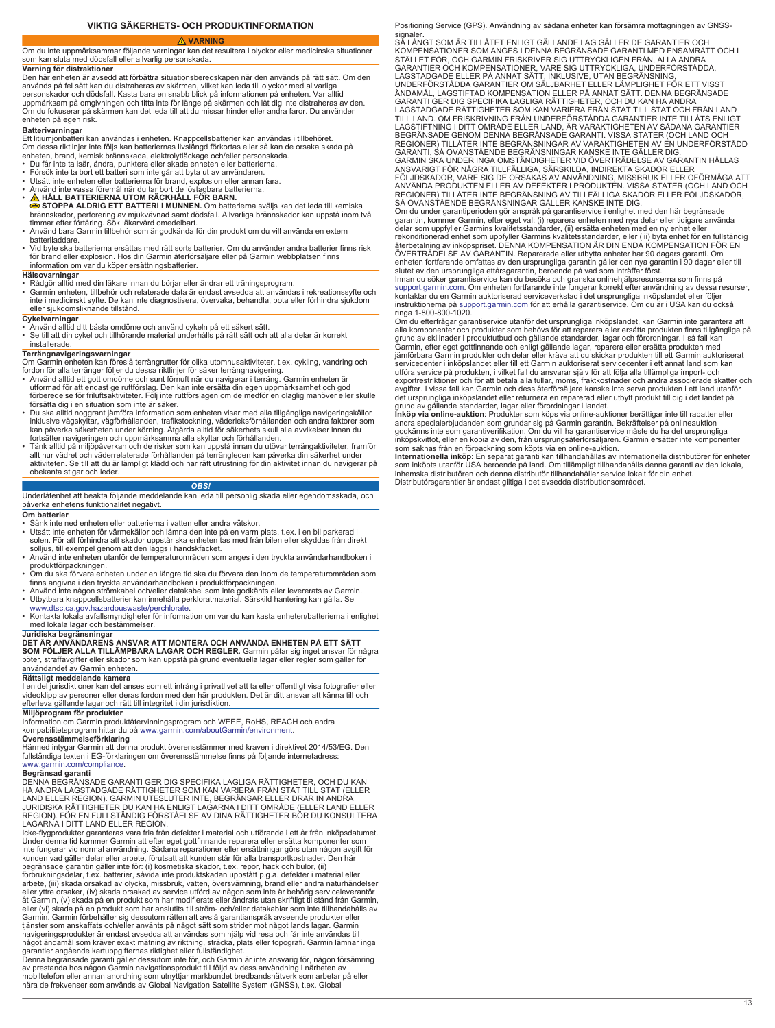# VIKTIG SÄKERHETS- OCH PRODUKTINFORMATION

## ⚠ VARNING

Om du inte uppmärksammar följande varningar kan det resultera i olyckor eller medicinska situationer som kan sluta med dödsfall eller allvarlig personskada.

### Varning för distraktioner

Den här enheten är avsedd att förbättra situationsberedskapen när den används på rätt sätt. Om den används på fel sätt kan du distraheras av skärmen, vilket kan leda till olyckor med allvarliga personskador och dödsfall. Kasta bara en snabb blick på informationen på enheten. Var alltid uppmärksam på omgivningen och titta inte för länge på skärmen och låt dig inte distraheras av den. Om du fokuserar på skärmen kan det leda till att du missar hinder eller andra faror. Du använder enheten på egen risk.

### Batterivarningar

Ett litiumjonbatteri kan användas i enheten. Knappcellsbatterier kan användas i tillbehöret.
Om dessa riktlinjer inte följs kan batteriernas livslängd förkortas eller så kan de orsaka skada på enheten, brand, kemisk brännskada, elektrolytläckage och/eller personskada.

- Du får inte ta isär, ändra, punktera eller skada enheten eller batterierna.
- Försök inte ta bort ett batteri som inte går att byta ut av användaren.
- Utsätt inte enheten eller batterierna för brand, explosion eller annan fara.
- Använd inte vassa föremål när du tar bort de löstagbara batterierna.
- ⚠ **HÅLL BATTERIERNA UTOM RÄCKHÅLL FÖR BARN.**
  **STOPPA ALDRIG ETT BATTERI I MUNNEN.** Om batterierna sväljs kan det leda till kemiska brännskador, perforering av mjukvävnad samt dödsfall. Allvarliga brännskador kan uppstå inom två timmar efter förtäring. Sök läkarvård omedelbart.
- Använd bara Garmin tillbehör som är godkända för din produkt om du vill använda en extern batteriladdare.
- Vid byte ska batterierna ersättas med rätt sorts batterier. Om du använder andra batterier finns risk för brand eller explosion. Hos din Garmin återförsäljare eller på Garmin webbplatsen finns information om var du köper ersättningsbatterier.

### Hälsovarningar

- Rådgör alltid med din läkare innan du börjar eller ändrar ett träningsprogram.
- Garmin enheten, tillbehör och relaterade data är endast avsedda att användas i rekreationssyfte och inte i medicinskt syfte. De kan inte diagnostisera, övervaka, behandla, bota eller förhindra sjukdom eller sjukdomsliknande tillstånd.

### Cykelvarningar

- Använd alltid ditt bästa omdöme och använd cykeln på ett säkert sätt.
- Se till att din cykel och tillhörande material underhålls på rätt sätt och att alla delar är korrekt installerade.

### Terrängnavigeringsvarningar

Om Garmin enheten kan föreslå terrängrutter för olika utomhusaktiviteter, t.ex. cykling, vandring och fordon för alla terränger följer du dessa riktlinjer för säker terrängnavigering.

- Använd alltid ett gott omdöme och sunt förnuft när du navigerar i terräng. Garmin enheten är utformad för att endast ge ruttförslag. Den kan inte ersätta din egen uppmärksamhet och god förberedelse för friluftsaktiviteter. Följ inte ruttförslagen om de medför en olaglig manöver eller skulle försätta dig i en situation som inte är säker.
- Du ska alltid noggrant jämföra information som enheten visar med alla tillgängliga navigeringskällor inklusive vägskyltar, vägförhållanden, trafikstockning, väderleksförhållanden och andra faktorer som kan påverka säkerheten under körning. Åtgärda alltid för säkerhets skull alla avvikelser innan du fortsätter navigeringen och uppmärksamma alla skyltar och förhållanden.
- Tänk alltid på miljöpåverkan och de risker som kan uppstå innan du utövar terrängaktiviteter, framför allt hur vädret och väderrelaterade förhållanden på terrängleden kan påverka din säkerhet under aktiviteten. Se till att du är lämpligt klädd och har rätt utrustning för din aktivitet innan du navigerar på obekanta stigar och leder.

## OBS!

Underlåtenhet att beakta följande meddelande kan leda till personlig skada eller egendomsskada, och påverka enhetens funktionalitet negativt.

### Om batterier

- Sänk inte ned enheten eller batterierna i vatten eller andra vätskor.
- Utsätt inte enheten för värmekällor och lämna den inte på en varm plats, t.ex. i en bil parkerad i solen. För att förhindra att skador uppstår ska enheten tas med från bilen eller skyddas från direkt solljus, till exempel genom att den läggs i handskfacket.
- Använd inte enheten utanför de temperaturområden som anges i den tryckta användarhandboken i produktförpackningen.
- Om du ska förvara enheten under en längre tid ska du förvara den inom de temperaturområden som finns angivna i den tryckta användarhandboken i produktförpackningen.
- Använd inte någon strömkabel och/eller datakabel som inte godkänts eller levererats av Garmin.
- Utbytbara knappcellsbatterier kan innehålla perkloratmaterial. Särskild hantering kan gälla. Se www.dtsc.ca.gov.hazardouswaste/perchlorate.
- Kontakta lokala avfallsmyndigheter för information om var du kan kasta enheten/batterierna i enlighet med lokala lagar och bestämmelser.

### Juridiska begränsningar

**DET ÄR ANVÄNDARENS ANSVAR ATT MONTERA OCH ANVÄNDA ENHETEN PÅ ETT SÄTT SOM FÖLJER ALLA TILLÄMPBARA LAGAR OCH REGLER.** Garmin påtar sig inget ansvar för några böter, straffavgifter eller skador som kan uppstå på grund eventuella lagar eller regler som gäller för användandet av Garmin enheten.

### Rättsligt meddelande kamera

I en del jurisdiktioner kan det anses som ett intrång i privatlivet att ta eller offentligt visa fotografier eller videoklipp av personer eller deras fordon med den här produkten. Det är ditt ansvar att känna till och efterleva gällande lagar och rätt till integritet i din jurisdiktion.

### Miljöprogram för produkter

Information om Garmin produktåtervinningsprogram och WEEE, RoHS, REACH och andra kompatibilitetsprogram hittar du på www.garmin.com/aboutGarmin/environment.

### Överensstämmelseförklaring

Härmed intygar Garmin att denna produkt överensstämmer med kraven i direktivet 2014/53/EG. Den fullständiga texten i EG-förklaringen om överensstämmelse finns på följande internetadress: www.garmin.com/compliance.

### Begränsad garanti

DENNA BEGRÄNSADE GARANTI GER DIG SPECIFIKA LAGLIGA RÄTTIGHETER, OCH DU KAN HA ANDRA LAGSTADGADE RÄTTIGHETER SOM KAN VARIERA FRÅN STAT TILL STAT (ELLER LAND ELLER REGION). GARMIN UTESLUTER INTE, BEGRÄNSAR ELLER DRAR IN ANDRA JURIDISKA RÄTTIGHETER DU KAN HA ENLIGT LAGARNA I DITT OMRÅDE (ELLER LAND ELLER REGION). FÖR EN FULLSTÄNDIG FÖRSTÅELSE AV DINA RÄTTIGHETER BÖR DU KONSULTERA LAGARNA I DITT LAND ELLER REGION.

Icke-flygprodukter garanteras vara fria från defekter i material och utförande i ett år från inköpsdatumet. Under denna tid kommer Garmin att efter eget gottfinnande reparera eller ersätta komponenter som inte fungerar vid normal användning. Sådana reparationer eller ersättningar görs utan någon avgift för kunden vad gäller delar eller arbete, förutsatt att kunden står för alla transportkostnader. Den här begränsade garantin gäller inte för: (i) kosmetiska skador, t.ex. repor, hack och bulor, (ii) förbrukningsdelar, t.ex. batterier, såvida inte produktskadan uppstått p.g.a. defekter i material eller arbete, (iii) skada orsakad av olycka, missbruk, vatten, översvämning, brand eller andra naturhändelser eller yttre orsaker, (iv) skada orsakad av service utförd av någon som inte är behörig serviceleverantör åt Garmin, (v) skada på en produkt som har modifierats eller ändrats utan skriftligt tillstånd från Garmin, eller (vi) skada på en produkt som har anslutits till ström- och/eller datakablar som inte tillhandahålls av Garmin. Garmin förbehåller sig dessutom rätten att avslå garantianspråk avseende produkter eller tjänster som anskaffats och/eller använts på något sätt som strider mot något lands lagar. Garmin navigeringsprodukter är endast avsedda att användas som hjälp vid resa och får inte användas till något ändamål som kräver exakt mätning av riktning, sträcka, plats eller topografi. Garmin lämnar inga garantier angående kartuppgifternas riktighet eller fullständighet.

Denna begränsade garanti gäller dessutom inte för, och Garmin är inte ansvarig för, någon försämring av prestanda hos någon Garmin navigationsprodukt till följd av dess användning i närheten av mobiltelefon eller annan anordning som utnyttjar markbundet bredbandsnätverk som arbetar på eller nära de frekvenser som används av Global Navigation Satellite System (GNSS), t.ex. Global Positioning Service (GPS). Användning av sådana enheter kan försämra mottagningen av GNSS-signaler.

SÅ LÄNGT SOM ÄR TILLÅTET ENLIGT GÄLLANDE LAG GÄLLER DE GARANTIER OCH KOMPENSATIONER SOM ANGES I DENNA BEGRÄNSADE GARANTI MED ENSAMRÄTT OCH I STÄLLET FÖR, OCH GARMIN FRISKRIVER SIG UTTRYCKLIGEN FRÅN, ALLA ANDRA GARANTIER OCH KOMPENSATIONER, VARE SIG UTTRYCKLIGA, UNDERFÖRSTÅDDA, LAGSTADGADE ELLER PÅ ANNAT SÄTT, INKLUSIVE, UTAN BEGRÄNSNING, UNDERFÖRSTÅDDA GARANTIER OM SÄLJBARHET ELLER LÄMPLIGHET FÖR ETT VISST ÄNDAMÅL, LAGSTIFTAD KOMPENSATION ELLER PÅ ANNAT SÄTT. DENNA BEGRÄNSADE GARANTI GER DIG SPECIFIKA LAGLIGA RÄTTIGHETER, OCH DU KAN HA ANDRA LAGSTADGADE RÄTTIGHETER SOM KAN VARIERA FRÅN STAT TILL STAT OCH FRÅN LAND TILL LAND. OM FRISKRIVNING FRÅN UNDERFÖRSTÅDDA GARANTIER INTE TILLÅTS ENLIGT LAGSTIFTNING I DITT OMRÅDE ELLER LAND, ÄR VARAKTIGHETEN AV SÅDANA GARANTIER BEGRÄNSADE GENOM DENNA BEGRÄNSADE GARANTI. VISSA STATER (OCH LAND OCH REGIONER) TILLÅTER INTE BEGRÄNSNINGAR AV VARAKTIGHETEN AV EN UNDERFÖRSTÅDD GARANTI, SÅ OVANSTÅENDE BEGRÄNSNINGAR KANSKE INTE GÄLLER DIG.

GARMIN SKA UNDER INGA OMSTÄNDIGHETER VID ÖVERTRÄDELSE AV GARANTIN HÅLLAS ANSVARIGT FÖR NÅGRA TILLFÄLLIGA, SÄRSKILDA, INDIREKTA SKADOR ELLER FÖLJDSKADOR, VARE SIG DE ORSAKAS AV ANVÄNDNING, MISSBRUK ELLER OFÖRMÅGA ATT ANVÄNDA PRODUKTEN ELLER AV DEFEKTER I PRODUKTEN. VISSA STATER (OCH LAND OCH REGIONER) TILLÅTER INTE BEGRÄNSNING AV TILLFÄLLIGA SKADOR ELLER FÖLJDSKADOR, SÅ OVANSTÅENDE BEGRÄNSNINGAR GÄLLER KANSKE INTE DIG.

Om du under garantiperioden gör anspråk på garantiservice i enlighet med den här begränsade garantin, kommer Garmin, efter eget val: (i) reparera enheten med nya delar eller tidigare använda delar som uppfyller Garmins kvalitetsstandarder, (ii) ersätta enheten med en ny enhet eller rekonditionerad enhet som uppfyller Garmins kvalitetsstandarder, eller (iii) byta enhet för en fullständig återbetalning av inköpspriset. DENNA KOMPENSATION ÄR DIN ENDA KOMPENSATION FÖR EN ÖVERTRÄDELSE AV GARANTIN. Reparerade eller utbytta enheter har 90 dagars garanti. Om enheten fortfarande omfattas av den ursprungliga garantin gäller den nya garantin i 90 dagar eller till slutet av den ursprungliga ettårsgarantin, beroende på vad som inträffar först.

Innan du söker garantiservice kan du besöka och granska onlinehjälpsresurserna som finns på support.garmin.com. Om enheten fortfarande inte fungerar korrekt efter användning av dessa resurser, kontaktar du en Garmin auktoriserad serviceverkstad i det ursprungliga inköpslandet eller följer instruktionerna på support.garmin.com för att erhålla garantiservice. Om du är i USA kan du också ringa 1-800-800-1020.

Om du efterfrågar garantiservice utanför det ursprungliga inköpslandet, kan Garmin inte garantera att alla komponenter och produkter som behövs för att reparera eller ersätta produkten finns tillgängliga på grund av skillnader i produktutbud och gällande standarder, lagar och förordningar. I så fall kan Garmin, efter eget gottfinnande och enligt gällande lagar, reparera eller ersätta produkten med jämförbara Garmin produkter och delar eller kräva att du skickar produkten till ett Garmin auktoriserat servicecenter i inköpslandet eller till ett Garmin auktoriserat servicecenter i ett annat land som kan utföra service på produkten, i vilket fall du ansvarar själv för att följa alla tillämpliga import- och exportrestriktioner och för att betala alla tullar, moms, fraktkostnader och andra associerade skatter och avgifter. I vissa fall kan Garmin och dess återförsäljare kanske inte serva produkten i ett land utanför det ursprungliga inköpslandet eller returnera en reparerad eller utbytt produkt till dig i det landet på grund av gällande standarder, lagar eller förordningar i landet.

**Inköp via online-auktion**: Produkter som köps via online-auktioner berättigar inte till rabatter eller andra specialerbjudanden som grundar sig på Garmin garantin. Bekräftelser på onlineauktion godkänns inte som garantiverifikation. Om du vill ha garantiservice måste du ha det ursprungliga inköpskvittot, eller en kopia av den, från ursprungsåterförsäljaren. Garmin ersätter inte komponenter som saknas från en förpackning som köpts via en online-auktion.

**Internationella inköp**: En separat garanti kan tillhandahållas av internationella distributörer för enheter som inköpts utanför USA beroende på land. Om tillämpligt tillhandahålls denna garanti av den lokala, inhemska distributören och denna distributör tillhandahåller service lokalt för din enhet. Distributörsgarantier är endast giltiga i det avsedda distributionsområdet.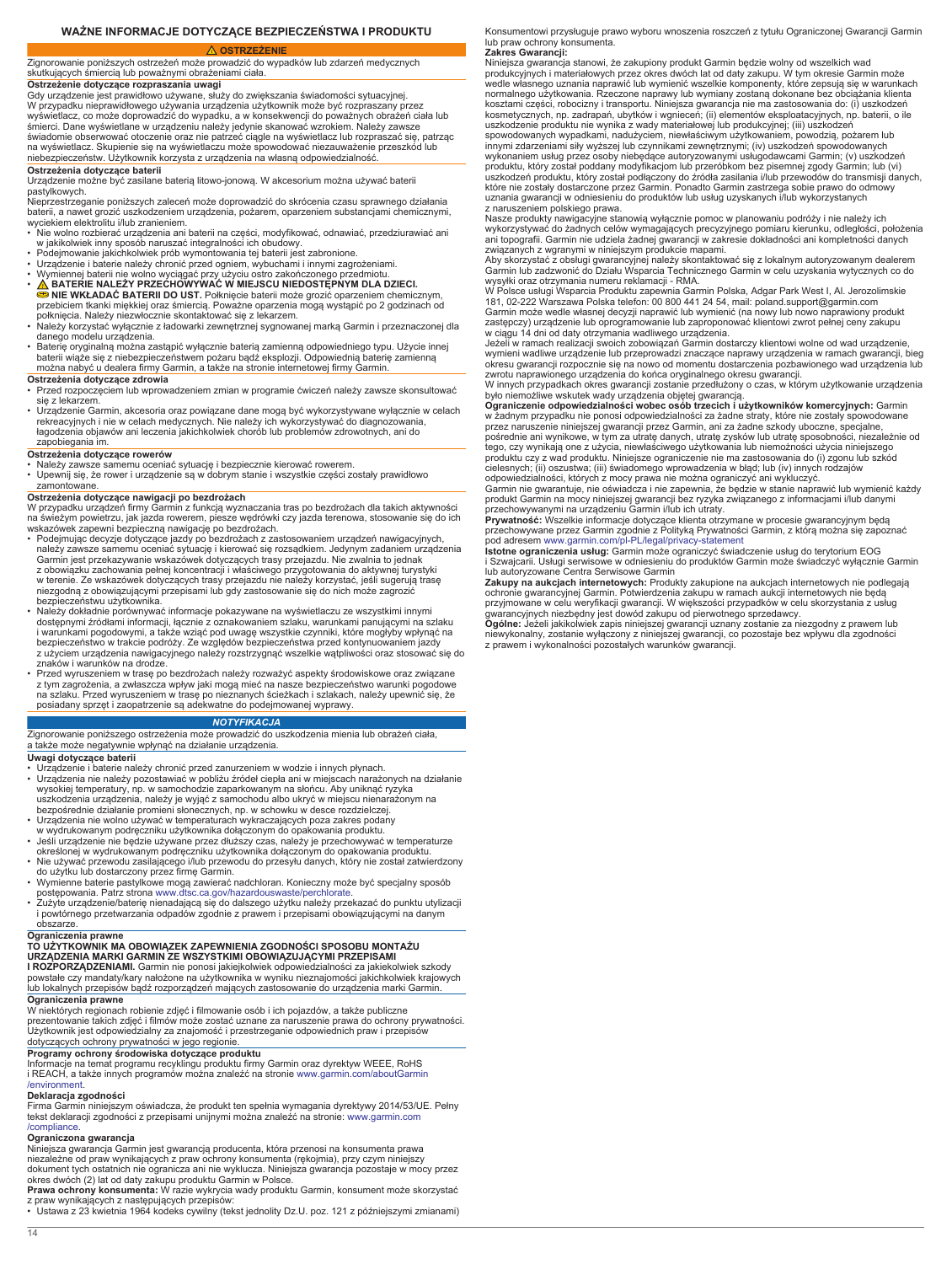# WAŻNE INFORMACJE DOTYCZĄCE BEZPIECZEŃSTWA I PRODUKTU

**⚠ OSTRZEŻENIE**

Zignorowanie poniższych ostrzeżeń może prowadzić do wypadków lub zdarzeń medycznych skutkujących śmiercią lub poważnymi obrażeniami ciała.

**Ostrzeżenie dotyczące rozpraszania uwagi**

Gdy urządzenie jest prawidłowo używane, służy do zwiększania świadomości sytuacyjnej. W przypadku nieprawidłowego używania urządzenia użytkownik może być rozpraszany przez wyświetlacz, co może doprowadzić do wypadku, a w konsekwencji do poważnych obrażeń ciała lub śmierci. Dane wyświetlane w urządzeniu należy jedynie skanować wzrokiem. Należy zawsze świadomie obserwować otoczenie oraz nie patrzeć ciągle na wyświetlacz lub rozpraszać się, patrząc na wyświetlacz. Skupienie się na wyświetlaczu może spowodować niezauważenie przeszkód lub niebezpieczeństw. Użytkownik korzysta z urządzenia na własną odpowiedzialność.

**Ostrzeżenia dotyczące baterii**

Urządzenie może być zasilane baterią litowo-jonową. W akcesorium można używać baterii pastylkowych.

Nieprzestrzeganie poniższych zaleceń może doprowadzić do skrócenia czasu sprawnego działania baterii, a nawet grozić uszkodzeniem urządzenia, pożarem, oparzeniem substancjami chemicznymi, wyciekiem elektrolitu i/lub zranieniem.

- Nie wolno rozbierać urządzenia ani baterii na części, modyfikować, odnawiać, przedziurawiać ani w jakikolwiek inny sposób naruszać integralności ich obudowy.
- Podejmowanie jakichkolwiek prób wymontowania tej baterii jest zabronione.
- Urządzenie i baterie należy chronić przed ogniem, wybuchami i innymi zagrożeniami.
- Wymiennej baterii nie wolno wyciągać przy użyciu ostro zakończonego przedmiotu.
- ⚠ **BATERIE NALEŻY PRZECHOWYWAĆ W MIEJSCU NIEDOSTĘPNYM DLA DZIECI. NIE WKŁADAĆ BATERII DO UST.** Połknięcie baterii może grozić oparzeniem chemicznym, przebiciem tkanki miękkiej oraz śmiercią. Poważne oparzenia mogą wystąpić po 2 godzinach od połknięcia. Należy niezwłocznie skontaktować się z lekarzem.
- Należy korzystać wyłącznie z ładowarki zewnętrznej sygnowanej marką Garmin i przeznaczonej dla danego modelu urządzenia.
- Baterię oryginalną można zastąpić wyłącznie baterią zamienną odpowiedniego typu. Użycie innej baterii wiąże się z niebezpieczeństwem pożaru bądź eksplozji. Odpowiednią baterię zamienną można nabyć u dealera firmy Garmin, a także na stronie internetowej firmy Garmin.

**Ostrzeżenia dotyczące zdrowia**

- Przed rozpoczęciem lub wprowadzeniem zmian w programie ćwiczeń należy zawsze skonsultować się z lekarzem.
- Urządzenie Garmin, akcesoria oraz powiązane dane mogą być wykorzystywane wyłącznie w celach rekreacyjnych i nie w celach medycznych. Nie należy ich wykorzystywać do diagnozowania, łagodzenia objawów ani leczenia jakichkolwiek chorób lub problemów zdrowotnych, ani do zapobiegania im.

**Ostrzeżenia dotyczące rowerów**

- Należy zawsze samemu oceniać sytuację i bezpiecznie kierować rowerem.
- Upewnij się, że rower i urządzenie są w dobrym stanie i wszystkie części zostały prawidłowo zamontowane.

**Ostrzeżenia dotyczące nawigacji po bezdrożach**

W przypadku urządzeń firmy Garmin z funkcją wyznaczania tras po bezdrożach dla takich aktywności na świeżym powietrzu, jak jazda rowerem, piesze wędrówki czy jazda terenowa, stosowanie się do ich wskazówek wymaga bezpiecznej nawigacji po bezdrożach.

- Podejmując decyzje dotyczące jazdy po bezdrożach z zastosowaniem urządzeń nawigacyjnych, należy zawsze samemu oceniać sytuację i kierować się rozsądkiem. Jedynym zadaniem urządzenia Garmin jest przekazywanie wskazówek dotyczących trasy przejazdu. Nie zwalnia to jednak z obowiązku zachowania pełnej koncentracji i właściwego przygotowania do aktywnej turystyki w terenie. Ze wskazówek dotyczących trasy przejazdu nie należy korzystać, jeśli sugerują trasę niezgodną z obowiązującymi przepisami lub gdy zastosowanie się do nich może zagrozić bezpieczeństwu użytkownika.
- Należy dokładnie porównywać informacje pokazywane na wyświetlaczu ze wszystkimi innymi dostępnymi źródłami informacji, łącznie z oznakowaniem szlaku, warunkami panującymi na szlaku i warunkami pogodowymi, a także wziąć pod uwagę wszystkie czynniki, które mogłyby wpłynąć na bezpieczeństwo w trakcie podróży. Ze względów bezpieczeństwa przed kontynuowaniem jazdy z użyciem urządzenia nawigacyjnego należy rozstrzygnąć wszelkie wątpliwości oraz stosować się do znaków i warunków na drodze.
- Przed wyruszeniem w trasę po bezdrożach należy rozważyć aspekty środowiskowe oraz związane z tym zagrożenia, a zwłaszcza wpływ jaki mogą mieć na nasze bezpieczeństwo warunki pogodowe na szlaku. Przed wyruszeniem w trasę po nieznanych ścieżkach i szlakach, należy upewnić się, że posiadany sprzęt i zaopatrzenie są adekwatne do podejmowanej wyprawy.

***NOTYFIKACJA***

Zignorowanie poniższego ostrzeżenia może prowadzić do uszkodzenia mienia lub obrażeń ciała, a także może negatywnie wpłynąć na działanie urządzenia.

**Uwagi dotyczące baterii**

- Urządzenie i baterie należy chronić przed zanurzeniem w wodzie i innych płynach.
- Urządzenia nie należy pozostawiać w pobliżu źródeł ciepła ani w miejscach narażonych na działanie wysokiej temperatury, np. w samochodzie zaparkowanym na słońcu. Aby uniknąć ryzyka uszkodzenia urządzenia, należy je wyjąć z samochodu albo ukryć w miejscu nienarażonym na bezpośrednie działanie promieni słonecznych, np. w schowku w desce rozdzielczej.
- Urządzenia nie wolno używać w temperaturach wykraczających poza zakres podany w wydrukowanym podręczniku użytkownika dołączonym do opakowania produktu.
- Jeśli urządzenie nie będzie używane przez dłuższy czas, należy je przechowywać w temperaturze określonej w wydrukowanym podręczniku użytkownika dołączonym do opakowania produktu.
- Nie używać przewodu zasilającego i/lub przewodu do przesyłu danych, który nie został zatwierdzony do użytku lub dostarczony przez firmę Garmin.
- Wymienne baterie pastylkowe mogą zawierać nadchloran. Konieczny może być specjalny sposób postępowania. Patrz strona www.dtsc.ca.gov/hazardouswaste/perchlorate.
- Zużyte urządzenie/baterię nienadającą się do dalszego użytku należy przekazać do punktu utylizacji i powtórnego przetwarzania odpadów zgodnie z prawem i przepisami obowiązującymi na danym obszarze.

**Ograniczenia prawne**

**TO UŻYTKOWNIK MA OBOWIĄZEK ZAPEWNIENIA ZGODNOŚCI SPOSOBU MONTAŻU URZĄDZENIA MARKI GARMIN ZE WSZYSTKIMI OBOWIĄZUJĄCYMI PRZEPISAMI I ROZPORZĄDZENIAMI.** Garmin nie ponosi jakiejkolwiek odpowiedzialności za jakiekolwiek szkody powstałe czy mandaty/kary nałożone na użytkownika w wyniku nieznajomości jakichkolwiek krajowych lub lokalnych przepisów bądź rozporządzeń mających zastosowanie do urządzenia marki Garmin.

**Ograniczenia prawne**

W niektórych regionach robienie zdjęć i filmowanie osób i ich pojazdów, a także publiczne prezentowanie takich zdjęć i filmów może zostać uznane za naruszenie prawa do ochrony prywatności. Użytkownik jest odpowiedzialny za znajomość i przestrzeganie odpowiednich praw i przepisów dotyczących ochrony prywatności w jego regionie.

**Programy ochrony środowiska dotyczące produktu**

Informacje na temat programu recyklingu produktu firmy Garmin oraz dyrektyw WEEE, RoHS i REACH, a także innych programów można znaleźć na stronie www.garmin.com/aboutGarmin/environment.

**Deklaracja zgodności**

Firma Garmin niniejszym oświadcza, że produkt ten spełnia wymagania dyrektywy 2014/53/UE. Pełny tekst deklaracji zgodności z przepisami unijnymi można znaleźć na stronie: www.garmin.com/compliance.

**Ograniczona gwarancja**

Niniejsza gwarancja Garmin jest gwarancją producenta, która przenosi na konsumenta prawa niezależne od praw wynikających z praw ochrony konsumenta (rękojmia), przy czym niniejszy dokument tych ostatnich nie ogranicza ani nie wyklucza. Niniejsza gwarancja pozostaje w mocy przez okres dwóch (2) lat od daty zakupu produktu Garmin w Polsce.

**Prawa ochrony konsumenta:** W razie wykrycia wady produktu Garmin, konsument może skorzystać z praw wynikających z następujących przepisów:

- Ustawa z 23 kwietnia 1964 kodeks cywilny (tekst jednolity Dz.U. poz. 121 z późniejszymi zmianami)

Konsumentowi przysługuje prawo wyboru wnoszenia roszczeń z tytułu Ograniczonej Gwarancji Garmin lub praw ochrony konsumenta.

**Zakres Gwarancji:**

Niniejsza gwarancja stanowi, że zakupiony produkt Garmin będzie wolny od wszelkich wad produkcyjnych i materiałowych przez okres dwóch lat od daty zakupu. W tym okresie Garmin może wedle własnego uznania naprawić lub wymienić wszelkie komponenty, które zepsują się w warunkach normalnego użytkowania. Rzeczone naprawy lub wymiany zostaną dokonane bez obciążania klienta kosztami części, robocizny i transportu. Niniejsza gwarancja nie ma zastosowania do: (i) uszkodzeń kosmetycznych, np. zadrapań, ubytków i wgnieceń; (ii) elementów eksploatacyjnych, np. baterii, o ile uszkodzenie produktu nie wynika z wady materiałowej lub produkcyjnej; (iii) uszkodzeń spowodowanych wypadkami, nadużyciem, niewłaściwym użytkowaniem, powodzią, pożarem lub innymi zdarzeniami siły wyższej lub czynnikami zewnętrznymi; (iv) uszkodzeń spowodowanych wykonaniem usług przez osoby niebędące autoryzowanymi usługodawcami Garmin; (v) uszkodzeń produktu, który został poddany modyfikacjom lub przeróbkom bez pisemnej zgody Garmin; lub (vi) uszkodzeń produktu, który został podłączony do źródła zasilania i/lub przewodów do transmisji danych, które nie zostały dostarczone przez Garmin. Ponadto Garmin zastrzega sobie prawo do odmowy uznania gwarancji w odniesieniu do produktów lub usług uzyskanych i/lub wykorzystanych z naruszeniem polskiego prawa.

Nasze produkty nawigacyjne stanowią wyłącznie pomoc w planowaniu podróży i nie należy ich wykorzystywać do żadnych celów wymagających precyzyjnego pomiaru kierunku, odległości, położenia ani topografii. Garmin nie udziela żadnej gwarancji w zakresie dokładności ani kompletności danych związanych z wgranymi w niniejszym produkcie mapami.

Aby skorzystać z obsługi gwarancyjnej należy skontaktować się z lokalnym autoryzowanym dealerem Garmin lub zadzwonić do Działu Wsparcia Technicznego Garmin w celu uzyskania wytycznych co do wysyłki oraz otrzymania numeru reklamacji - RMA.

W Polsce usługi Wsparcia Produktu zapewnia Garmin Polska, Adgar Park West I, Al. Jerozolimskie 181, 02-222 Warszawa Polska telefon: 00 800 441 24 54, mail: poland.support@garmin.com

Garmin może wedle własnej decyzji naprawić lub wymienić (na nowy lub nowo naprawiony produkt zastępczy) urządzenie lub oprogramowanie lub zaproponować klientowi zwrot pełnej ceny zakupu w ciągu 14 dni od daty otrzymania wadliwego urządzenia.

Jeżeli w ramach realizacji swoich zobowiązań Garmin dostarczy klientowi wolne od wad urządzenie, wymieni wadliwe urządzenie lub przeprowadzi znaczące naprawy urządzenia w ramach gwarancji, bieg okresu gwarancji rozpocznie się na nowo od momentu dostarczenia pozbawionego wad urządzenia lub zwrotu naprawionego urządzenia do końca oryginalnego okresu gwarancji.

W innych przypadkach okres gwarancji zostanie przedłużony o czas, w którym użytkowanie urządzenia było niemożliwe wskutek wady urządzenia objętej gwarancją.

**Ograniczenie odpowiedzialności wobec osób trzecich i użytkowników komercyjnych:** Garmin w żadnym przypadku nie ponosi odpowiedzialności za żadne straty, które nie zostały spowodowane przez naruszenie niniejszej gwarancji przez Garmin, ani za żadne szkody uboczne, specjalne, pośrednie ani wynikowe, w tym za utratę danych, utratę zysków lub utratę sposobności, niezależnie od tego, czy wynikają one z użycia, niewłaściwego użytkowania lub niemożności użycia niniejszego produktu czy z wad produktu. Niniejsze ograniczenie nie ma zastosowania do (i) zgonu lub szkód cielesnych; (ii) oszustwa; (iii) świadomego wprowadzenia w błąd; lub (iv) innych rodzajów odpowiedzialności, których z mocy prawa nie można ograniczyć ani wykluczyć.

Garmin nie gwarantuje, nie oświadcza i nie zapewnia, że będzie w stanie naprawić lub wymienić każdy produkt Garmin na mocy niniejszej gwarancji bez ryzyka związanego z informacjami i/lub danymi przechowywanymi na urządzeniu Garmin i/lub ich utraty.

**Prywatność:** Wszelkie informacje dotyczące klienta otrzymane w procesie gwarancyjnym będą przechowywane przez Garmin zgodnie z Polityką Prywatności Garmin, z którą można się zapoznać pod adresem www.garmin.com/pl-PL/legal/privacy-statement

**Istotne ograniczenia usług:** Garmin może ograniczyć świadczenie usług do terytorium EOG i Szwajcarii. Usługi serwisowe w odniesieniu do produktów Garmin może świadczyć wyłącznie Garmin lub autoryzowane Centra Serwisowe Garmin

**Zakupy na aukcjach internetowych:** Produkty zakupione na aukcjach internetowych nie podlegają ochronie gwarancyjnej Garmin. Potwierdzenia zakupu w ramach aukcji internetowych nie będą przyjmowane w celu weryfikacji gwarancji. W większości przypadków w celu skorzystania z usług gwarancyjnych niezbędny jest dowód zakupu od pierwotnego sprzedawcy.

**Ogólne:** Jeżeli jakikolwiek zapis niniejszej gwarancji uznany zostanie za niezgodny z prawem lub niewykonalny, zostanie wyłączony z niniejszej gwarancji, co pozostaje bez wpływu dla zgodności z prawem i wykonalności pozostałych warunków gwarancji.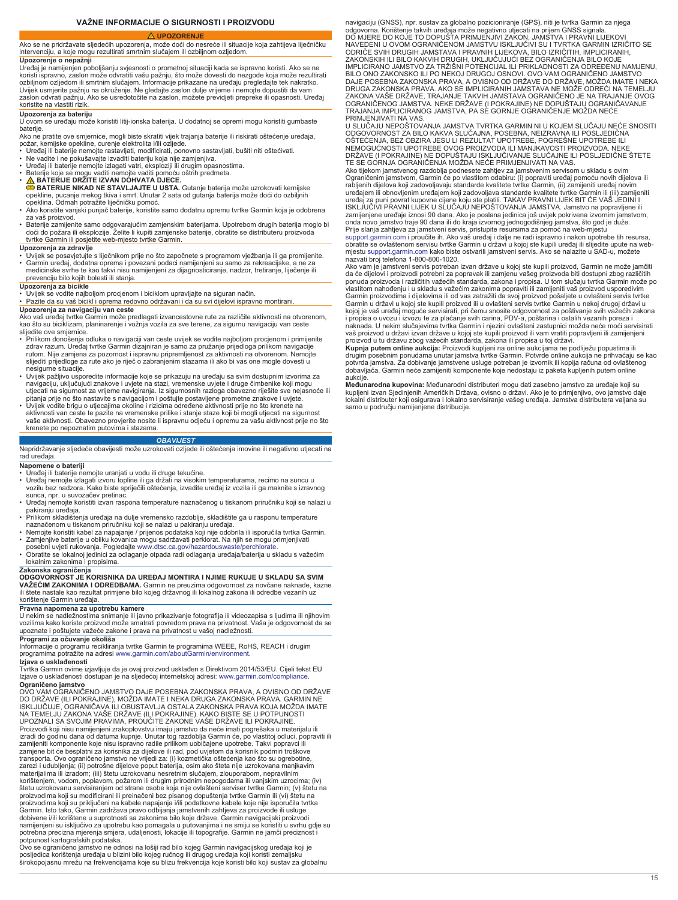## VAŽNE INFORMACIJE O SIGURNOSTI I PROIZVODU

### ⚠ UPOZORENJE

Ako se ne pridržavate sljedećih upozorenja, može doći do nesreće ili situacije koja zahtijeva liječničku intervenciju, a koja mogu rezultirati smrtnim slučajem ili ozbiljnom ozljedom.

**Upozorenje o nepažnji**

Uređaj je namijenjen poboljšanju svjesnosti o prometnoj situaciji kada se ispravno koristi. Ako se ne koristi ispravno, zaslon može odvratiti vašu pažnju, što može dovesti do nezgode koja može rezultirati ozbiljnom ozljedom ili smrtnim slučajem. Informacije prikazane na uređaju pregledajte tek nakratko. Uvijek usmjerite pažnju na okruženje. Ne gledajte zaslon dulje vrijeme i nemojte dopustiti da vam zaslon odvrati pažnju. Ako se usredotočite na zaslon, možete previdjeti prepreke ili opasnosti. Uređaj koristite na vlastiti rizik.

**Upozorenja za bateriju**

U ovom se uređaju može koristiti litij-ionska baterija. U dodatnoj se opremi mogu koristiti gumbaste baterije.

Ako ne pratite ove smjernice, mogli biste skratiti vijek trajanja baterije ili riskirati oštećenje uređaja, požar, kemijske opekline, curenje elektrolita i/ili ozljede.

- Uređaj ili baterije nemojte rastavljati, modificirati, ponovno sastavljati, bušiti niti oštećivati.
- Ne vadite i ne pokušavajte izvaditi bateriju koja nije zamjenjiva.
- Uređaj ili baterije nemojte izlagati vatri, eksploziji ili drugim opasnostima.
- Baterije koje se mogu vaditi nemojte vaditi pomoću oštrih predmeta.
- ⚠ **BATERIJE DRŽITE IZVAN DOHVATA DJECE.**
  **BATERIJE NIKAD NE STAVLJAJTE U USTA.** Gutanje baterija može uzrokovati kemijske opekline, pucanje mekog tkiva i smrt. Unutar 2 sata od gutanja baterija može doći do ozbiljnih opeklina. Odmah potražite liječničku pomoć.
- Ako koristite vanjski punjač baterije, koristite samo dodatnu opremu tvrtke Garmin koja je odobrena za vaš proizvod.
- Baterije zamijenite samo odgovarajućim zamjenskim baterijama. Upotrebom drugih baterija moglo bi doći do požara ili eksplozije. Želite li kupiti zamjenske baterije, obratite se distributeru proizvoda tvrtke Garmin ili posjetite web-mjesto tvrtke Garmin.

**Upozorenja za zdravlje**

- Uvijek se posavjetujte s liječnikom prije no što započnete s programom vježbanja ili ga promijenite.
- Garmin uređaji, dodatna oprema i povezani podaci namijenjeni su samo za rekreacijske, a ne za medicinske svrhe te kao takvi nisu namijenjeni za dijagnosticiranje, nadzor, tretiranje, liječenje ili prevenciju bilo kojih bolesti ili stanja.

**Upozorenja za bicikle**

- Uvijek se vodite najboljom procjenom i biciklom upravljajte na siguran način.
- Pazite da su vaš bicikl i oprema redovno održavani i da su svi dijelovi ispravno montirani.

**Upozorenja za navigaciju van ceste**

Ako vaš uređaj tvrtke Garmin može predlagati izvancestovne rute za različite aktivnosti na otvorenom, kao što su biciklizam, planinarenje i vožnja vozila za sve terene, za sigurnu navigaciju van ceste slijedite ove smjernice.

- Prilikom donošenja odluka o navigaciji van ceste uvijek se vodite najboljom procjenom i primijenite zdrav razum. Uređaj tvrtke Garmin dizajniran je samo za pružanje prijedloga prilikom navigacije rutom. Nije zamjena za pozornost i ispravnu pripremljenost za aktivnosti na otvorenom. Nemojte slijediti prijedloge za rute ako je riječ o zabranjenim stazama ili ako bi vas one mogle dovesti u nesigurne situacije.
- Uvijek pažljivo usporedite informacije koje se prikazuju na uređaju sa svim dostupnim izvorima za navigaciju, uključujući znakove i uvjete na stazi, vremenske uvjete i druge čimbenike koji mogu utjecati na sigurnost za vrijeme navigiranja. Iz sigurnosnih razloga obavezno riješite sve nejasnoće ili pitanja prije no što nastavite s navigacijom i poštujte postavljene prometne znakove i uvjete.
- Uvijek vodite brigu o utjecajima okoline i rizicima određene aktivnosti prije no što krenete na aktivnosti van ceste te pazite na vremenske prilike i stanje staze koji bi mogli utjecati na sigurnost vaše aktivnosti. Obavezno provjerite nosite li ispravnu odjeću i opremu za vašu aktivnost prije no što krenete po nepoznatim putovima i stazama.

### OBAVIJEST

Nepridržavanje sljedeće obavijesti može uzrokovati ozljede ili oštećenja imovine ili negativno utjecati na rad uređaja.

**Napomene o bateriji**

- Uređaj ili baterije nemojte uranjati u vodu ili druge tekućine.
- Uređaj nemojte izlagati izvoru topline ili ga držati na visokim temperaturama, recimo na suncu u vozilu bez nadzora. Kako biste spriječili oštećenja, izvadite uređaj iz vozila ili ga maknite s izravnog sunca, npr. u suvozačev pretinac.
- Uređaj nemojte koristiti izvan raspona temperature naznačenog u tiskanom priručniku koji se nalazi u pakiranju uređaja.
- Prilikom skladištenja uređaja na dulje vremensko razdoblje, skladištite ga u rasponu temperature naznačenom u tiskanom priručniku koji se nalazi u pakiranju uređaja.
- Nemojte koristiti kabel za napajanje / prijenos podataka koji nije odobrila ili isporučila tvrtka Garmin.
- Zamjenjive baterije u obliku kovanica mogu sadržavati perklorat. Na njih se mogu primjenjivati posebni uvjeti rukovanja. Pogledajte www.dtsc.ca.gov/hazardouswaste/perchlorate.
- Obratite se lokalnoj jedinici za odlaganje otpada radi odlaganja uređaja/baterija u skladu s važećim lokalnim zakonima i propisima.

**Zakonska ograničenja**

**ODGOVORNOST JE KORISNIKA DA UREĐAJ MONTIRA I NJIME RUKUJE U SKLADU SA SVIM VAŽEĆIM ZAKONIMA I ODREDBAMA.** Garmin ne preuzima odgovornost za novčane naknade, kazne ili štete nastale kao rezultat primjene bilo kojeg državnog ili lokalnog zakona ili odredbe vezanih uz korištenje Garmin uređaja.

**Pravna napomena za upotrebu kamere**

U nekim se nadležnostima snimanje ili javno prikazivanje fotografija ili videozapisa s ljudima ili njihovim vozilima kako koriste proizvod može smatrati povredom prava na privatnost. Vaša je odgovornost da se upoznate i poštujete važeće zakone i prava na privatnost u vašoj nadležnosti.

**Programi za očuvanje okoliša**

Informacije o programu recikliranja tvrtke Garmin te programima WEEE, RoHS, REACH i drugim programima potražite na adresi www.garmin.com/aboutGarmin/environment.

**Izjava o usklađenosti**

Tvrtka Garmin ovime izjavljuje da je ovaj proizvod usklađen s Direktivom 2014/53/EU. Cijeli tekst EU Izjave o usklađenosti dostupan je na sljedećoj internetskoj adresi: www.garmin.com/compliance.

**Ograničeno jamstvo**

OVO VAM OGRANIČENO JAMSTVO DAJE POSEBNA ZAKONSKA PRAVA, A OVISNO OD DRŽAVE DO DRŽAVE (ILI POKRAJINE), MOŽDA IMATE I NEKA DRUGA ZAKONSKA PRAVA. GARMIN NE ISKLJUČUJE, OGRANIČAVA ILI OBUSTAVLJA OSTALA ZAKONSKA PRAVA KOJA MOŽDA IMATE NA TEMELJU ZAKONA VAŠE DRŽAVE (ILI POKRAJINE). KAKO BISTE SE U POTPUNOSTI UPOZNALI SA SVOJIM PRAVIMA, PROUČITE ZAKONE VAŠE DRŽAVE ILI POKRAJINE.

Proizvodi koji nisu namijenjeni zrakoplovstvu imaju jamstvo da neće imati pogrešaka u materijalu ili izradi do godinu dana od datuma kupnje. Unutar tog razdoblja Garmin će, po vlastitoj odluci, popraviti ili zamijeniti komponente koje nisu ispravno radile prilikom uobičajene upotrebe. Takvi popravci ili zamjene bit će besplatni za korisnika za dijelove ili rad, pod uvjetom da korisnik podmiri troškove transporta. Ovo ograničeno jamstvo ne vrijedi za: (i) kozmetička oštećenja kao što su ogrebotine, zarezi i udubljenja; (ii) potrošne dijelove poput baterija, osim ako šteta nije uzrokovana manjkavim materijalima ili izradom; (iii) štetu uzrokovanu nesretnim slučajem, zlouporabom, nepravilnim korištenjem, vodom, poplavom, požarom ili drugim prirodnim nepogodama ili vanjskim uzrocima; (iv) štetu uzrokovanu servisiranjem od strane osobe koja nije ovlašteni serviser tvrtke Garmin; (v) štetu na proizvodima koji su modificirani ili preinačeni bez pisanog dopuštenja tvrtke Garmin ili (vi) štetu na proizvodima koji su priključeni na kabele napajanja i/ili podatkovne kabele koje nije isporučila tvrtka Garmin. Isto tako, Garmin zadržava pravo odbijanja jamstvenih zahtjeva za proizvode ili usluge dobivene i/ili korištene u suprotnosti sa zakonima bilo koje države. Garmin navigacijski proizvodi namijenjeni su isključivo za upotrebu kao pomagala u putovanjima i ne smiju se koristiti u svrhu gdje su potrebna precizna mjerenja smjera, udaljenosti, lokacije ili topografije. Garmin ne jamči preciznost i potpunost kartografskih podataka.

Ovo se ograničeno jamstvo ne odnosi na loši rad bilo kojeg Garmin navigacijskog uređaja koji je posljedica korištenja uređaja u blizini bilo kojeg ručnog ili drugog uređaja koji koristi zemaljsku širokopojasnu mrežu na frekvencijama koje su blizu frekvencija koje koristi bilo koji sustav za globalnu navigaciju (GNSS), npr. sustav za globalno pozicioniranje (GPS), niti je tvrtka Garmin za njega odgovorna. Korištenje takvih uređaja može negativno utjecati na prijem GNSS signala.

DO MJERE DO KOJE TO DOPUŠTA PRIMJENJIVI ZAKON, JAMSTVA I PRAVNI LIJEKOVI NAVEDENI U OVOM OGRANIČENOM JAMSTVU ISKLJUČIVI SU I TVRTKA GARMIN IZRIČITO SE ODRIČE SVIH DRUGIH JAMSTAVA I PRAVNIH LIJEKOVA, BILO IZRIČITIH, IMPLICIRANIH, ZAKONSKIH ILI BILO KAKVIH DRUGIH, UKLJUČUJUĆI BEZ OGRANIČENJA BILO KOJE IMPLICIRANO JAMSTVO ZA TRŽIŠNI POTENCIJAL ILI PRIKLADNOSTI ZA ODREĐENU NAMJENU, BILO ONO ZAKONSKO ILI PO NEKOJ DRUGOJ OSNOVI. OVO VAM OGRANIČENO JAMSTVO DAJE POSEBNA ZAKONSKA PRAVA, A OVISNO OD DRŽAVE DO DRŽAVE, MOŽDA IMATE I NEKA DRUGA ZAKONSKA PRAVA. AKO SE IMPLICIRANIH JAMSTAVA NE MOŽE ODREĆI NA TEMELJU ZAKONA VAŠE DRŽAVE, TRAJANJE TAKVIH JAMSTAVA OGRANIČENO JE NA TRAJANJE OVOG OGRANIČENOG JAMSTVA. NEKE DRŽAVE (I POKRAJINE) NE DOPUŠTAJU OGRANIČAVANJE TRAJANJA IMPLICIRANOG JAMSTVA, PA SE GORNJE OGRANIČENJE MOŽDA NEĆE PRIMJENJIVATI NA VAS.

U SLUČAJU NEPOŠTOVANJA JAMSTVA TVRTKA GARMIN NI U KOJEM SLUČAJU NEĆE SNOSITI ODGOVORNOST ZA BILO KAKVA SLUČAJNA, POSEBNA, NEIZRAVNA ILI POSLJEDIČNA OŠTEĆENJA, BEZ OBZIRA JESU LI REZULTAT UPOTREBE, POGREŠNE UPOTREBE ILI NEMOGUĆNOSTI UPOTREBE OVOG PROIZVODA ILI MANJKAVOSTI PROIZVODA. NEKE DRŽAVE (I POKRAJINE) NE DOPUŠTAJU ISKLJUČIVANJE SLUČAJNE ILI POSLJEDIČNE ŠTETE TE SE GORNJA OGRANIČENJA MOŽDA NEĆE PRIMJENJIVATI NA VAS.

Ako tijekom jamstvenog razdoblja podnesete zahtjev za jamstvenim servisom u skladu s ovim Ograničenim jamstvom, Garmin će po vlastitom odabiru: (i) popraviti uređaj pomoću novih dijelova ili rabljenih dijelova koji zadovoljavaju standarde kvalitete tvrtke Garmin, (ii) zamijeniti uređaj novim uređajem ili obnovljenim uređajem koji zadovoljava standarde kvalitete tvrtke Garmin ili (iii) zamijeniti uređaj za puni povrat kupovne cijene koju ste platili. TAKAV PRAVNI LIJEK BIT ĆE VAŠ JEDINI I ISKLJUČIVI PRAVNI LIJEK U SLUČAJU NEPOŠTOVANJA JAMSTVA. Jamstvo na popravljene ili zamijenjene uređaje iznosi 90 dana. Ako je poslana jedinica još uvijek pokrivena izvornim jamstvom, onda novo jamstvo traje 90 dana ili do kraja izvornog jednogodišnjeg jamstva, što god je duže.

Prije slanja zahtjeva za jamstveni servis, pristupite resursima za pomoć na web-mjestu support.garmin.com i proučite ih. Ako vaš uređaj i dalje ne radi ispravno i nakon upotrebe tih resursa, obratite se ovlaštenom servisu tvrtke Garmin u državi u kojoj ste kupili uređaj ili slijedite upute na web-mjestu support.garmin.com kako biste ostvarili jamstveni servis. Ako se nalazite u SAD-u, možete nazvati broj telefona 1-800-800-1020.

Ako vam je jamstveni servis potreban izvan države u kojoj ste kupili proizvod, Garmin ne može jamčiti da će dijelovi i proizvodi potrebni za popravak ili zamjenu vašeg proizvoda biti dostupni zbog različitih ponuda proizvoda i različitih važećih standarda, zakona i propisa. U tom slučaju tvrtka Garmin može po vlastitom nahođenju i u skladu s važećim zakonima popraviti ili zamijeniti vaš proizvod usporedivim Garmin proizvodima i dijelovima ili od vas zatražiti da svoj proizvod pošaljete u ovlašteni servis tvrtke Garmin u državi u kojoj ste kupili proizvod ili u ovlašteni servis tvrtke Garmin u nekoj drugoj državi u kojoj je vaš uređaj moguće servisirati, pri čemu snosite odgovornost za poštivanje svih važećih zakona i propisa o uvozu i izvozu te za plaćanje svih carina, PDV-a, poštarina i ostalih vezanih poreza i naknada. U nekim slučajevima tvrtka Garmin i njezini ovlašteni zastupnici možda neće moći servisirati vaš proizvod u državi izvan države u kojoj ste kupili proizvod ili vam vratiti popravljeni ili zamijenjeni proizvod u tu državu zbog važećih standarda, zakona ili propisa u toj državi.

**Kupnja putem online aukcija:** Proizvodi kupljeni na online aukcijama ne podliježu popustima ili drugim posebnim ponudama unutar jamstva tvrtke Garmin. Potvrde online aukcija ne prihvaćaju se kao potvrda jamstva. Za dobivanje jamstvene usluge potreban je izvornik ili kopija računa od ovlaštenog dobavljača. Garmin neće zamijeniti komponente koje nedostaju iz paketa kupljenih putem online aukcije.

**Međunarodna kupovina:** Međunarodni distributeri mogu dati zasebno jamstvo za uređaje koji su kupljeni izvan Sjedinjenih Američkih Država, ovisno o državi. Ako je to primjenjivo, ovo jamstvo daje lokalni distributer koji osigurava i lokalno servisiranje vašeg uređaja. Jamstva distributera valjana su samo u području namijenjene distribucije.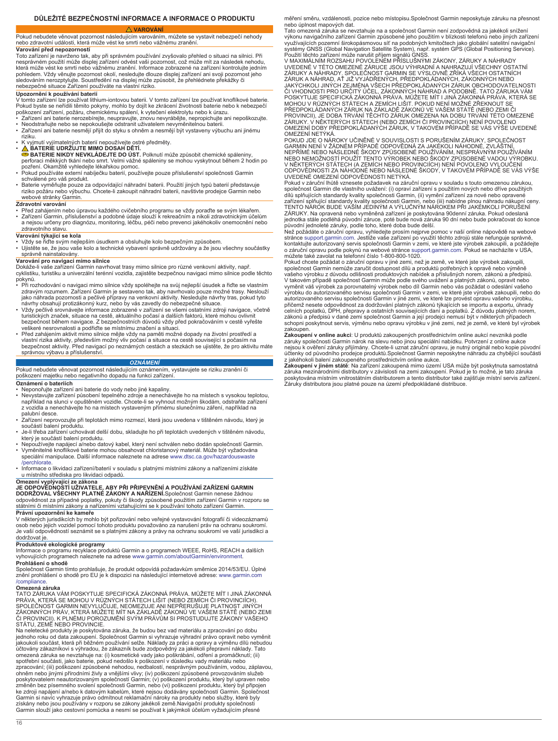## DŮLEŽITÉ BEZPEČNOSTNÍ INFORMACE A INFORMACE O PRODUKTU

### ⚠ VAROVÁNÍ

Pokud nebudete věnovat pozornost následujícím varováním, můžete se vystavit nebezpečí nehody nebo zdravotní události, která může vést ke smrti nebo vážnému zranění.

**Varování před nepozorností**

Toto zařízení je navrženo tak, aby při správném používání zvyšovalo přehled o situaci na silnici. Při nesprávném použití může displej zařízení odvést vaši pozornost, což může mít za následek nehodu, která může vést ke smrti nebo vážnému zranění. Informace zobrazené na zařízení kontrolujte jedním pohledem. Vždy věnujte pozornost okolí, nesledujte dlouze displej zařízení ani svoji pozornost jeho sledováním nerozptylujte. Soustředění na displej může způsobit, že přehlédnete překážky či nebezpečné situace Zařízení používáte na vlastní riziko.

**Upozornění k používání baterií**

V tomto zařízení lze používat lithium-iontovou baterii. V tomto zařízení lze používat knoflíkové baterie. Pokud byste se neřídili těmito pokyny, mohlo by dojít ke zkrácení životnosti baterie nebo k nebezpečí poškození zařízení, požáru, chemickému spálení, k vytečení elektrolytu nebo k úrazu.

- Zařízení ani baterie nerozebírejte, neupravujte, znovu nevyrábějte, nepropichujte ani nepoškozujte.
- Neodstraňujte nebo se nepokoušejte odstranit uživatelem nevyměnitelnou baterii.
- Zařízení ani baterie nesmějí přijít do styku s ohněm a nesmějí být vystaveny výbuchu ani jinému riziku.
- K vyjmutí vyjímatelných baterií nepoužívejte ostré předměty.
- ⚠ **BATERIE UDRŽUJTE MIMO DOSAH DĚTÍ.**
  **BATERIE NIKDY NEVKLÁDEJTE DO ÚST.** Polknutí může způsobit chemické spáleniny, perforaci měkkých tkání nebo smrt. Velmi vážné spáleniny se mohou vyskytnout během 2 hodin po pozření. Okamžitě vyhledejte lékařskou pomoc.
- Pokud používáte externí nabíječku baterií, používejte pouze příslušenství společnosti Garmin schválené pro váš produkt.
- Baterie vyměňujte pouze za odpovídající náhradní baterii. Použití jiných typů baterií představuje riziko požáru nebo výbuchu. Chcete-li zakoupit náhradní baterii, navštivte prodejce Garmin nebo webové stránky Garmin.

**Zdravotní varování**

- Před zahájením nebo úpravou každého cvičebního programu se vždy poraďte se svým lékařem.
- Zařízení Garmin, příslušenství a podobné údaje slouží k rekreačním a nikoli zdravotnickým účelům a nejsou určeny pro diagnózu, monitoring, léčbu, péči nebo prevenci jakéhokoliv onemocnění nebo zdravotního stavu.

**Varování týkající se kola**

- Vždy se řiďte svým nejlepším úsudkem a obsluhujte kolo bezpečným způsobem.
- Ujistěte se, že jsou vaše kolo a technické vybavení správně udržovány a že jsou všechny součástky správně nainstalovány.

**Varování pro navigaci mimo silnice**

Dokáže-li vaše zařízení Garmin navrhovat trasy mimo silnice pro různé venkovní aktivity, např. cyklistiku, turistiku a univerzální terénní vozidla, zajistěte bezpečnou navigaci mimo silnice podle těchto pokynů.

- Při rozhodování o navigaci mimo silnice vždy spoléhejte na svůj nejlepší úsudek a řiďte se vlastním zdravým rozumem. Zařízení Garmin je sestaveno tak, aby navrhovalo pouze možné trasy. Neslouží jako náhrada pozornosti a pečlivé přípravy na venkovní aktivity. Neslедujte návrhy tras, pokud tyto návrhy obsahují protizákonný kurz, nebo by vás zavedly do nebezpečné situace.
- Vždy pečlivě srovnávejte informace zobrazené v zařízení se všemi ostatními zdroji navigace, včetně turistických značek, situace na cestě, aktuálního počasí a dalších faktorů, které mohou ovlivnit bezpečnost během navigace. Z bezpečnostních důvodů vždy před pokračováním v cestě vyřešte veškeré nesrovnalosti a podřiďte se místnímu značení a situaci.
- Před zahájením aktivit mimo silnice mějte vždy na paměti možné dopady na životní prostředí a vlastní rizika aktivity, především možný vliv počasí a situace na cestě související s počasím na bezpečnost aktivity. Před navigací po neznámých cestách a stezkách se ujistěte, že pro aktivitu máte správnou výbavu a příslušenství.

### OZNÁMENÍ

Pokud nebudete věnovat pozornost následujícím oznámením, vystavujete se riziku zranění či poškození majetku nebo negativního dopadu na funkci zařízení.

**Oznámení o bateriích**

- Neponořujte zařízení ani baterie do vody nebo jiné kapaliny.
- Nevystavujte zařízení působení tepelného zdroje a nenechávejte ho na místech s vysokou teplotou, například na slunci v opuštěném vozidle. Chcete-li se vyhnout možným škodám, odstraňte zařízení z vozidla a nenechávejte ho na místech vystaveným přímému slunečnímu záření, například na palubní desce.
- Zařízení neprovozujte při teplotách mimo rozmezí, která jsou uvedena v tištěném návodu, který je součástí balení produktu.
- Je-li třeba zařízení uchovávat delší dobu, skladujte ho při teplotách uvedených v tištěném návodu, který je součástí balení produktu.
- Nepoužívejte napájecí a/nebo datový kabel, který není schválen nebo dodán společností Garmin.
- Vyměnitelné knoflíkové baterie mohou obsahovat chloristanový materiál. Může být vyžadována speciální manipulace. Další informace naleznete na adrese www.dtsc.ca.gov/hazardouswaste/perchlorate.
- Informace o likvidaci zařízení/baterií v souladu s platnými místními zákony a nařízeními získáte u místního střediska pro likvidaci odpadů.

**Omezení vyplývající ze zákona**

**JE ODPOVĚDNOSTÍ UŽIVATELE, ABY PŘI PŘIPEVNĚNÍ A POUŽÍVÁNÍ ZAŘÍZENÍ GARMIN DODRŽOVAL VŠECHNY PLATNÉ ZÁKONY A NAŘÍZENÍ.** Společnost Garmin nenese žádnou odpovědnost za případné poplatky, pokuty či škody způsobené použitím zařízení Garmin v rozporu se státními či místními zákony a nařízeními vztahujícími se k používání tohoto zařízení Garmin.

**Právní upozornění ke kameře**

V některých jurisdikcích by mohlo být pořizování nebo veřejné vystavování fotografií či videozáznamů osob nebo jejich vozidel pomocí tohoto produktu považováno za narušení práv na ochranu soukromí. Je vaší odpovědností seznámit se s platnými zákony a právy na ochranu soukromí ve vaší jurisdikci a dodržovat je.

**Produktové ekologické programy**

Informace o programu recyklace produktů Garmin a o programech WEEE, RoHS, REACH a dalších vyhovujících programech naleznete na adrese www.garmin.com/aboutGarmin/environment.

**Prohlášení o shodě**

Společnost Garmin tímto prohlašuje, že produkt odpovídá požadavkům směrnice 2014/53/EU. Úplné znění prohlášení o shodě pro EU je k dispozici na následující internetové adrese: www.garmin.com/compliance.

**Omezená záruka**

TATO ZÁRUKA VÁM POSKYTUJE SPECIFICKÁ ZÁKONNÁ PRÁVA. MŮŽETE MÍT I JINÁ ZÁKONNÁ PRÁVA, KTERÁ SE MOHOU V RŮZNÝCH STÁTECH LIŠIT (NEBO ZEMÍCH ČI PROVINCIÍCH). SPOLEČNOST GARMIN NEVYLUČUJE, NEOMEZUJE ANI NEPŘERUŠUJE PLATNOST JINÝCH ZÁKONNÝCH PRÁV, KTERÁ MŮŽETE MÍT NA ZÁKLADĚ ZÁKONŮ VE VAŠEM STÁTĚ (NEBO ZEMI ČI PROVINCII). K PLNÉMU POROZUMĚNÍ SVÝM PRÁVŮM SI PROSTUDUJTE ZÁKONY VAŠEHO STÁTU, ZEMĚ NEBO PROVINCIE.

Na neletecké produkty je poskytována záruka, že budou bez vad materiálu a zpracování po dobu jednoho roku od data zakoupení. Společnost Garmin si vyhrazuje výhradní právo opravit nebo vyměnit jakoukoli součást, která při běžném používání selže. Náklady za práci a opravy a výměnu dílů nebudou účtovány zákazníkovi s výhradou, že zákazník bude zodpovědný za jakékoli přepravní náklady. Tato omezená záruka se nevztahuje na: (i) kosmetické vady jako poškrábání, odření a promáčknutí; (ii) spotřební součásti, jako baterie, pokud nedošlo k poškození v důsledku vady materiálu nebo zpracování; (iii) poškození způsobené nehodou, nedbalostí, nesprávným používáním, vodou, záplavou, ohněm nebo jinými přírodními živly a vnějšími vlivy; (iv) poškození způsobené provozováním služeb poskytovatelem neautorizovaným společností Garmin; (v) poškození produktu, který byl upraven nebo změněn bez písemného svolení společnosti Garmin, nebo (vi) poškození produktu, který byl připojen ke zdroji napájení a/nebo k datovým kabelům, které nejsou dodávány společností Garmin. Společnost Garmin si navíc vyhrazuje právo odmítnout reklamační nároky na produkty nebo služby, které byly získány nebo jsou používány v rozporu se zákony jakékoli země. Navigační produkty společnosti Garmin slouží jako cestovní pomůcka a nesmí se používat k jakýmkoli účelům vyžadujícím přesné měření směru, vzdálenosti, pozice nebo místopisu. Společnost Garmin neposkytuje záruku na přesnost nebo úplnost mapových dat.

Tato omezená záruka se nevztahuje a na společnost Garmin není zodpovědná za jakékoli snížení výkonu navigačního zařízení Garmin způsobené jeho použitím v blízkosti telefonů nebo jiných zařízení využívajících pozemní širokopásmovou síť na podobných kmitočtech jako globální satelitní navigační systémy GNSS (Global Navigation Satellite System), např. systém GPS (Global Positioning Service). Použití těchto zařízení může narušit příjem signálů GNSS.

V MAXIMÁLNÍM ROZSAHU POVOLENÉM PŘÍSLUŠNÝMI ZÁKONY, ZÁRUKY A NÁHRADY UVEDENÉ V TÉTO OMEZENÉ ZÁRUCE JSOU VÝHRADNÍ A NAHRAZUJÍ VŠECHNY OSTATNÍ ZÁRUKY A NÁHRADY. SPOLEČNOST GARMIN SE VÝSLOVNĚ ZŘÍKÁ VŠECH OSTATNÍCH ZÁRUK A NÁHRAD, AŤ JIŽ VYJÁDŘENÝCH, PŘEDPOKLÁDANÝCH, ZÁKONNÝCH NEBO JAKÝCHKOLI JINÝCH ZEJMÉNA VŠECH PŘEDPOKLÁDANÝCH ZÁRUK OBCHODOVATELNOSTI ČI VHODNOSTI PRO URČITÝ ÚČEL, ZÁKONNÝCH NÁHRAD A PODOBNĚ. TATO ZÁRUKA VÁM POSKYTUJE SPECIFICKÁ ZÁKONNÁ PRÁVA. MŮŽETE MÍT I JINÁ ZÁKONNÁ PRÁVA, KTERÁ SE MOHOU V RŮZNÝCH STÁTECH A ZEMÍCH LIŠIT. POKUD NENÍ MOŽNÉ ZŘEKNOUT SE PŘEDPOKLÁDANÝCH ZÁRUK NA ZÁKLADĚ ZÁKONŮ VE VAŠEM STÁTĚ (NEBO ZEMI ČI PROVINCII), JE DOBA TRVÁNÍ TĚCHTO ZÁRUK OMEZENA NA DOBU TRVÁNÍ TÉTO OMEZENÉ ZÁRUKY. V NĚKTERÝCH STÁTECH (NEBO ZEMÍCH ČI PROVINCIÍCH) NENÍ POVOLENO OMEZENÍ DOBY PŘEDPOKLÁDANÝCH ZÁRUK, V TAKOVÉM PŘÍPADĚ SE VÁS VÝŠE UVEDENÉ OMEZENÍ NETÝKÁ.

POKUD JDE O NÁROKY UČINĚNÉ V SOUVISLOSTI S PORUŠENÍM ZÁRUKY, SPOLEČNOST GARMIN NENÍ V ŽÁDNÉM PŘÍPADĚ ODPOVĚDNÁ ZA JAKÉKOLI NÁHODNÉ, ZVLÁŠTNÍ, NEPŘÍMÉ NEBO NÁSLEDNÉ ŠKODY ZPŮSOBENÉ POUŽÍVÁNÍM, NESPRÁVNÝM POUŽÍVÁNÍM NEBO NEMOŽNOSTÍ POUŽÍT TENTO VÝROBEK NEBO ŠKODY ZPŮSOBENÉ VADOU VÝROBKU. V NĚKTERÝCH STÁTECH (A ZEMÍCH NEBO PROVINCIÍCH) NENÍ POVOLENO VYLOUČENÍ ODPOVĚDNOSTI ZA NÁHODNÉ NEBO NÁSLEDNÉ ŠKODY, V TAKOVÉM PŘÍPADĚ SE VÁS VÝŠE UVEDENÉ OMEZENÍ ODPOVĚDNOSTI NETÝKÁ.

Pokud v záruční lhůtě vznesete požadavek na záruční opravu v souladu s touto omezenou zárukou, společnost Garmin dle vlastního uvážení: (i) opraví zařízení s použitím nových nebo dříve použitých dílů splňujících standardy kvality společnosti Garmin, (ii) vymění zařízení za nové nebo opravené zařízení splňující standardy kvality společnosti Garmin, nebo (iii) nabídne plnou náhradu nákupní ceny. TENTO NÁROK BUDE VAŠÍM JEDINÝM A VÝLUČNÝM NÁROKEM PŘI JAKÉMKOLI PORUŠENÍ ZÁRUKY. Na opravená nebo vyměněná zařízení je poskytována 90denní záruka. Pokud odeslaná jednotka stále podléhá původní záruce, poté bude nová záruka 90 dní nebo bude pokračovat do konce původní jednoleté záruky, podle toho, které doba bude delší.

Než požádáte o záruční opravu, vyhledejte prosím nejprve pomoc v naší online nápovědě na webové stránce support.garmin.com. Jestliže vaše zařízení po využití těchto zdrojů stále nefunguje správně, kontaktujte autorizovaný servis společnosti Garmin v zemi, ve které jste výrobek zakoupili, a požádejte o záruční opravu podle pokynů na webové stránce support.garmin.com. Pokud se nacházíte v USA, můžete také zavolat na telefonní číslo 1-800-800-1020.

Pokud chcete požádat o záruční opravu v jiné zemi, než je země, ve které jste výrobek zakoupili, společnost Garmin nemůže zaručit dostupnost dílů a produktů potřebných k opravě nebo výměně vašeho výrobku z důvodu odlišnosti produktových nabídek a příslušných norem, zákonů a předpisů. V takovém případě společnost Garmin může podle svého uvážení a platných zákonů, opravit nebo vyměnit váš výrobek za porovnatelný výrobek nebo díl Garmin nebo vás požádat o odeslání vašeho výrobku do autorizovaného servisu společnosti Garmin v zemi, ve které jste výrobek zakoupili, nebo do autorizovaného servisu společnosti Garmin v jiné zemi, ve které lze provést opravu vašeho výrobku, přičemž nesete odpovědnost za dodržování platných zákonů týkajících se importu a exportu, úhrady celních poplatků, DPH, přepravy a ostatních souvisejících daní a poplatků. Z důvodu platných norem, zákonů a předpisů v dané zemi společnost Garmin a její prodejci nemusí být v některých případech schopni poskytnout servis, výměnu nebo opravu výrobku v jiné zemi, než je země, ve které byl výrobek zakoupen.

**Zakoupení v online aukci**: U produktů zakoupených prostřednictvím online aukcí nevzniká podle záruky společnosti Garmin nárok na slevu nebo jinou speciální nabídku. Potvrzení z online aukce nejsou k ověření záruky přijímány. Chcete-li uznat záruční opravu, je nutný originál nebo kopie původní účtenky od původního prodejce produktu. Společnost Garmin neposkytne náhradu za chybějící součásti z jakéhokoli balení zakoupeného prostřednictvím online aukce.

**Zakoupení v jiném státě**: Na zařízení zakoupená mimo území USA může být poskytnuta samostatná záruka mezinárodními distributory v závislosti na zemi zakoupení. Pokud je to možné, je tato záruka poskytována místním vnitrostátním distributorem a tento distributor také zajišťuje místní servis zařízení. Záruky distributora jsou platné pouze na území předpokládané distribuce.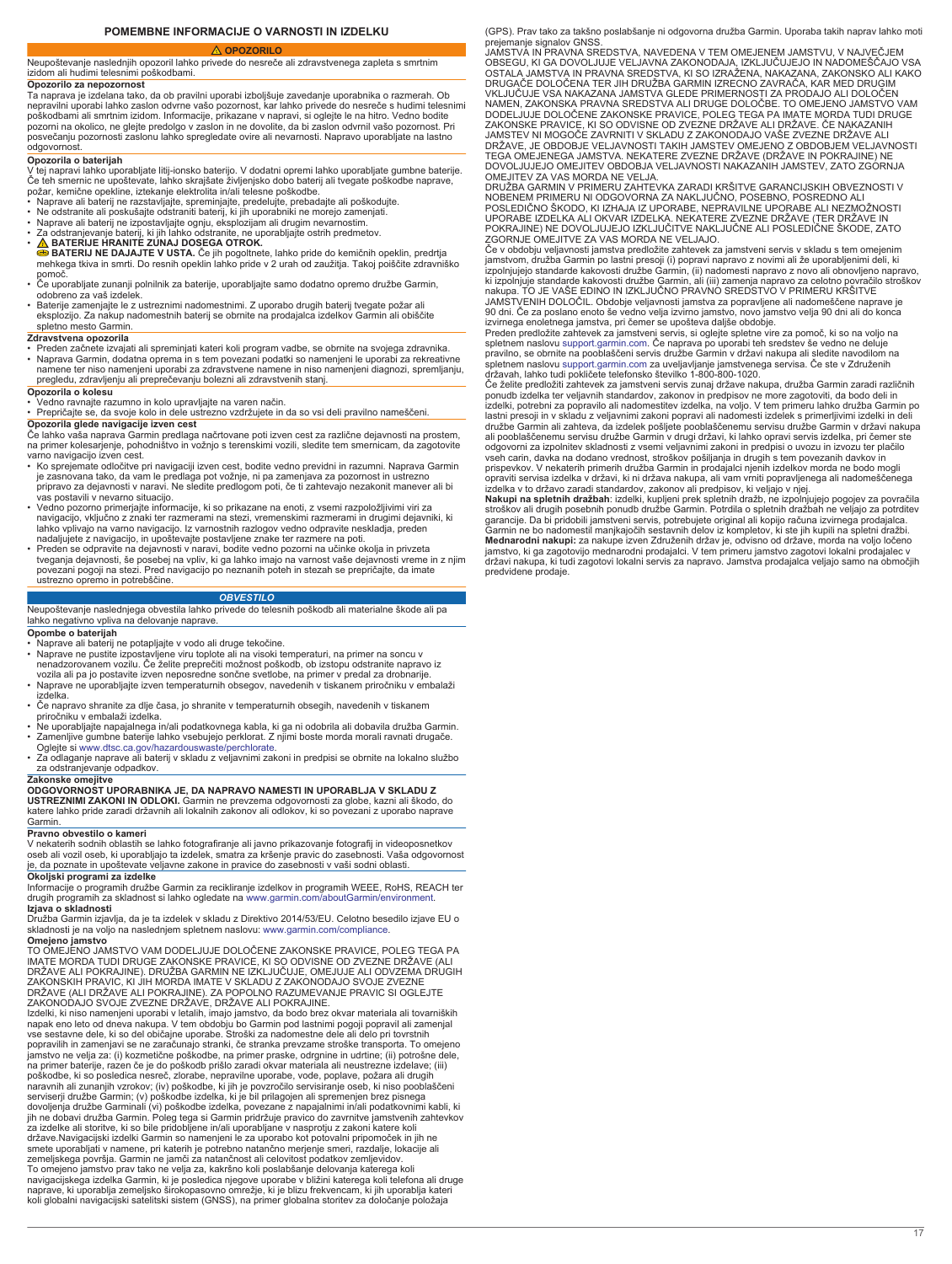# POMEMBNE INFORMACIJE O VARNOSTI IN IZDELKU

## ⚠ OPOZORILO

Neupoštevanje naslednjih opozoril lahko privede do nesreče ali zdravstvenega zapleta s smrtnim izidom ali hudimi telesnimi poškodbami.

### Opozorilo za nepozornost

Ta naprava je zasnovana tako, da ob pravilni uporabi izboljšuje zavedanje uporabnika o razmerah. Ob nepravilni uporabi lahko zaslon odvrne vašo pozornost, kar lahko privede do nesreče s hudimi telesnimi poškodbami ali smrtnim izidom. Informacije, prikazane v napravi, si oglejte le na hitro. Vedno bodite pozorni na okolico, ne glejte predolgo v zaslon in ne dovolite, da bi zaslon odvrnil vašo pozornost. Pri posvečanju pozornosti zaslonu lahko spregledate ovire ali nevarnosti. Napravo uporabljajte na lastno odgovornost.

### Opozorila o baterijah

V tej napravi lahko uporabljate litij-ionsko baterijo. V dodatni opremi lahko uporabljate gumbne baterije. Če teh smernic ne upoštevate, lahko skrajšate življenjsko dobo baterij ali tvegate poškodbe naprave, požar, kemične opekline, iztekanje elektrolita in/ali telesne poškodbe.

- Naprave ali baterij ne razstavljajte, spreminjajte, predelujte, prebadajte ali poškodujte.
- Ne odstranite ali poskušajte odstraniti baterij, ki jih uporabniki ne morejo zamenjati.
- Naprave ali baterij ne izpostavljajte ognju, eksplozijam ali drugim nevarnostim.
- Za odstranjevanje baterij, ki jih lahko odstranite, ne uporabljajte ostrih predmetov.
- **⚠ BATERIJE HRANITE ZUNAJ DOSEGA OTROK.**
  **BATERIJ NE DAJAJTE V USTA.** Če jih pogoltnete, lahko pride do kemičnih opeklin, predrtja mehkega tkiva in smrti. Do resnih opeklin lahko pride v 2 urah od zaužitja. Takoj poiščite zdravniško pomoč.
- Če uporabljate zunanji polnilnik za baterije, uporabljajte samo dodatno opremo družbe Garmin, odobreno za vaš izdelek.
- Baterije zamenjajte le z ustreznimi nadomestnimi. Z uporabo drugih baterij tvegate požar ali eksplozijo. Za nakup nadomestnih baterij se obrnite na prodajalca izdelkov Garmin ali obiščite spletno mesto Garmin.

### Zdravstvena opozorila

- Preden začnete izvajati ali spreminjati kateri koli program vadbe, se obrnite na svojega zdravnika.
- Naprava Garmin, dodatna oprema in s tem povezani podatki so namenjeni le uporabi za rekreativne namene ter niso namenjeni uporabi za zdravstvene namene in niso namenjeni diagnozi, spremljanju, pregledu, zdravljenju ali preprečevanju bolezni ali zdravstvenih stanj.

### Opozorila o kolesu

- Vedno ravnajte razumno in kolo upravljajte na varen način.
- Prepričajte se, da svoje kolo in dele ustrezno vzdržujete in da so vsi deli pravilno nameščeni.

### Opozorila glede navigacije izven cest

Če lahko vaša naprava Garmin predlaga načrtovane poti izven cest za različne dejavnosti na prostem, na primer kolesarjenje, pohodništvo in vožnjo s terenskimi vozili, sledite tem smernicam, da zagotovite varno navigacijo izven cest.

- Ko sprejemate odločitve pri navigaciji izven cest, bodite vedno previdni in razumni. Naprava Garmin je zasnovana tako, da vam le predlaga pot vožnje, ni pa zamenjava za pozornost in ustrezno pripravo za dejavnosti v naravi. Ne sledite predlogom poti, če ti zahtevajo nezakonit manever ali bi vas postavili v nevarno situacijo.
- Vedno pozorno primerjajte informacije, ki so prikazane na enoti, z vsemi razpoložljivimi viri za navigacijo, vključno z znaki ter razmerami na stezi, vremenskimi razmerami in drugimi dejavniki, ki lahko vplivajo na varno navigacijo. Iz varnostnih razlogov vedno odpravite neskladja, preden nadaljujete z navigacijo, in upoštevajte postavljene znake ter razmere na poti.
- Preden se odpravite na dejavnosti v naravi, bodite vedno pozorni na učinke okolja in privzeta tveganja dejavnosti, še posebej na vpliv, ki ga lahko imajo na varnost vaše dejavnosti vreme in z njim povezani pogoji na stezi. Pred navigacijo po neznanih poteh in stezah se prepričajte, da imate ustrezno opremo in potrebščine.

## OBVESTILO

Neupoštevanje naslednjega obvestila lahko privede do telesnih poškodb ali materialne škode ali pa lahko negativno vpliva na delovanje naprave.

### Opombe o baterijah

- Naprave ali baterij ne potapljajte v vodo ali druge tekočine.
- Naprave ne pustite izpostavljene viru toplote ali na visoki temperaturi, na primer na soncu v nenadzorovanem vozilu. Če želite preprečiti možnost poškodb, ob izstopu odstranite napravo iz vozila ali pa jo postavite izven neposredne sončne svetlobe, na primer v predal za drobnarije.
- Naprave ne uporabljajte izven temperaturnih obsegov, navedenih v tiskanem priročniku v embalaži izdelka.
- Če napravo shranite za dlje časa, jo shranite v temperaturnih obsegih, navedenih v tiskanem priročniku v embalaži izdelka.
- Ne uporabljajte napajalnega in/ali podatkovnega kabla, ki ga ni odobrila ali dobavila družba Garmin.
- Zamenljive gumbne baterije lahko vsebujejo perklorat. Z njimi boste morda morali ravnati drugače. Oglejte si www.dtsc.ca.gov/hazardouswaste/perchlorate.
- Za odlaganje naprave ali baterij v skladu z veljavnimi zakoni in predpisi se obrnite na lokalno službo za odstranjevanje odpadkov.

### Zakonske omejitve

**ODGOVORNOST UPORABNIKA JE, DA NAPRAVO NAMESTI IN UPORABLJA V SKLADU Z USTREZNIMI ZAKONI IN ODLOKI.** Garmin ne prevzema odgovornosti za globe, kazni ali škodo, do katere lahko pride zaradi državnih ali lokalnih zakonov ali odlokov, ki so povezani z uporabo naprave Garmin.

### Pravno obvestilo o kameri

V nekaterih sodnih oblastih se lahko fotografiranje ali javno prikazovanje fotografij in videoposnetkov oseb ali vozil oseb, ki uporabljajo ta izdelek, smatra za kršenje pravic do zasebnosti. Vaša odgovornost je, da poznate in upoštevate veljavne zakone in pravice do zasebnosti v vaši sodni oblasti.

### Okoljski programi za izdelke

Informacije o programih družbe Garmin za recikliranje izdelkov in programih WEEE, RoHS, REACH ter drugih programih za skladnost si lahko ogledate na www.garmin.com/aboutGarmin/environment.

### Izjava o skladnosti

Družba Garmin izjavlja, da je ta izdelek v skladu z Direktivo 2014/53/EU. Celotno besedilo izjave EU o skladnosti je na voljo na naslednjem spletnem naslovu: www.garmin.com/compliance.

### Omejeno jamstvo

TO OMEJENO JAMSTVO VAM DODELJUJE DOLOČENE ZAKONSKE PRAVICE, POLEG TEGA PA IMATE MORDA TUDI DRUGE ZAKONSKE PRAVICE, KI SO ODVISNE OD ZVEZNE DRŽAVE (ALI DRŽAVE ALI POKRAJINE). DRUŽBA GARMIN NE IZKLJUČUJE, OMEJUJE ALI ODVZEMA DRUGIH ZAKONSKIH PRAVIC, KI JIH MORDA IMATE V SKLADU Z ZAKONODAJO SVOJE ZVEZNE DRŽAVE (ALI DRŽAVE ALI POKRAJINE). ZA POPOLNO RAZUMEVANJE PRAVIC SI OGLEJTE ZAKONODAJO SVOJE ZVEZNE DRŽAVE, DRŽAVE ALI POKRAJINE.

Izdelki, ki niso namenjeni uporabi v letalih, imajo jamstvo, da bodo brez okvar materiala ali tovarniških napak eno leto od dneva nakupa. V tem obdobju bo Garmin pod lastnimi pogoji popravil ali zamenjal vse sestavne dele, ki so del običajne uporabe. Stroški za nadomestne dele ali delo pri tovrstnih popravilih in zamenjavi se ne zaračunajo stranki, če stranka prevzame stroške transporta. To omejeno jamstvo ne velja za: (i) kozmetične poškodbe, na primer praske, odrgnine in udrtine; (ii) potrošne dele, na primer baterije, razen če je do poškodb prišlo zaradi okvar materiala ali neustrezne izdelave; (iii) poškodbe, ki so posledica nesreč, zlorabe, nepravilne uporabe, vode, poplave, požara ali drugih naravnih ali zunanjih vzrokov; (iv) poškodbe, ki jih je povzročilo servisiranje oseb, ki niso pooblaščeni serviserji družbe Garmin; (v) poškodbe izdelka, ki je bil prilagojen ali spremenjen brez pisnega dovoljenja družbe Garminali (vi) poškodbe izdelka, povezane z napajalnimi in/ali podatkovnimi kabli, ki jih ne dobavi družba Garmin. Poleg tega si Garmin pridržuje pravico do zavrnitve jamstvenih zahtevkov za izdelke ali storitve, ki so bile pridobljene in/ali uporabljane v nasprotju z zakoni katere koli države.Navigacijski izdelki Garmin so namenjeni le za uporabo kot potovalni pripomoček in jih ne smete uporabljati v namene, pri katerih je potrebno natančno merjenje smeri, razdalje, lokacije ali zemeljskega površja. Garmin ne jamči za natančnost ali celovitost podatkov zemljevidov.

To omejeno jamstvo prav tako ne velja za, kakršno koli poslabšanje delovanja katerega koli navigacijskega izdelka Garmin, ki je posledica njegove uporabe v bližini katerega koli telefona ali druge naprave, ki uporablja zemeljsko širokopasovno omrežje, ki je blizu frekvencam, ki jih uporablja kateri koli globalni navigacijski satelitski sistem (GNSS), na primer globalna storitev za določanje položaja (GPS). Prav tako za takšno poslabšanje ni odgovorna družba Garmin. Uporaba takih naprav lahko moti prejemanje signalov GNSS.

JAMSTVA IN PRAVNA SREDSTVA, NAVEDENA V TEM OMEJENEM JAMSTVU, V NAJVEČJEM OBSEGU, KI GA DOVOLJUJE VELJAVNA ZAKONODAJA, IZKLJUČUJEJO IN NADOMEŠČAJO VSA OSTALA JAMSTVA IN PRAVNA SREDSTVA, KI SO IZRAŽENA, NAKAZANA, ZAKONSKO ALI KAKO DRUGAČE DOLOČENA TER JIH DRUŽBA GARMIN IZRECNO ZAVRAČA, KAR MED DRUGIM VKLJUČUJE VSA NAKAZANA JAMSTVA GLEDE PRIMERNOSTI ZA PRODAJO ALI DOLOČEN NAMEN, ZAKONSKA PRAVNA SREDSTVA ALI DRUGE DOLOČBE. TO OMEJENO JAMSTVO VAM DODELJUJE DOLOČENE ZAKONSKE PRAVICE, POLEG TEGA PA IMATE MORDA TUDI DRUGE ZAKONSKE PRAVICE, KI SO ODVISNE OD ZVEZNE DRŽAVE ALI DRŽAVE. ČE NAKAZANIH JAMSTEV NI MOGOČE ZAVRNITI V SKLADU Z ZAKONODAJO VAŠE ZVEZNE DRŽAVE ALI DRŽAVE, JE OBDOBJE VELJAVNOSTI TAKIH JAMSTEV OMEJENO Z OBDOBJEM VELJAVNOSTI TEGA OMEJENEGA JAMSTVA. NEKATERE ZVEZNE DRŽAVE (DRŽAVE IN POKRAJINE) NE DOVOLJUJEJO OMEJITEV OBDOBJA VELJAVNOSTI NAKAZANIH JAMSTEV, ZATO ZGORNJA OMEJITEV ZA VAS MORDA NE VELJA.

DRUŽBA GARMIN V PRIMERU ZAHTEVKA ZARADI KRŠITVE GARANCIJSKIH OBVEZNOSTI V NOBENEM PRIMERU NI ODGOVORNA ZA NAKLJUČNO, POSEBNO, POSREDNO ALI POSLEDIČNO ŠKODO, KI IZHAJA IZ UPORABE, NEPRAVILNE UPORABE ALI NEZMOŽNOSTI UPORABE IZDELKA ALI OKVAR IZDELKA. NEKATERE ZVEZNE DRŽAVE (TER DRŽAVE IN POKRAJINE) NE DOVOLJUJEJO IZKLJUČITVE NAKLJUČNE ALI POSLEDIČNE ŠKODE, ZATO ZGORNJE OMEJITVE ZA VAS MORDA NE VELJAJO.

Če v obdobju veljavnosti jamstva predložite zahtevek za jamstveni servis v skladu s tem omejenim jamstvom, družba Garmin po lastni presoji (i) popravi napravo z novimi ali že uporabljenimi deli, ki izpolnjujejo standarde kakovosti družbe Garmin, (ii) nadomesti napravo z novo ali obnovljeno napravo, ki izpolnjuje standarde kakovosti družbe Garmin, ali (iii) zamenja napravo za celotno povračilo stroškov nakupa. TO JE VAŠE EDINO IN IZKLJUČNO PRAVNO SREDSTVO V PRIMERU KRŠITVE JAMSTVENIH DOLOČIL. Obdobje veljavnosti jamstva za popravljene ali nadomeščene naprave je 90 dni. Če za poslano enoto še vedno velja izvirno jamstvo, novo jamstvo velja 90 dni ali do konca izvirnega enoletnega jamstva, pri čemer se upošteva daljše obdobje.

Preden predložite zahtevek za jamstveni servis, si oglejte spletne vire za pomoč, ki so na voljo na spletnem naslovu support.garmin.com. Če naprava po uporabi teh sredstev še vedno ne deluje pravilno, se obrnite na pooblaščeni servis družbe Garmin v državi nakupa ali sledite navodilom na spletnem naslovu support.garmin.com za uveljavljanje jamstvenega servisa. Če ste v Združenih državah, lahko tudi pokličete telefonsko številko 1-800-800-1020.

Če želite predložiti zahtevek za jamstveni servis zunaj države nakupa, družba Garmin zaradi različnih ponudb izdelka ter veljavnih standardov, zakonov in predpisov ne more zagotoviti, da bodo deli in izdelki, potrebni za popravilo ali nadomestitev izdelka, na voljo. V tem primeru lahko družba Garmin po lastni presoji in v skladu z veljavnimi zakoni popravi ali nadomesti izdelek s primerljivimi izdelki in deli družbe Garmin ali zahteva, da izdelek pošljete pooblaščenemu servisu družbe Garmin v državi nakupa ali pooblaščenemu servisu družbe Garmin v drugi državi, ki lahko opravi servis izdelka, pri čemer ste odgovorni za izpolnitev skladnosti z vsemi veljavnimi zakoni in predpisi o uvozu in izvozu ter plačilo vseh carin, davka na dodano vrednost, stroškov pošiljanja in drugih s tem povezanih davkov in prispevkov. V nekaterih primerih družba Garmin in prodajalci njenih izdelkov morda ne bodo mogli opraviti servisa izdelka v državi, ki ni država nakupa, ali vam vrniti popravljenega ali nadomeščenega izdelka v to državo zaradi standardov, zakonov ali predpisov, ki veljajo v njej.

**Nakupi na spletnih dražbah**: izdelki, kupljeni prek spletnih dražb, ne izpolnjujejo pogojev za povračila stroškov ali drugih posebnih ponudb družbe Garmin. Potrdila o spletnih dražbah ne veljajo za potrditev garancije. Da bi pridobili jamstveni servis, potrebujete original ali kopijo računa izvirnega prodajalca. Garmin ne bo nadomestil manjkajočih sestavnih delov iz kompletov, ki ste jih kupili na spletni dražbi.

**Mednarodni nakupi:** za nakupe izven Združenih držav je, odvisno od države, morda na voljo ločeno jamstvo, ki ga zagotovijo mednarodni prodajalci. V tem primeru jamstvo zagotovi lokalni prodajalec v državi nakupa, ki tudi zagotovi lokalni servis za napravo. Jamstva prodajalca veljajo samo na območjih predvidene prodaje.